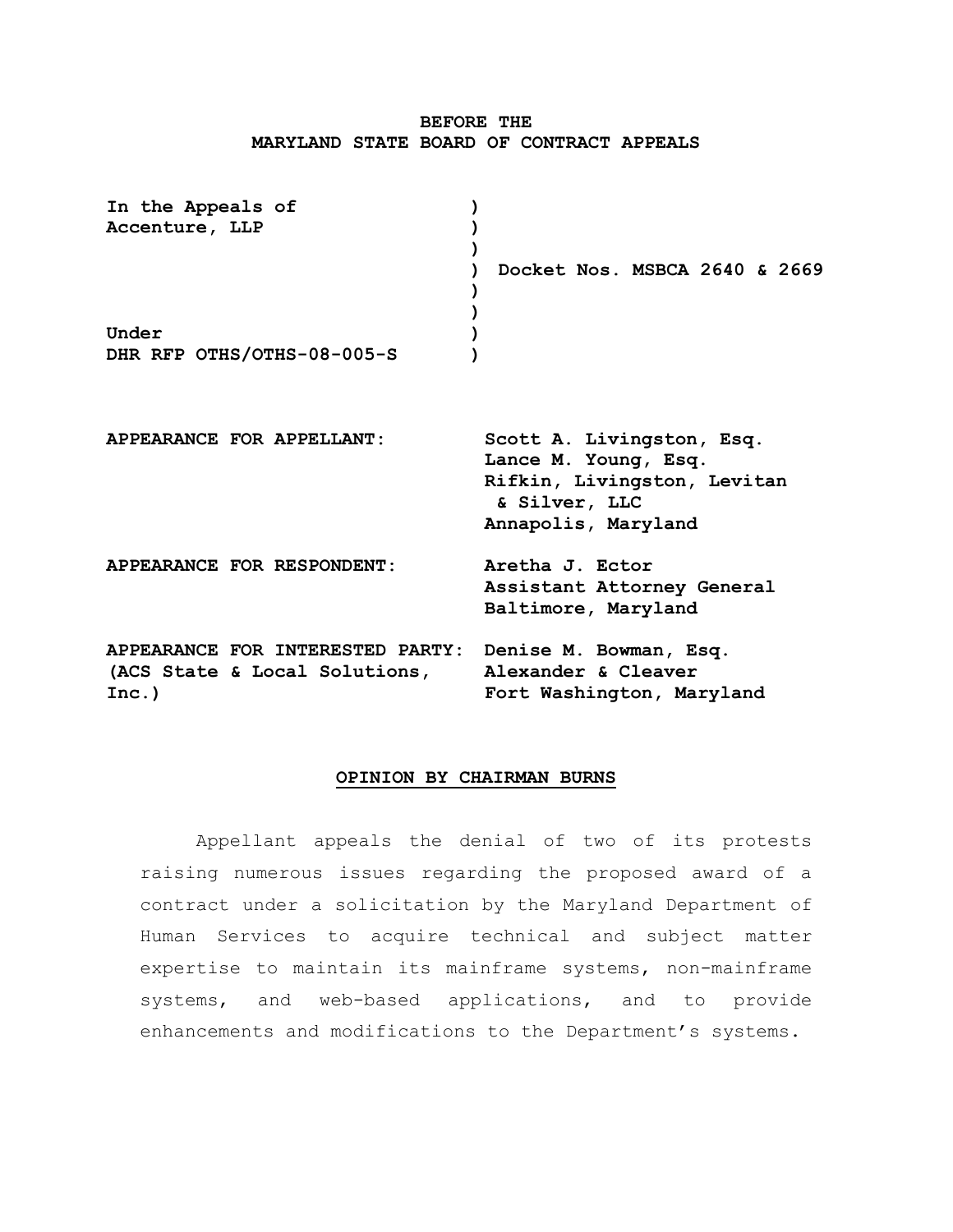**BEFORE THE**
**MARYLAND STATE BOARD OF CONTRACT APPEALS**

| | | |
|---|---|---|
| **In the Appeals of** | ) | |
| **Accenture, LLP** | ) | |
| | ) | |
| | ) | **Docket Nos. MSBCA 2640 & 2669** |
| | ) | |
| | ) | |
| **Under** | ) | |
| **DHR RFP OTHS/OTHS-08-005-S** | ) | |

| | |
|---|---|
| **APPEARANCE FOR APPELLANT:** | **Scott A. Livingston, Esq.**<br>**Lance M. Young, Esq.**<br>**Rifkin, Livingston, Levitan & Silver, LLC**<br>**Annapolis, Maryland** |
| **APPEARANCE FOR RESPONDENT:** | **Aretha J. Ector**<br>**Assistant Attorney General**<br>**Baltimore, Maryland** |
| **APPEARANCE FOR INTERESTED PARTY: (ACS State & Local Solutions, Inc.)** | **Denise M. Bowman, Esq.**<br>**Alexander & Cleaver**<br>**Fort Washington, Maryland** |

**OPINION BY CHAIRMAN BURNS**

Appellant appeals the denial of two of its protests raising numerous issues regarding the proposed award of a contract under a solicitation by the Maryland Department of Human Services to acquire technical and subject matter expertise to maintain its mainframe systems, non-mainframe systems, and web-based applications, and to provide enhancements and modifications to the Department's systems.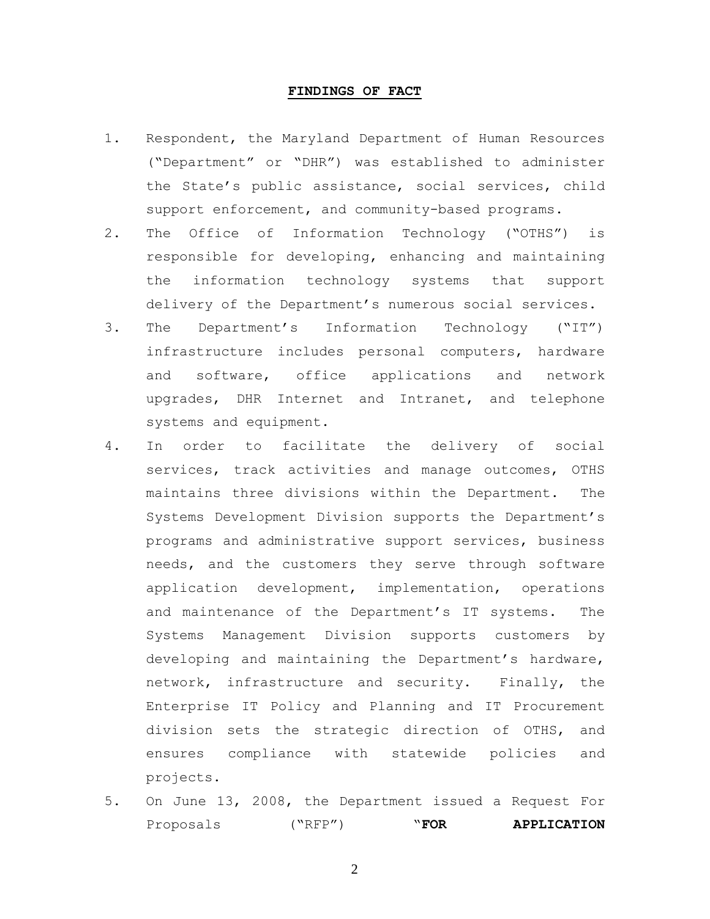**FINDINGS OF FACT**

1. Respondent, the Maryland Department of Human Resources ("Department" or "DHR") was established to administer the State's public assistance, social services, child support enforcement, and community-based programs.
2. The Office of Information Technology ("OTHS") is responsible for developing, enhancing and maintaining the information technology systems that support delivery of the Department's numerous social services.
3. The Department's Information Technology ("IT") infrastructure includes personal computers, hardware and software, office applications and network upgrades, DHR Internet and Intranet, and telephone systems and equipment.
4. In order to facilitate the delivery of social services, track activities and manage outcomes, OTHS maintains three divisions within the Department. The Systems Development Division supports the Department's programs and administrative support services, business needs, and the customers they serve through software application development, implementation, operations and maintenance of the Department's IT systems. The Systems Management Division supports customers by developing and maintaining the Department's hardware, network, infrastructure and security. Finally, the Enterprise IT Policy and Planning and IT Procurement division sets the strategic direction of OTHS, and ensures compliance with statewide policies and projects.
5. On June 13, 2008, the Department issued a Request For Proposals ("RFP") "**FOR APPLICATION**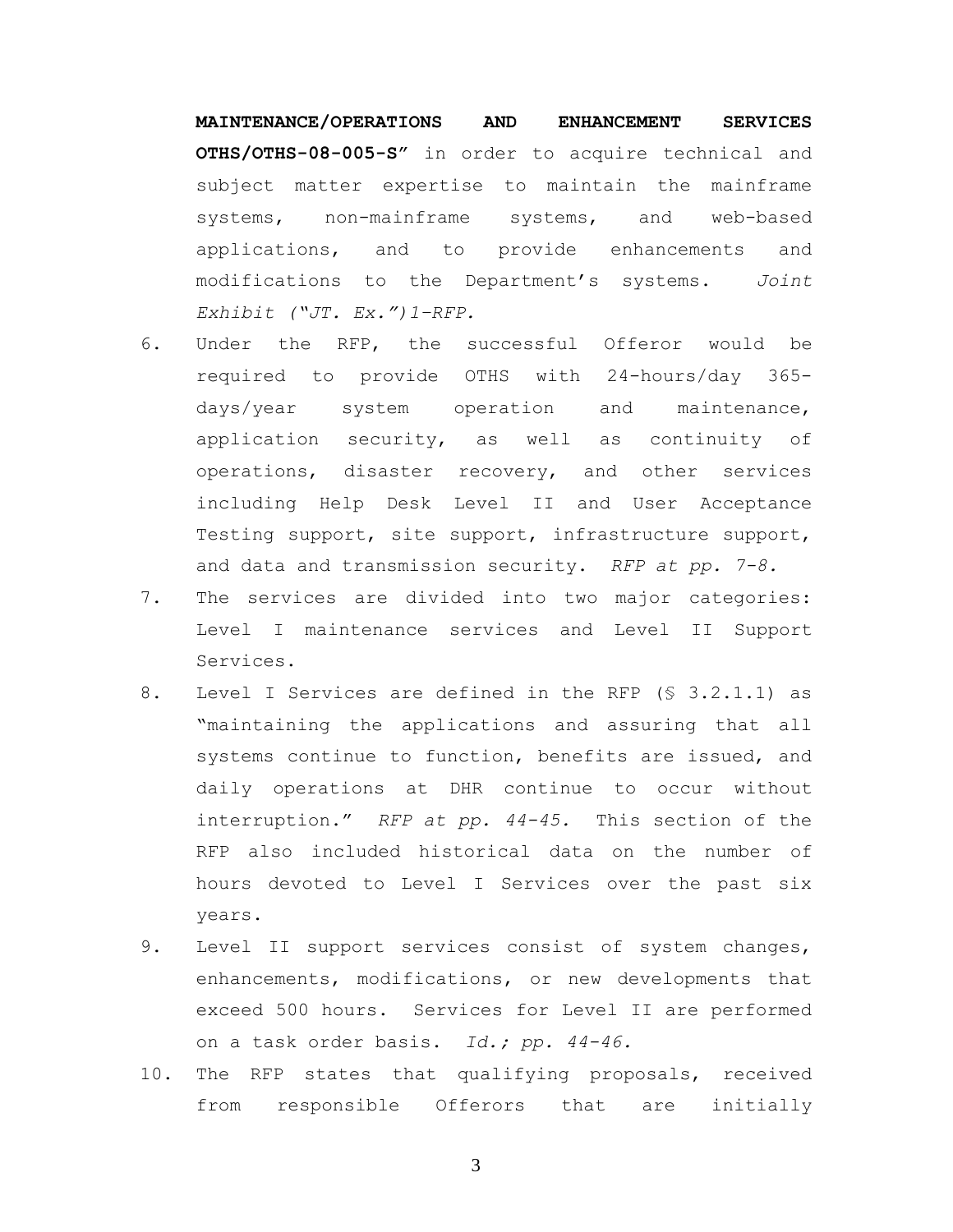**MAINTENANCE/OPERATIONS AND ENHANCEMENT SERVICES OTHS/OTHS-08-005-S"** in order to acquire technical and subject matter expertise to maintain the mainframe systems, non-mainframe systems, and web-based applications, and to provide enhancements and modifications to the Department's systems. *Joint Exhibit ("JT. Ex.")1-RFP.*

6. Under the RFP, the successful Offeror would be required to provide OTHS with 24-hours/day 365-days/year system operation and maintenance, application security, as well as continuity of operations, disaster recovery, and other services including Help Desk Level II and User Acceptance Testing support, site support, infrastructure support, and data and transmission security. *RFP at pp. 7-8.*

7. The services are divided into two major categories: Level I maintenance services and Level II Support Services.

8. Level I Services are defined in the RFP (§ 3.2.1.1) as "maintaining the applications and assuring that all systems continue to function, benefits are issued, and daily operations at DHR continue to occur without interruption." *RFP at pp. 44-45.* This section of the RFP also included historical data on the number of hours devoted to Level I Services over the past six years.

9. Level II support services consist of system changes, enhancements, modifications, or new developments that exceed 500 hours. Services for Level II are performed on a task order basis. *Id.; pp. 44-46.*

10. The RFP states that qualifying proposals, received from responsible Offerors that are initially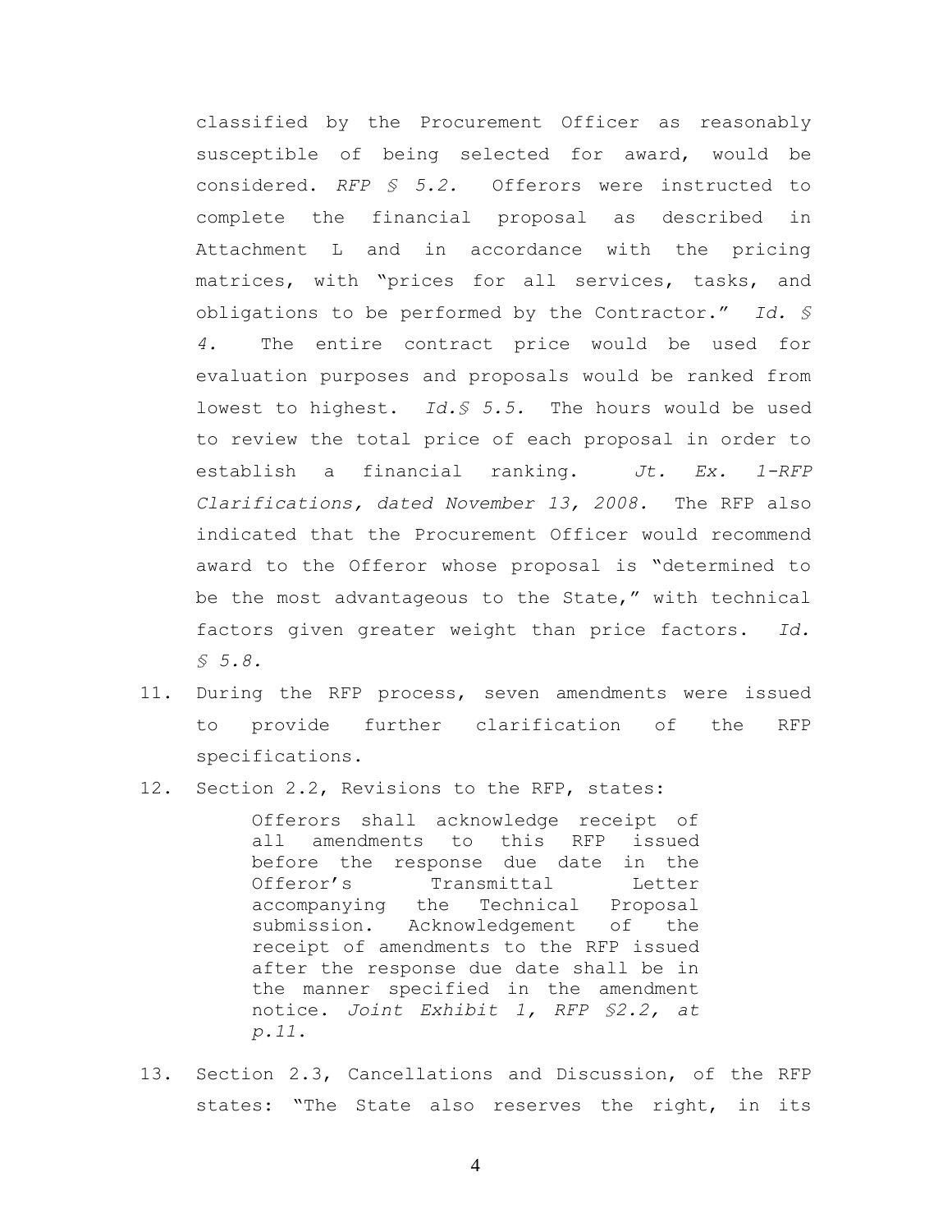classified by the Procurement Officer as reasonably susceptible of being selected for award, would be considered. *RFP § 5.2.* Offerors were instructed to complete the financial proposal as described in Attachment L and in accordance with the pricing matrices, with "prices for all services, tasks, and obligations to be performed by the Contractor." *Id. § 4.* The entire contract price would be used for evaluation purposes and proposals would be ranked from lowest to highest. *Id.§ 5.5.* The hours would be used to review the total price of each proposal in order to establish a financial ranking. *Jt. Ex. 1-RFP Clarifications, dated November 13, 2008.* The RFP also indicated that the Procurement Officer would recommend award to the Offeror whose proposal is "determined to be the most advantageous to the State," with technical factors given greater weight than price factors. *Id. § 5.8.*

11. During the RFP process, seven amendments were issued to provide further clarification of the RFP specifications.

12. Section 2.2, Revisions to the RFP, states:

    > Offerors shall acknowledge receipt of all amendments to this RFP issued before the response due date in the Offeror's Transmittal Letter accompanying the Technical Proposal submission. Acknowledgement of the receipt of amendments to the RFP issued after the response due date shall be in the manner specified in the amendment notice. *Joint Exhibit 1, RFP §2.2, at p.11.*

13. Section 2.3, Cancellations and Discussion, of the RFP states: "The State also reserves the right, in its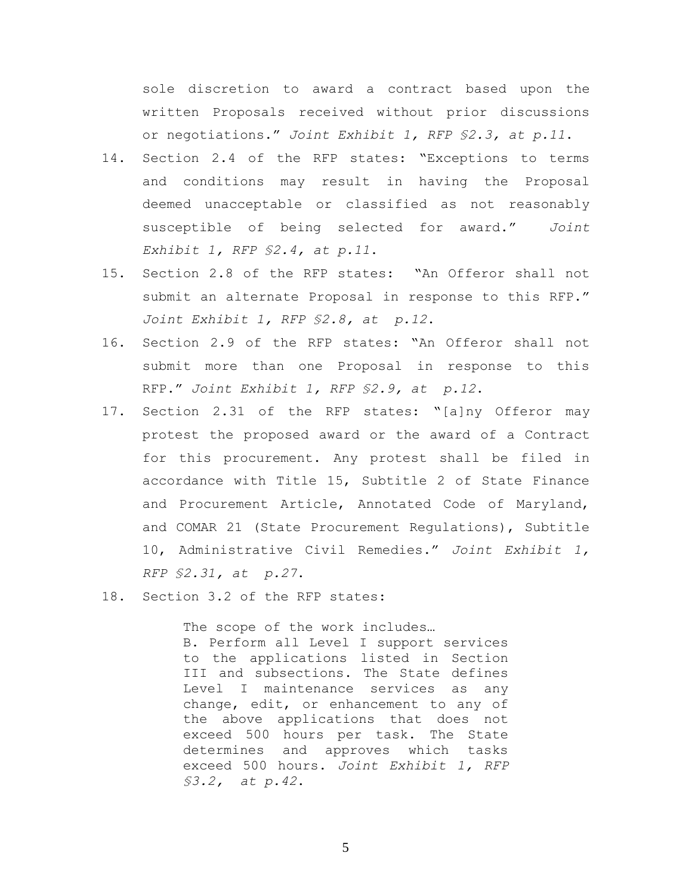sole discretion to award a contract based upon the written Proposals received without prior discussions or negotiations." *Joint Exhibit 1, RFP §2.3, at p.11*.

14. Section 2.4 of the RFP states: "Exceptions to terms and conditions may result in having the Proposal deemed unacceptable or classified as not reasonably susceptible of being selected for award." *Joint Exhibit 1, RFP §2.4, at p.11*.

15. Section 2.8 of the RFP states: "An Offeror shall not submit an alternate Proposal in response to this RFP." *Joint Exhibit 1, RFP §2.8, at p.12*.

16. Section 2.9 of the RFP states: "An Offeror shall not submit more than one Proposal in response to this RFP." *Joint Exhibit 1, RFP §2.9, at p.12*.

17. Section 2.31 of the RFP states: "[a]ny Offeror may protest the proposed award or the award of a Contract for this procurement. Any protest shall be filed in accordance with Title 15, Subtitle 2 of State Finance and Procurement Article, Annotated Code of Maryland, and COMAR 21 (State Procurement Regulations), Subtitle 10, Administrative Civil Remedies." *Joint Exhibit 1, RFP §2.31, at p.27*.

18. Section 3.2 of the RFP states:

> The scope of the work includes…
> B. Perform all Level I support services to the applications listed in Section III and subsections. The State defines Level I maintenance services as any change, edit, or enhancement to any of the above applications that does not exceed 500 hours per task. The State determines and approves which tasks exceed 500 hours. *Joint Exhibit 1, RFP §3.2, at p.42*.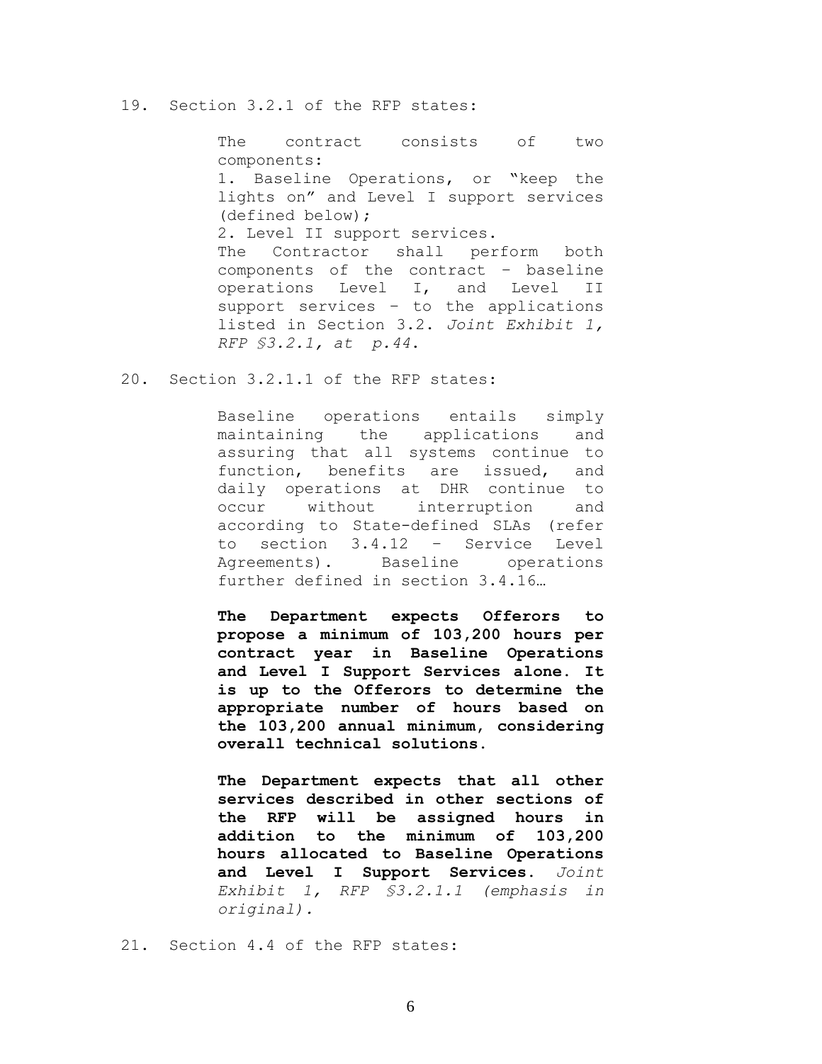19. Section 3.2.1 of the RFP states:

> The contract consists of two components:
> 1. Baseline Operations, or "keep the lights on" and Level I support services (defined below);
> 2. Level II support services.
> The Contractor shall perform both components of the contract – baseline operations Level I, and Level II support services – to the applications listed in Section 3.2. *Joint Exhibit 1, RFP §3.2.1, at p.44.*

20. Section 3.2.1.1 of the RFP states:

> Baseline operations entails simply maintaining the applications and assuring that all systems continue to function, benefits are issued, and daily operations at DHR continue to occur without interruption and according to State-defined SLAs (refer to section 3.4.12 – Service Level Agreements). Baseline operations further defined in section 3.4.16…
>
> **The Department expects Offerors to propose a minimum of 103,200 hours per contract year in Baseline Operations and Level I Support Services alone. It is up to the Offerors to determine the appropriate number of hours based on the 103,200 annual minimum, considering overall technical solutions.**
>
> **The Department expects that all other services described in other sections of the RFP will be assigned hours in addition to the minimum of 103,200 hours allocated to Baseline Operations and Level I Support Services.** *Joint Exhibit 1, RFP §3.2.1.1 (emphasis in original).*

21. Section 4.4 of the RFP states: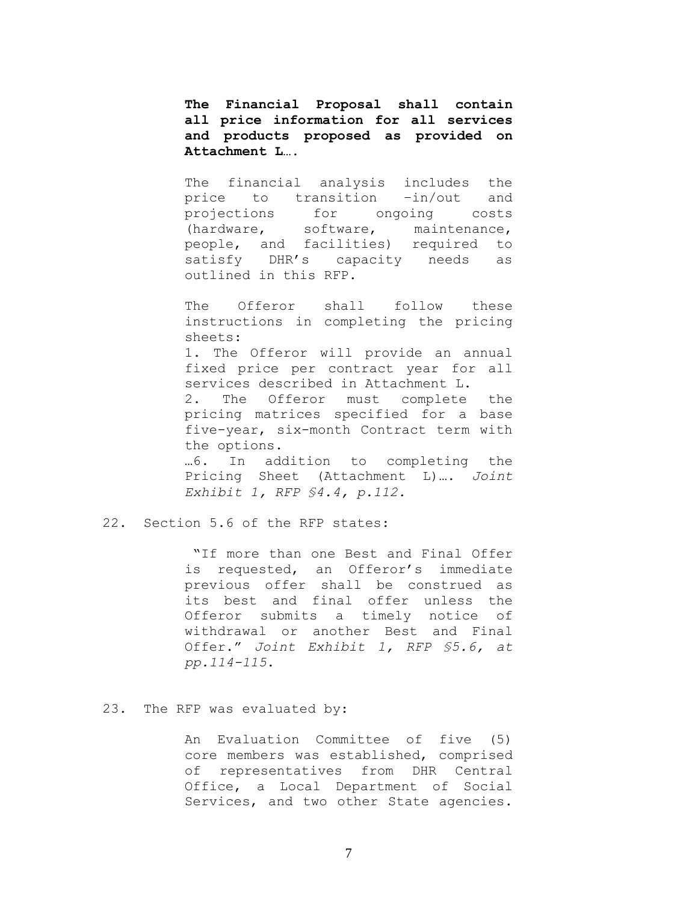> **The Financial Proposal shall contain all price information for all services and products proposed as provided on Attachment L….**
>
> The financial analysis includes the price to transition –in/out and projections for ongoing costs (hardware, software, maintenance, people, and facilities) required to satisfy DHR's capacity needs as outlined in this RFP.
>
> The Offeror shall follow these instructions in completing the pricing sheets:
> 1. The Offeror will provide an annual fixed price per contract year for all services described in Attachment L.
> 2. The Offeror must complete the pricing matrices specified for a base five-year, six-month Contract term with the options.
>
> …6. In addition to completing the Pricing Sheet (Attachment L)…. *Joint Exhibit 1, RFP §4.4, p.112.*

22. Section 5.6 of the RFP states:

> "If more than one Best and Final Offer is requested, an Offeror's immediate previous offer shall be construed as its best and final offer unless the Offeror submits a timely notice of withdrawal or another Best and Final Offer." *Joint Exhibit 1, RFP §5.6, at pp.114-115.*

23. The RFP was evaluated by:

> An Evaluation Committee of five (5) core members was established, comprised of representatives from DHR Central Office, a Local Department of Social Services, and two other State agencies.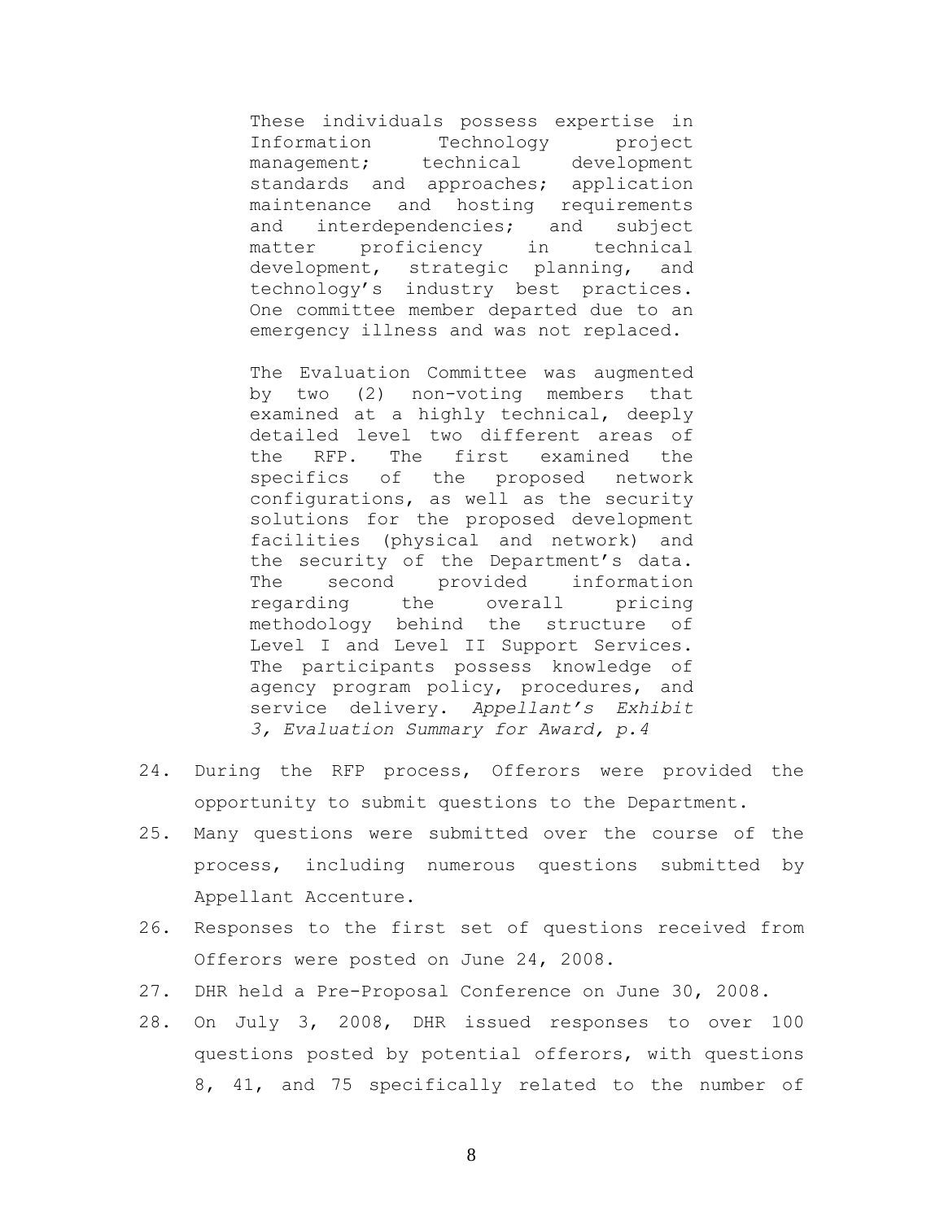> These individuals possess expertise in Information Technology project management; technical development standards and approaches; application maintenance and hosting requirements and interdependencies; and subject matter proficiency in technical development, strategic planning, and technology's industry best practices. One committee member departed due to an emergency illness and was not replaced.
>
> The Evaluation Committee was augmented by two (2) non-voting members that examined at a highly technical, deeply detailed level two different areas of the RFP. The first examined the specifics of the proposed network configurations, as well as the security solutions for the proposed development facilities (physical and network) and the security of the Department's data. The second provided information regarding the overall pricing methodology behind the structure of Level I and Level II Support Services. The participants possess knowledge of agency program policy, procedures, and service delivery. *Appellant's Exhibit 3, Evaluation Summary for Award, p.4*

24. During the RFP process, Offerors were provided the opportunity to submit questions to the Department.
25. Many questions were submitted over the course of the process, including numerous questions submitted by Appellant Accenture.
26. Responses to the first set of questions received from Offerors were posted on June 24, 2008.
27. DHR held a Pre-Proposal Conference on June 30, 2008.
28. On July 3, 2008, DHR issued responses to over 100 questions posted by potential offerors, with questions 8, 41, and 75 specifically related to the number of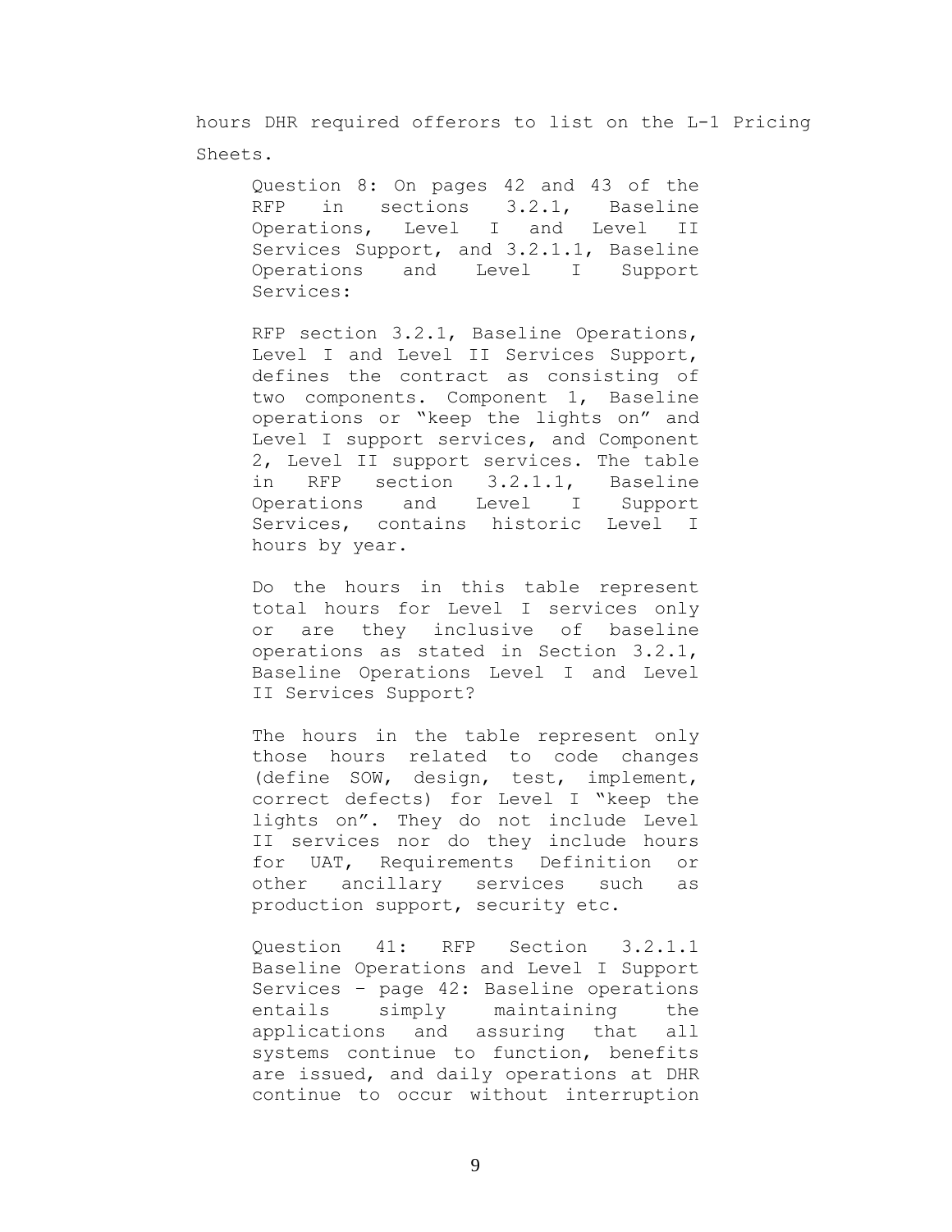hours DHR required offerors to list on the L-1 Pricing Sheets.

> Question 8: On pages 42 and 43 of the RFP in sections 3.2.1, Baseline Operations, Level I and Level II Services Support, and 3.2.1.1, Baseline Operations and Level I Support Services:
>
> RFP section 3.2.1, Baseline Operations, Level I and Level II Services Support, defines the contract as consisting of two components. Component 1, Baseline operations or "keep the lights on" and Level I support services, and Component 2, Level II support services. The table in RFP section 3.2.1.1, Baseline Operations and Level I Support Services, contains historic Level I hours by year.
>
> Do the hours in this table represent total hours for Level I services only or are they inclusive of baseline operations as stated in Section 3.2.1, Baseline Operations Level I and Level II Services Support?
>
> The hours in the table represent only those hours related to code changes (define SOW, design, test, implement, correct defects) for Level I "keep the lights on". They do not include Level II services nor do they include hours for UAT, Requirements Definition or other ancillary services such as production support, security etc.
>
> Question 41: RFP Section 3.2.1.1 Baseline Operations and Level I Support Services – page 42: Baseline operations entails simply maintaining the applications and assuring that all systems continue to function, benefits are issued, and daily operations at DHR continue to occur without interruption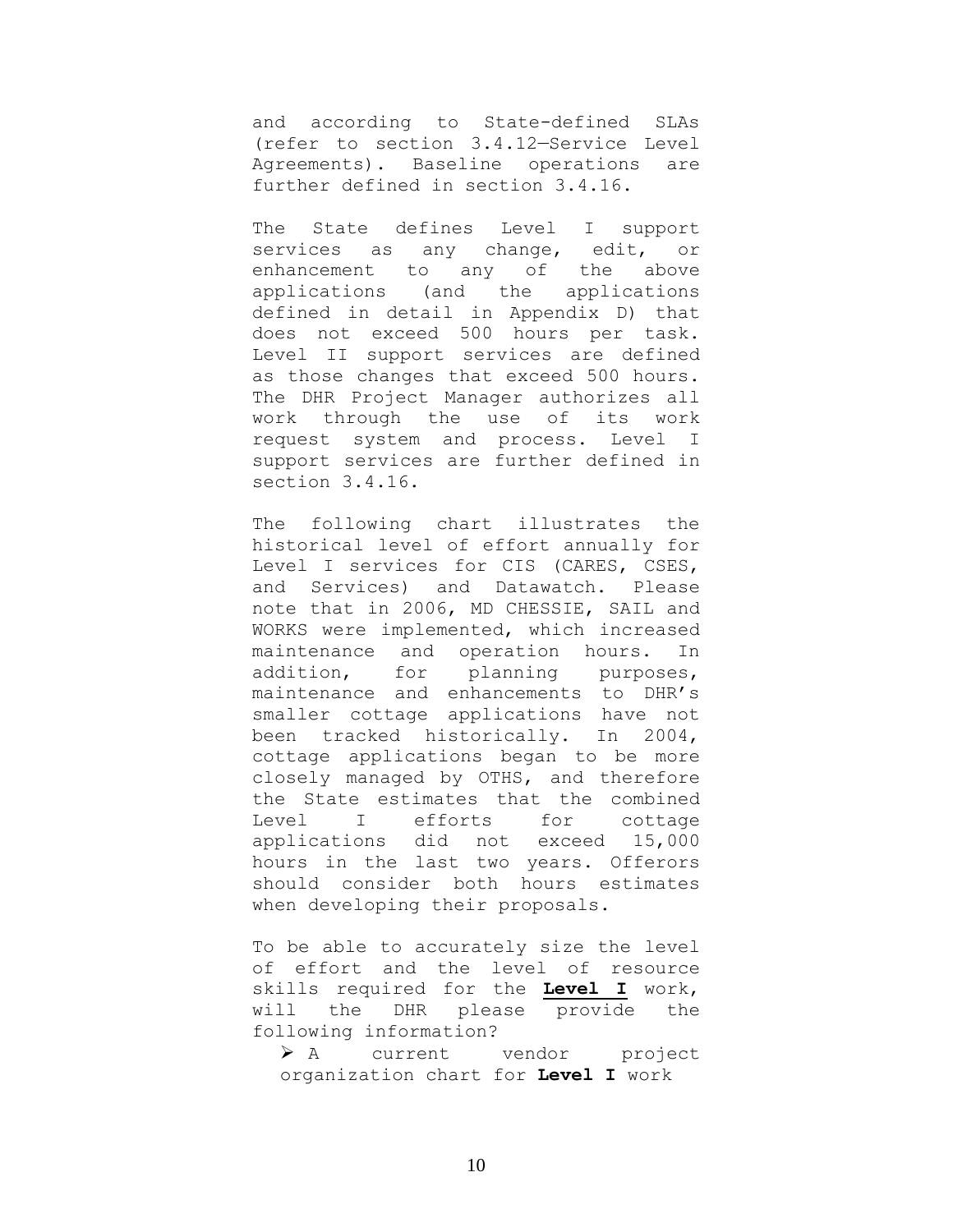and according to State-defined SLAs (refer to section 3.4.12—Service Level Agreements). Baseline operations are further defined in section 3.4.16.

The State defines Level I support services as any change, edit, or enhancement to any of the above applications (and the applications defined in detail in Appendix D) that does not exceed 500 hours per task. Level II support services are defined as those changes that exceed 500 hours. The DHR Project Manager authorizes all work through the use of its work request system and process. Level I support services are further defined in section 3.4.16.

The following chart illustrates the historical level of effort annually for Level I services for CIS (CARES, CSES, and Services) and Datawatch. Please note that in 2006, MD CHESSIE, SAIL and WORKS were implemented, which increased maintenance and operation hours. In addition, for planning purposes, maintenance and enhancements to DHR's smaller cottage applications have not been tracked historically. In 2004, cottage applications began to be more closely managed by OTHS, and therefore the State estimates that the combined Level I efforts for cottage applications did not exceed 15,000 hours in the last two years. Offerors should consider both hours estimates when developing their proposals.

To be able to accurately size the level of effort and the level of resource skills required for the **Level I** work, will the DHR please provide the following information?

- A current vendor project organization chart for **Level I** work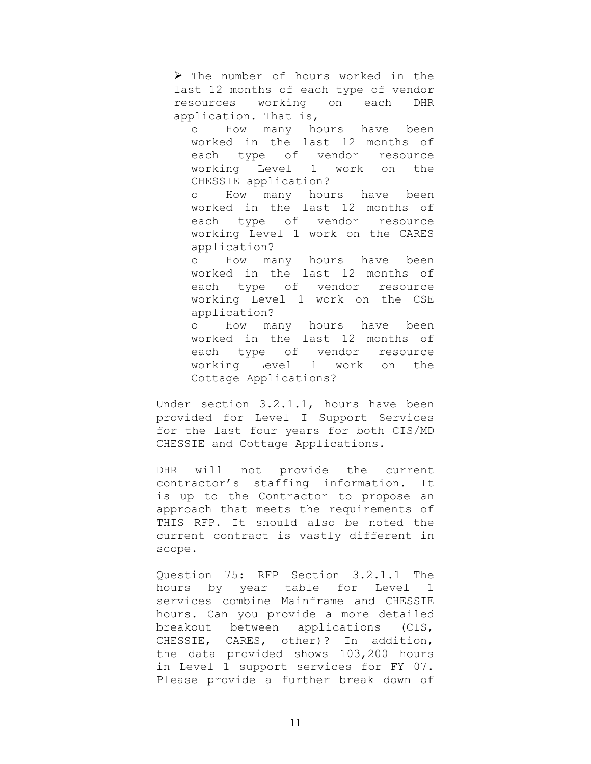- The number of hours worked in the last 12 months of each type of vendor resources working on each DHR application. That is,
  - How many hours have been worked in the last 12 months of each type of vendor resource working Level 1 work on the CHESSIE application?
  - How many hours have been worked in the last 12 months of each type of vendor resource working Level 1 work on the CARES application?
  - How many hours have been worked in the last 12 months of each type of vendor resource working Level 1 work on the CSE application?
  - How many hours have been worked in the last 12 months of each type of vendor resource working Level 1 work on the Cottage Applications?

Under section 3.2.1.1, hours have been provided for Level I Support Services for the last four years for both CIS/MD CHESSIE and Cottage Applications.

DHR will not provide the current contractor's staffing information. It is up to the Contractor to propose an approach that meets the requirements of THIS RFP. It should also be noted the current contract is vastly different in scope.

Question 75: RFP Section 3.2.1.1 The hours by year table for Level 1 services combine Mainframe and CHESSIE hours. Can you provide a more detailed breakout between applications (CIS, CHESSIE, CARES, other)? In addition, the data provided shows 103,200 hours in Level 1 support services for FY 07. Please provide a further break down of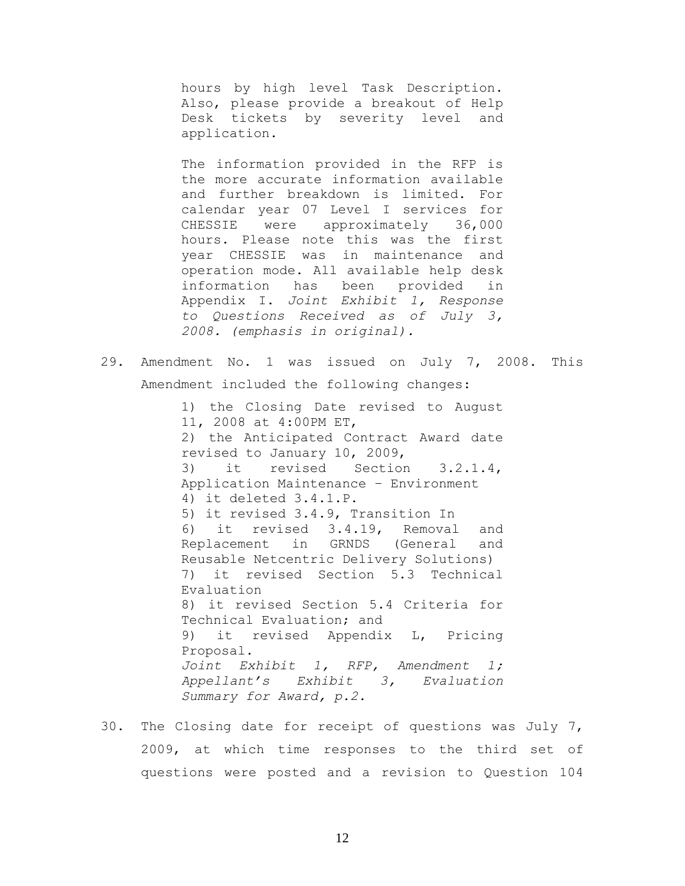> hours by high level Task Description. Also, please provide a breakout of Help Desk tickets by severity level and application.
>
> The information provided in the RFP is the more accurate information available and further breakdown is limited. For calendar year 07 Level I services for CHESSIE were approximately 36,000 hours. Please note this was the first year CHESSIE was in maintenance and operation mode. All available help desk information has been provided in Appendix I. *Joint Exhibit 1, Response to Questions Received as of July 3, 2008. (emphasis in original).*

29. Amendment No. 1 was issued on July 7, 2008. This Amendment included the following changes:

> 1) the Closing Date revised to August 11, 2008 at 4:00PM ET,
> 2) the Anticipated Contract Award date revised to January 10, 2009,
> 3) it revised Section 3.2.1.4, Application Maintenance – Environment
> 4) it deleted 3.4.1.P.
> 5) it revised 3.4.9, Transition In
> 6) it revised 3.4.19, Removal and Replacement in GRNDS (General and Reusable Netcentric Delivery Solutions)
> 7) it revised Section 5.3 Technical Evaluation
> 8) it revised Section 5.4 Criteria for Technical Evaluation; and
> 9) it revised Appendix L, Pricing Proposal.
> *Joint Exhibit 1, RFP, Amendment 1; Appellant's Exhibit 3, Evaluation Summary for Award, p.2.*

30. The Closing date for receipt of questions was July 7, 2009, at which time responses to the third set of questions were posted and a revision to Question 104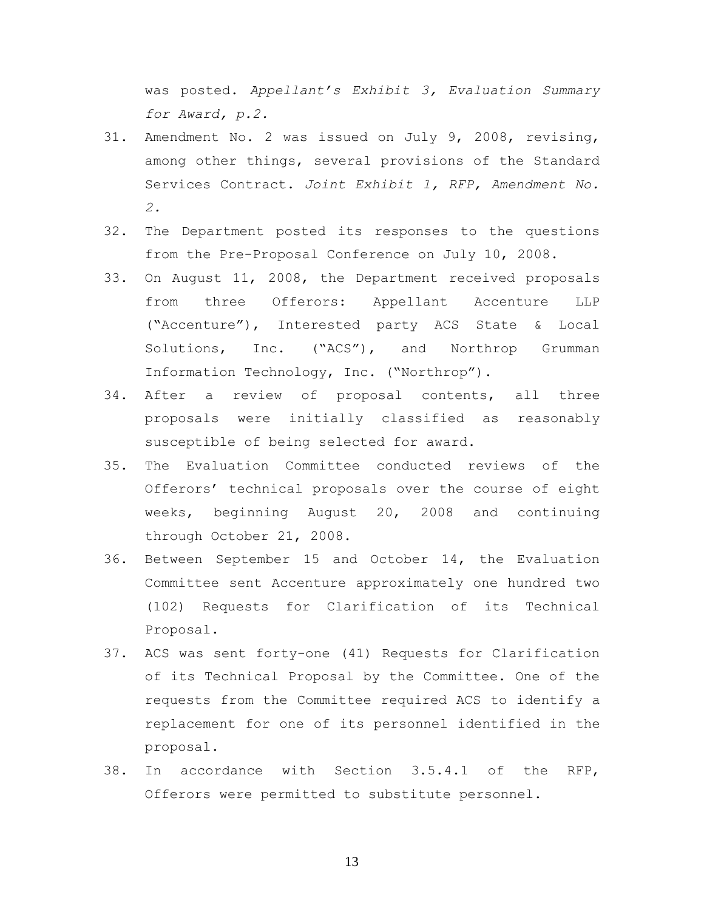was posted. *Appellant's Exhibit 3, Evaluation Summary for Award, p.2.*

31. Amendment No. 2 was issued on July 9, 2008, revising, among other things, several provisions of the Standard Services Contract. *Joint Exhibit 1, RFP, Amendment No. 2.*
32. The Department posted its responses to the questions from the Pre-Proposal Conference on July 10, 2008.
33. On August 11, 2008, the Department received proposals from three Offerors: Appellant Accenture LLP ("Accenture"), Interested party ACS State & Local Solutions, Inc. ("ACS"), and Northrop Grumman Information Technology, Inc. ("Northrop").
34. After a review of proposal contents, all three proposals were initially classified as reasonably susceptible of being selected for award.
35. The Evaluation Committee conducted reviews of the Offerors' technical proposals over the course of eight weeks, beginning August 20, 2008 and continuing through October 21, 2008.
36. Between September 15 and October 14, the Evaluation Committee sent Accenture approximately one hundred two (102) Requests for Clarification of its Technical Proposal.
37. ACS was sent forty-one (41) Requests for Clarification of its Technical Proposal by the Committee. One of the requests from the Committee required ACS to identify a replacement for one of its personnel identified in the proposal.
38. In accordance with Section 3.5.4.1 of the RFP, Offerors were permitted to substitute personnel.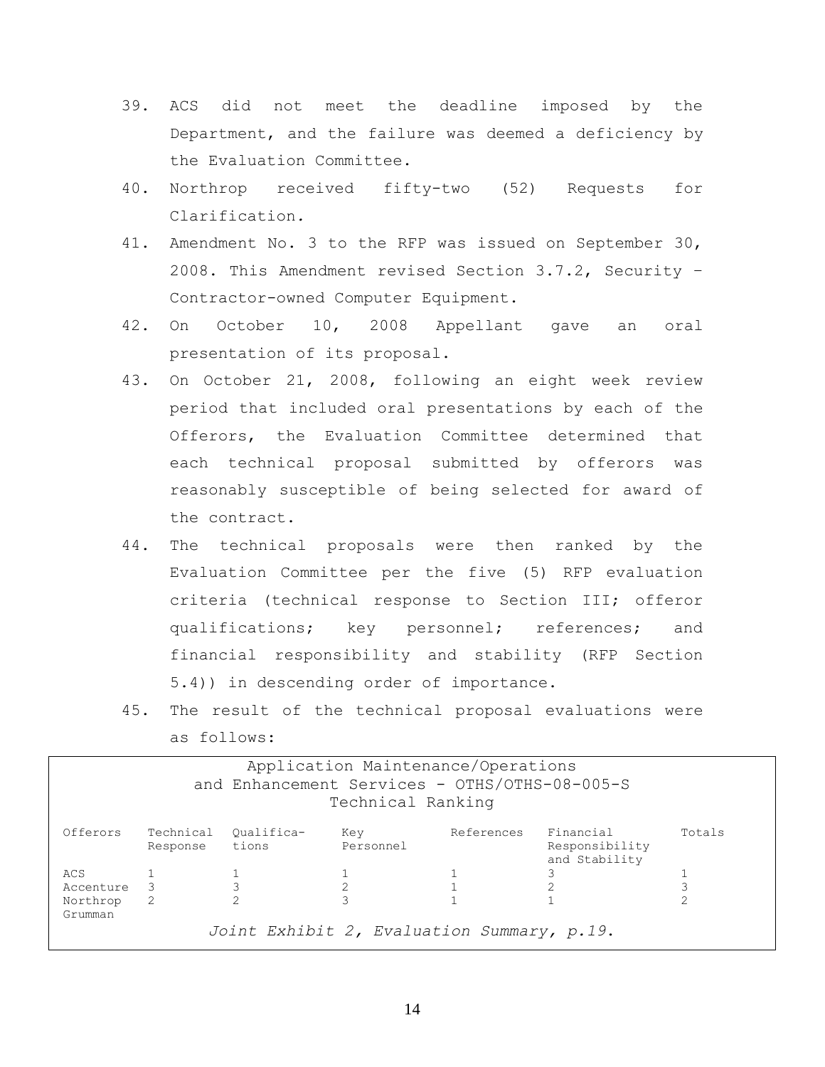39. ACS did not meet the deadline imposed by the Department, and the failure was deemed a deficiency by the Evaluation Committee.

40. Northrop received fifty-two (52) Requests for Clarification.

41. Amendment No. 3 to the RFP was issued on September 30, 2008. This Amendment revised Section 3.7.2, Security – Contractor-owned Computer Equipment.

42. On October 10, 2008 Appellant gave an oral presentation of its proposal.

43. On October 21, 2008, following an eight week review period that included oral presentations by each of the Offerors, the Evaluation Committee determined that each technical proposal submitted by offerors was reasonably susceptible of being selected for award of the contract.

44. The technical proposals were then ranked by the Evaluation Committee per the five (5) RFP evaluation criteria (technical response to Section III; offeror qualifications; key personnel; references; and financial responsibility and stability (RFP Section 5.4)) in descending order of importance.

45. The result of the technical proposal evaluations were as follows:

Application Maintenance/Operations and Enhancement Services - OTHS/OTHS-08-005-S
Technical Ranking

| Offerors | Technical Response | Qualifica-tions | Key Personnel | References | Financial Responsibility and Stability | Totals |
|---|---|---|---|---|---|---|
| ACS | 1 | 1 | 1 | 1 | 3 | 1 |
| Accenture | 3 | 3 | 2 | 1 | 2 | 3 |
| Northrop Grumman | 2 | 2 | 3 | 1 | 1 | 2 |

*Joint Exhibit 2, Evaluation Summary, p.19.*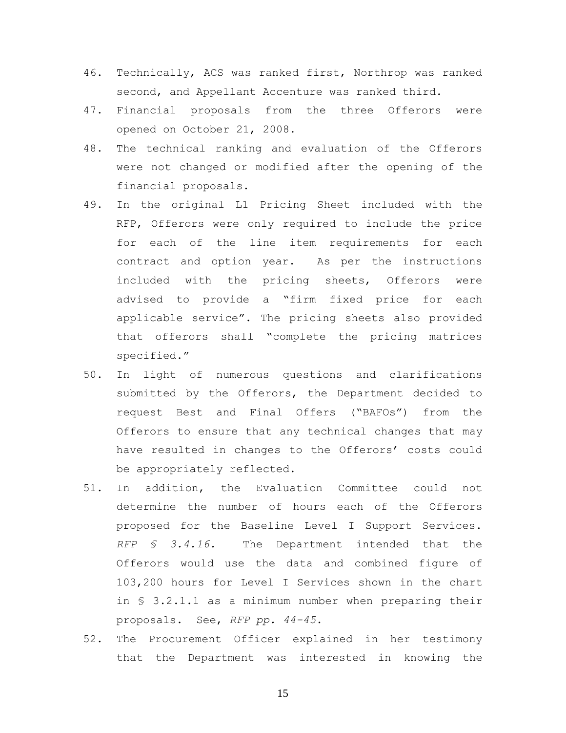46. Technically, ACS was ranked first, Northrop was ranked second, and Appellant Accenture was ranked third.
47. Financial proposals from the three Offerors were opened on October 21, 2008.
48. The technical ranking and evaluation of the Offerors were not changed or modified after the opening of the financial proposals.
49. In the original L1 Pricing Sheet included with the RFP, Offerors were only required to include the price for each of the line item requirements for each contract and option year. As per the instructions included with the pricing sheets, Offerors were advised to provide a "firm fixed price for each applicable service". The pricing sheets also provided that offerors shall "complete the pricing matrices specified."
50. In light of numerous questions and clarifications submitted by the Offerors, the Department decided to request Best and Final Offers ("BAFOs") from the Offerors to ensure that any technical changes that may have resulted in changes to the Offerors' costs could be appropriately reflected.
51. In addition, the Evaluation Committee could not determine the number of hours each of the Offerors proposed for the Baseline Level I Support Services. *RFP § 3.4.16.* The Department intended that the Offerors would use the data and combined figure of 103,200 hours for Level I Services shown in the chart in § 3.2.1.1 as a minimum number when preparing their proposals. See, *RFP pp. 44-45.*
52. The Procurement Officer explained in her testimony that the Department was interested in knowing the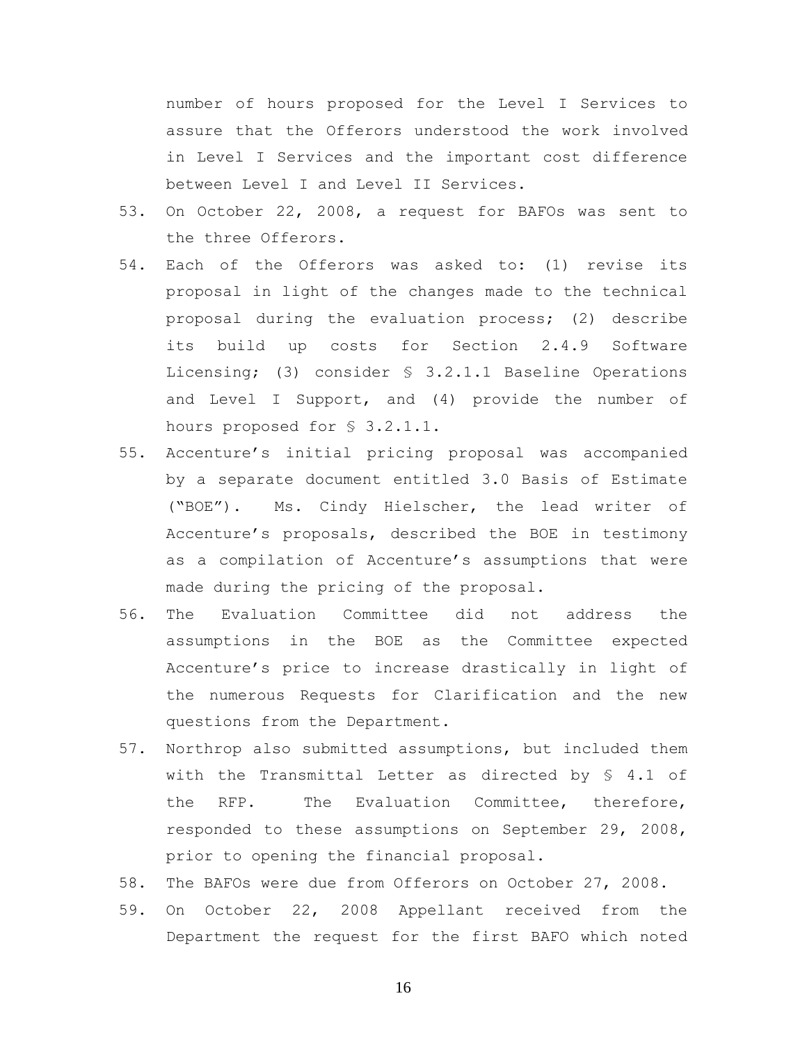number of hours proposed for the Level I Services to assure that the Offerors understood the work involved in Level I Services and the important cost difference between Level I and Level II Services.

53. On October 22, 2008, a request for BAFOs was sent to the three Offerors.
54. Each of the Offerors was asked to: (1) revise its proposal in light of the changes made to the technical proposal during the evaluation process; (2) describe its build up costs for Section 2.4.9 Software Licensing; (3) consider § 3.2.1.1 Baseline Operations and Level I Support, and (4) provide the number of hours proposed for § 3.2.1.1.
55. Accenture's initial pricing proposal was accompanied by a separate document entitled 3.0 Basis of Estimate ("BOE"). Ms. Cindy Hielscher, the lead writer of Accenture's proposals, described the BOE in testimony as a compilation of Accenture's assumptions that were made during the pricing of the proposal.
56. The Evaluation Committee did not address the assumptions in the BOE as the Committee expected Accenture's price to increase drastically in light of the numerous Requests for Clarification and the new questions from the Department.
57. Northrop also submitted assumptions, but included them with the Transmittal Letter as directed by § 4.1 of the RFP. The Evaluation Committee, therefore, responded to these assumptions on September 29, 2008, prior to opening the financial proposal.
58. The BAFOs were due from Offerors on October 27, 2008.
59. On October 22, 2008 Appellant received from the Department the request for the first BAFO which noted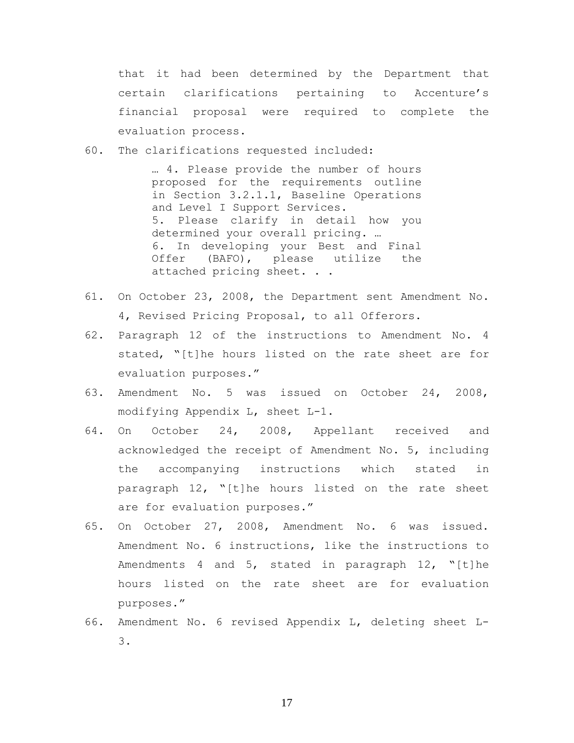that it had been determined by the Department that certain clarifications pertaining to Accenture's financial proposal were required to complete the evaluation process.

60. The clarifications requested included:

> … 4. Please provide the number of hours proposed for the requirements outline in Section 3.2.1.1, Baseline Operations and Level I Support Services.
> 5. Please clarify in detail how you determined your overall pricing. …
> 6. In developing your Best and Final Offer (BAFO), please utilize the attached pricing sheet. . .

61. On October 23, 2008, the Department sent Amendment No. 4, Revised Pricing Proposal, to all Offerors.

62. Paragraph 12 of the instructions to Amendment No. 4 stated, "[t]he hours listed on the rate sheet are for evaluation purposes."

63. Amendment No. 5 was issued on October 24, 2008, modifying Appendix L, sheet L-1.

64. On October 24, 2008, Appellant received and acknowledged the receipt of Amendment No. 5, including the accompanying instructions which stated in paragraph 12, "[t]he hours listed on the rate sheet are for evaluation purposes."

65. On October 27, 2008, Amendment No. 6 was issued. Amendment No. 6 instructions, like the instructions to Amendments 4 and 5, stated in paragraph 12, "[t]he hours listed on the rate sheet are for evaluation purposes."

66. Amendment No. 6 revised Appendix L, deleting sheet L-3.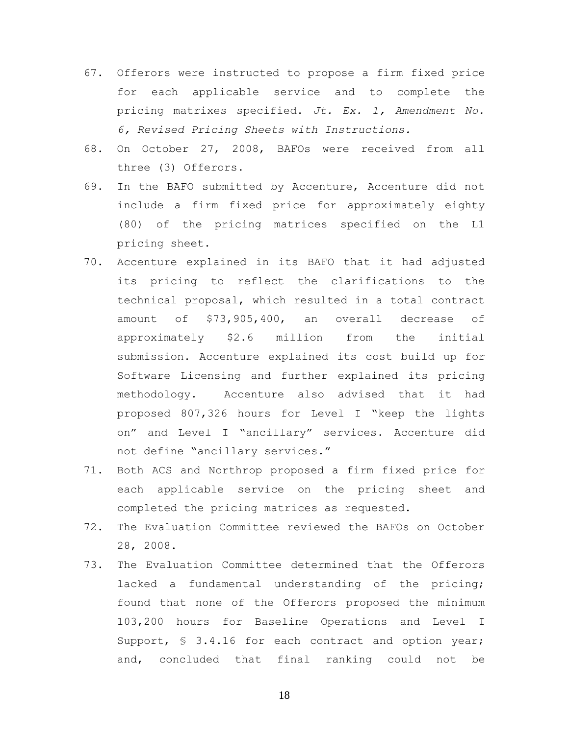67. Offerors were instructed to propose a firm fixed price for each applicable service and to complete the pricing matrixes specified. *Jt. Ex. 1, Amendment No. 6, Revised Pricing Sheets with Instructions.*
68. On October 27, 2008, BAFOs were received from all three (3) Offerors.
69. In the BAFO submitted by Accenture, Accenture did not include a firm fixed price for approximately eighty (80) of the pricing matrices specified on the L1 pricing sheet.
70. Accenture explained in its BAFO that it had adjusted its pricing to reflect the clarifications to the technical proposal, which resulted in a total contract amount of $73,905,400, an overall decrease of approximately $2.6 million from the initial submission. Accenture explained its cost build up for Software Licensing and further explained its pricing methodology. Accenture also advised that it had proposed 807,326 hours for Level I "keep the lights on" and Level I "ancillary" services. Accenture did not define "ancillary services."
71. Both ACS and Northrop proposed a firm fixed price for each applicable service on the pricing sheet and completed the pricing matrices as requested.
72. The Evaluation Committee reviewed the BAFOs on October 28, 2008.
73. The Evaluation Committee determined that the Offerors lacked a fundamental understanding of the pricing; found that none of the Offerors proposed the minimum 103,200 hours for Baseline Operations and Level I Support, § 3.4.16 for each contract and option year; and, concluded that final ranking could not be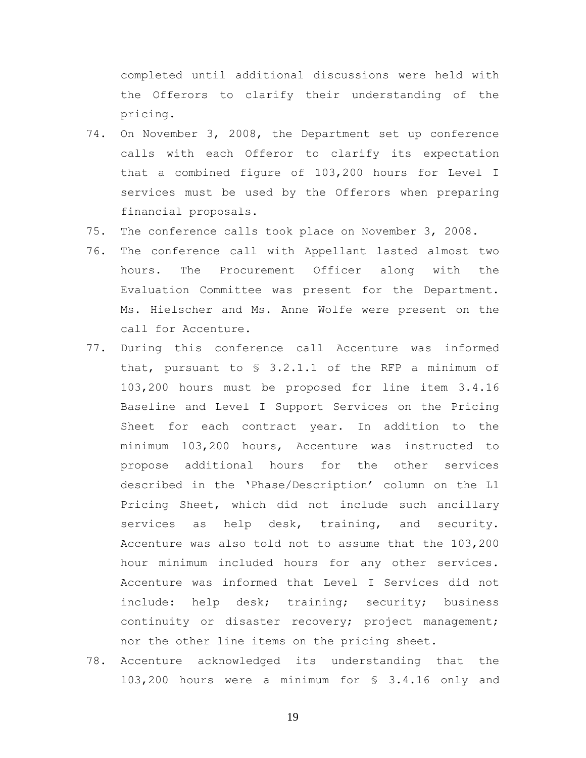completed until additional discussions were held with the Offerors to clarify their understanding of the pricing.

74. On November 3, 2008, the Department set up conference calls with each Offeror to clarify its expectation that a combined figure of 103,200 hours for Level I services must be used by the Offerors when preparing financial proposals.
75. The conference calls took place on November 3, 2008.
76. The conference call with Appellant lasted almost two hours. The Procurement Officer along with the Evaluation Committee was present for the Department. Ms. Hielscher and Ms. Anne Wolfe were present on the call for Accenture.
77. During this conference call Accenture was informed that, pursuant to § 3.2.1.1 of the RFP a minimum of 103,200 hours must be proposed for line item 3.4.16 Baseline and Level I Support Services on the Pricing Sheet for each contract year. In addition to the minimum 103,200 hours, Accenture was instructed to propose additional hours for the other services described in the 'Phase/Description' column on the L1 Pricing Sheet, which did not include such ancillary services as help desk, training, and security. Accenture was also told not to assume that the 103,200 hour minimum included hours for any other services. Accenture was informed that Level I Services did not include: help desk; training; security; business continuity or disaster recovery; project management; nor the other line items on the pricing sheet.
78. Accenture acknowledged its understanding that the 103,200 hours were a minimum for § 3.4.16 only and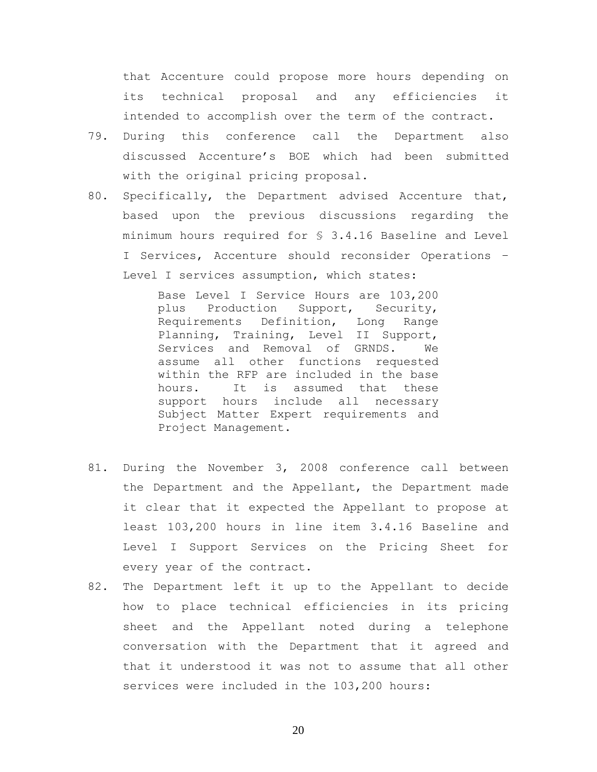that Accenture could propose more hours depending on its technical proposal and any efficiencies it intended to accomplish over the term of the contract.

79. During this conference call the Department also discussed Accenture's BOE which had been submitted with the original pricing proposal.

80. Specifically, the Department advised Accenture that, based upon the previous discussions regarding the minimum hours required for § 3.4.16 Baseline and Level I Services, Accenture should reconsider Operations – Level I services assumption, which states:

> Base Level I Service Hours are 103,200 plus Production Support, Security, Requirements Definition, Long Range Planning, Training, Level II Support, Services and Removal of GRNDS. We assume all other functions requested within the RFP are included in the base hours. It is assumed that these support hours include all necessary Subject Matter Expert requirements and Project Management.

81. During the November 3, 2008 conference call between the Department and the Appellant, the Department made it clear that it expected the Appellant to propose at least 103,200 hours in line item 3.4.16 Baseline and Level I Support Services on the Pricing Sheet for every year of the contract.

82. The Department left it up to the Appellant to decide how to place technical efficiencies in its pricing sheet and the Appellant noted during a telephone conversation with the Department that it agreed and that it understood it was not to assume that all other services were included in the 103,200 hours: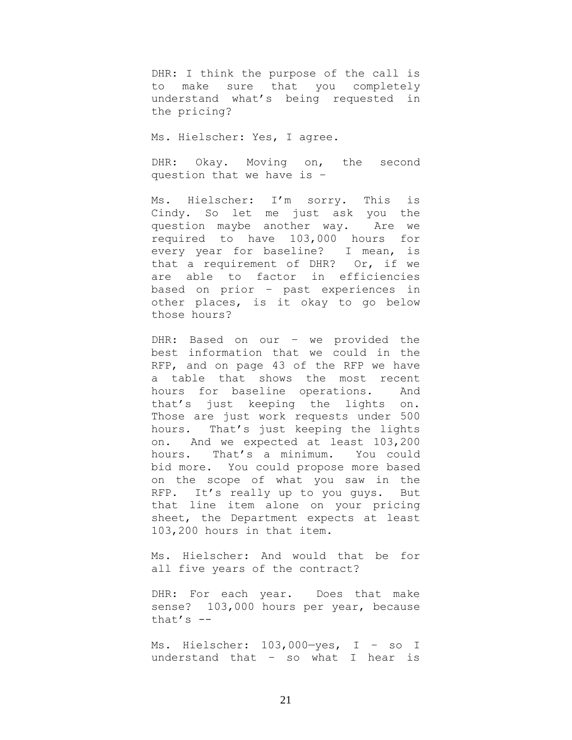DHR: I think the purpose of the call is to make sure that you completely understand what's being requested in the pricing?

Ms. Hielscher: Yes, I agree.

DHR: Okay. Moving on, the second question that we have is –

Ms. Hielscher: I'm sorry. This is Cindy. So let me just ask you the question maybe another way. Are we required to have 103,000 hours for every year for baseline? I mean, is that a requirement of DHR? Or, if we are able to factor in efficiencies based on prior – past experiences in other places, is it okay to go below those hours?

DHR: Based on our – we provided the best information that we could in the RFP, and on page 43 of the RFP we have a table that shows the most recent hours for baseline operations. And that's just keeping the lights on. Those are just work requests under 500 hours. That's just keeping the lights on. And we expected at least 103,200 hours. That's a minimum. You could bid more. You could propose more based on the scope of what you saw in the RFP. It's really up to you guys. But that line item alone on your pricing sheet, the Department expects at least 103,200 hours in that item.

Ms. Hielscher: And would that be for all five years of the contract?

DHR: For each year. Does that make sense? 103,000 hours per year, because that's --

Ms. Hielscher: 103,000—yes, I – so I understand that – so what I hear is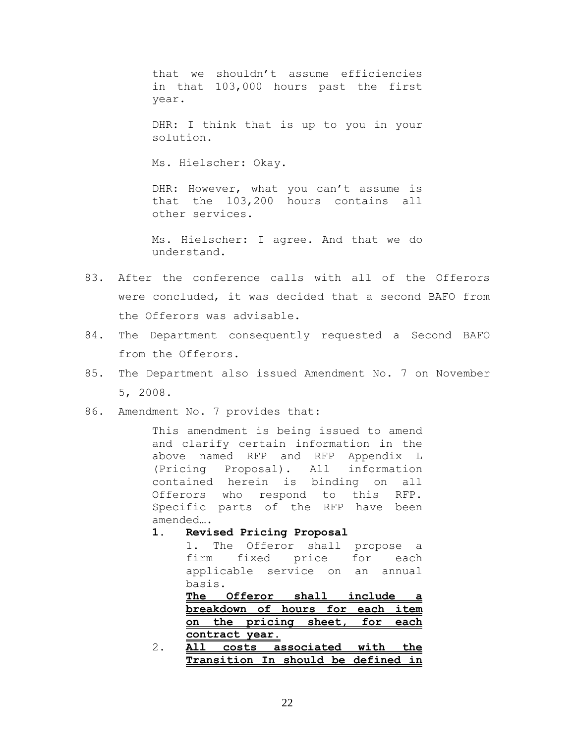> that we shouldn't assume efficiencies in that 103,000 hours past the first year.
>
> DHR: I think that is up to you in your solution.
>
> Ms. Hielscher: Okay.
>
> DHR: However, what you can't assume is that the 103,200 hours contains all other services.
>
> Ms. Hielscher: I agree. And that we do understand.

83. After the conference calls with all of the Offerors were concluded, it was decided that a second BAFO from the Offerors was advisable.

84. The Department consequently requested a Second BAFO from the Offerors.

85. The Department also issued Amendment No. 7 on November 5, 2008.

86. Amendment No. 7 provides that:

> This amendment is being issued to amend and clarify certain information in the above named RFP and RFP Appendix L (Pricing Proposal). All information contained herein is binding on all Offerors who respond to this RFP. Specific parts of the RFP have been amended….
>
> **1. Revised Pricing Proposal**
>
> 1. The Offeror shall propose a firm fixed price for each applicable service on an annual basis. <u>**The Offeror shall include a breakdown of hours for each item on the pricing sheet, for each contract year.**</u>
>
> 2. <u>**All costs associated with the Transition In should be defined in**</u>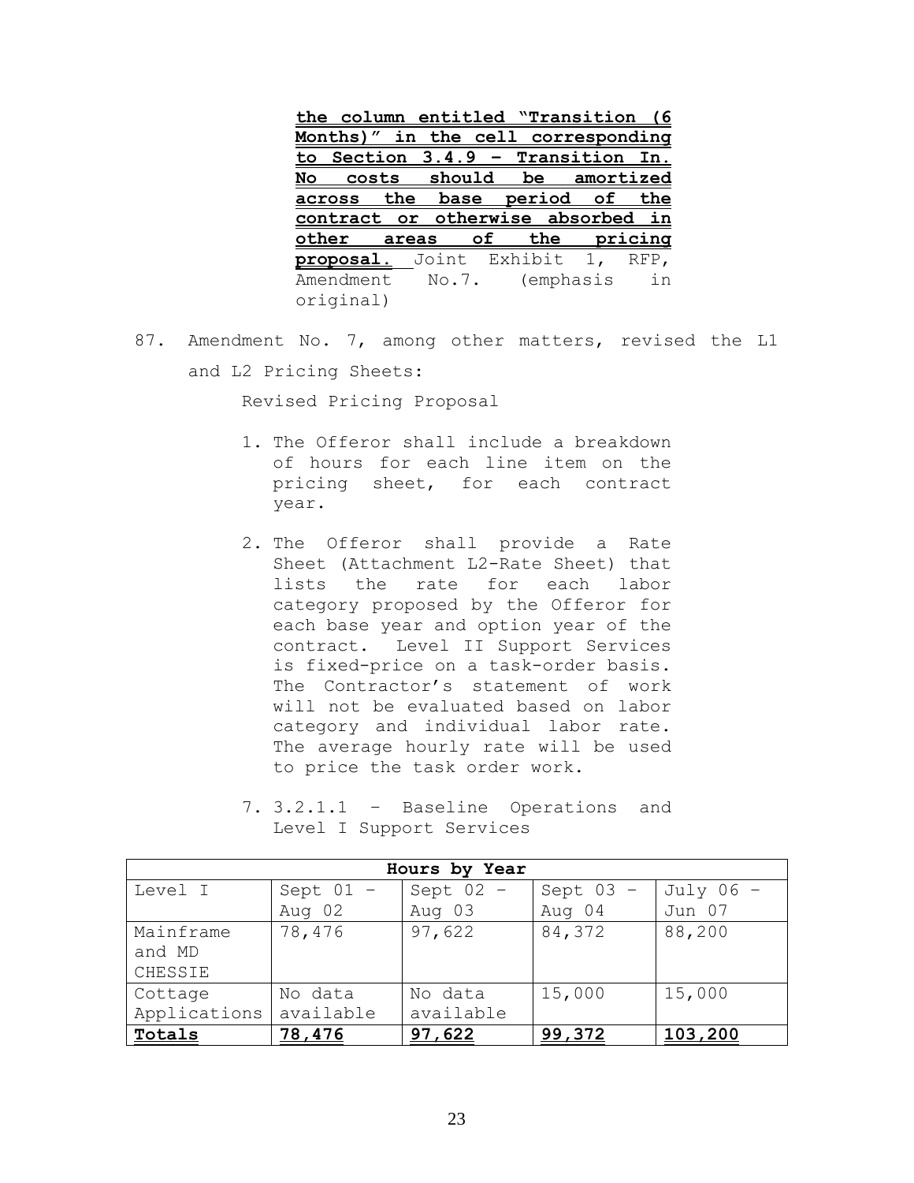> **the column entitled "Transition (6 Months)" in the cell corresponding to Section 3.4.9 – Transition In. No costs should be amortized across the base period of the contract or otherwise absorbed in other areas of the pricing proposal.** Joint Exhibit 1, RFP, Amendment No.7. (emphasis in original)

87. Amendment No. 7, among other matters, revised the L1 and L2 Pricing Sheets:

> Revised Pricing Proposal
>
> 1. The Offeror shall include a breakdown of hours for each line item on the pricing sheet, for each contract year.
>
> 2. The Offeror shall provide a Rate Sheet (Attachment L2-Rate Sheet) that lists the rate for each labor category proposed by the Offeror for each base year and option year of the contract. Level II Support Services is fixed-price on a task-order basis. The Contractor's statement of work will not be evaluated based on labor category and individual labor rate. The average hourly rate will be used to price the task order work.
>
> 7. 3.2.1.1 – Baseline Operations and Level I Support Services

| **Hours by Year** | | | | |
|---|---|---|---|---|
| Level I | Sept 01 – Aug 02 | Sept 02 – Aug 03 | Sept 03 – Aug 04 | July 06 – Jun 07 |
| Mainframe and MD CHESSIE | 78,476 | 97,622 | 84,372 | 88,200 |
| Cottage Applications | No data available | No data available | 15,000 | 15,000 |
| **Totals** | **78,476** | **97,622** | **99,372** | **103,200** |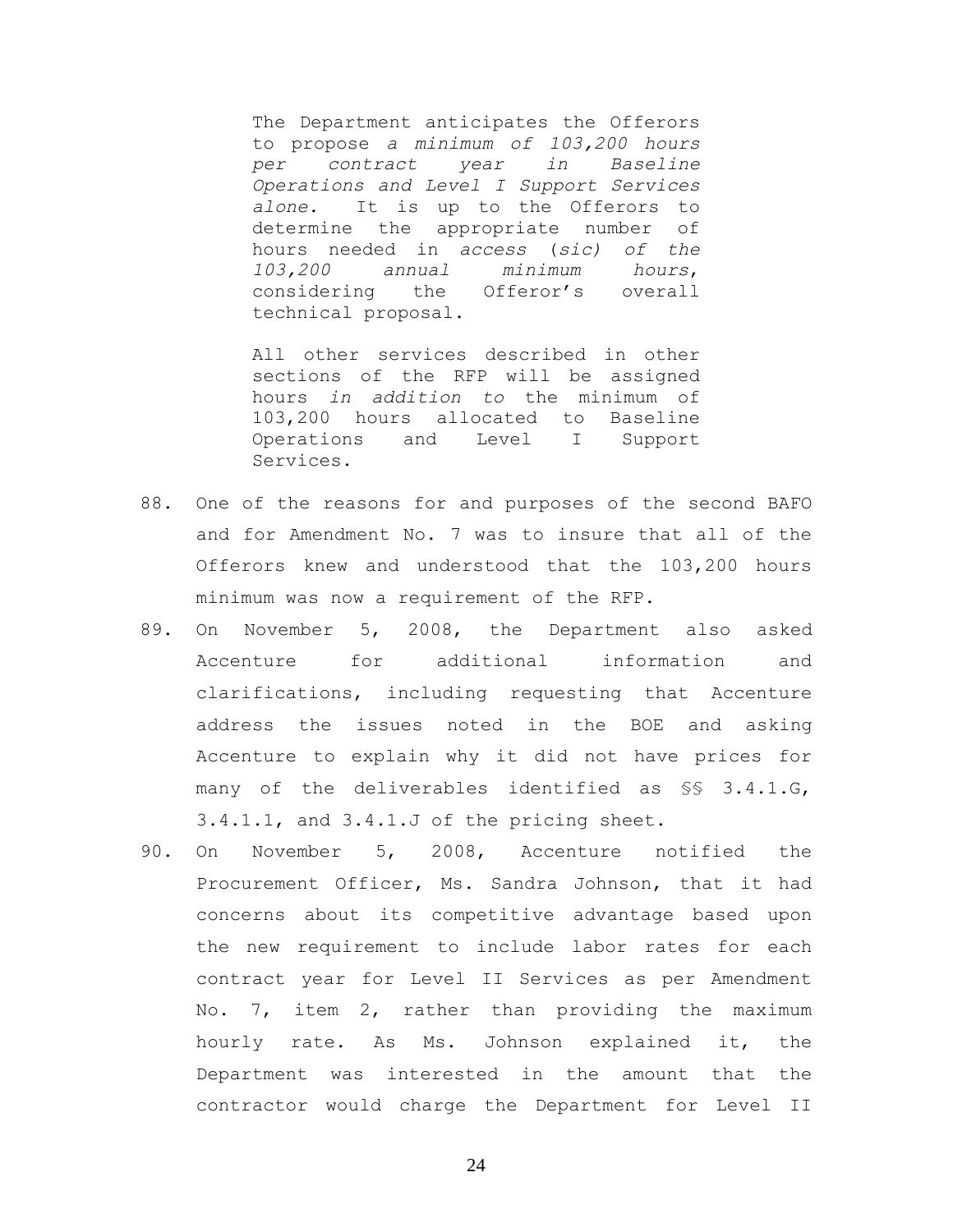> The Department anticipates the Offerors to propose *a minimum of 103,200 hours per contract year in Baseline Operations and Level I Support Services alone.* It is up to the Offerors to determine the appropriate number of hours needed in *access (sic) of the 103,200 annual minimum hours*, considering the Offeror's overall technical proposal.
>
> All other services described in other sections of the RFP will be assigned hours *in addition to* the minimum of 103,200 hours allocated to Baseline Operations and Level I Support Services.

88. One of the reasons for and purposes of the second BAFO and for Amendment No. 7 was to insure that all of the Offerors knew and understood that the 103,200 hours minimum was now a requirement of the RFP.

89. On November 5, 2008, the Department also asked Accenture for additional information and clarifications, including requesting that Accenture address the issues noted in the BOE and asking Accenture to explain why it did not have prices for many of the deliverables identified as §§ 3.4.1.G, 3.4.1.1, and 3.4.1.J of the pricing sheet.

90. On November 5, 2008, Accenture notified the Procurement Officer, Ms. Sandra Johnson, that it had concerns about its competitive advantage based upon the new requirement to include labor rates for each contract year for Level II Services as per Amendment No. 7, item 2, rather than providing the maximum hourly rate. As Ms. Johnson explained it, the Department was interested in the amount that the contractor would charge the Department for Level II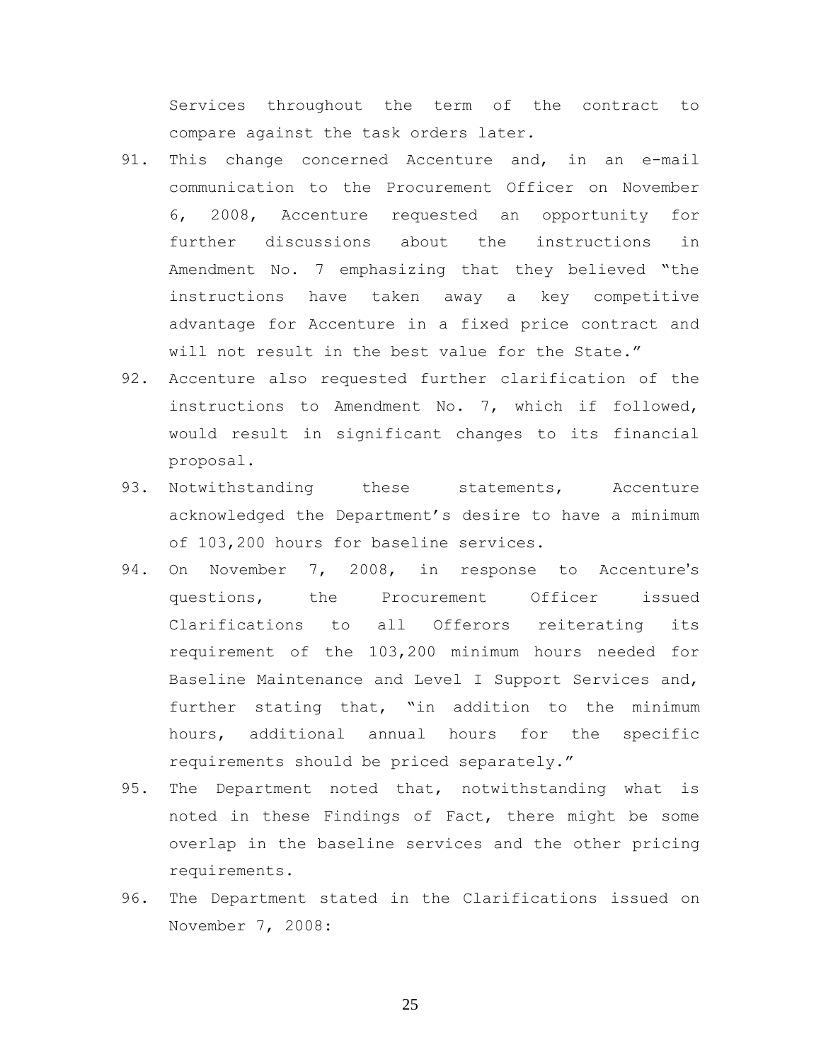Services throughout the term of the contract to compare against the task orders later.

91. This change concerned Accenture and, in an e-mail communication to the Procurement Officer on November 6, 2008, Accenture requested an opportunity for further discussions about the instructions in Amendment No. 7 emphasizing that they believed "the instructions have taken away a key competitive advantage for Accenture in a fixed price contract and will not result in the best value for the State."
92. Accenture also requested further clarification of the instructions to Amendment No. 7, which if followed, would result in significant changes to its financial proposal.
93. Notwithstanding these statements, Accenture acknowledged the Department's desire to have a minimum of 103,200 hours for baseline services.
94. On November 7, 2008, in response to Accenture's questions, the Procurement Officer issued Clarifications to all Offerors reiterating its requirement of the 103,200 minimum hours needed for Baseline Maintenance and Level I Support Services and, further stating that, "in addition to the minimum hours, additional annual hours for the specific requirements should be priced separately."
95. The Department noted that, notwithstanding what is noted in these Findings of Fact, there might be some overlap in the baseline services and the other pricing requirements.
96. The Department stated in the Clarifications issued on November 7, 2008: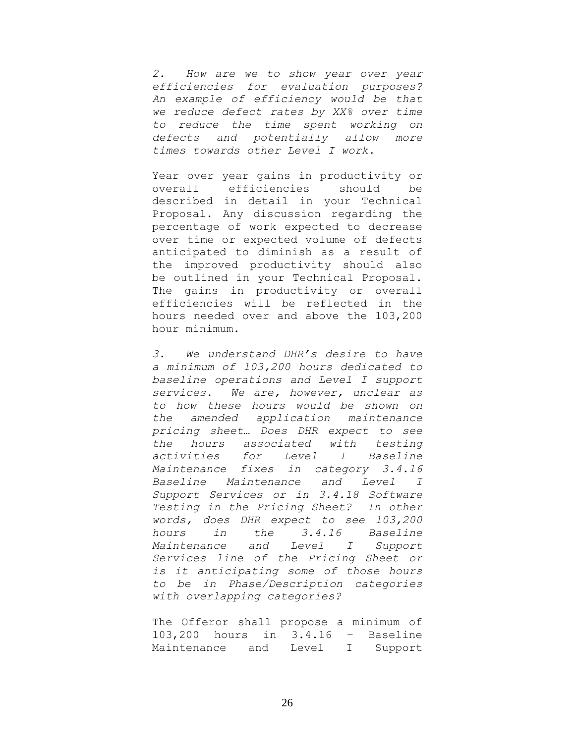*2. How are we to show year over year efficiencies for evaluation purposes? An example of efficiency would be that we reduce defect rates by XX% over time to reduce the time spent working on defects and potentially allow more times towards other Level I work.*

Year over year gains in productivity or overall efficiencies should be described in detail in your Technical Proposal. Any discussion regarding the percentage of work expected to decrease over time or expected volume of defects anticipated to diminish as a result of the improved productivity should also be outlined in your Technical Proposal. The gains in productivity or overall efficiencies will be reflected in the hours needed over and above the 103,200 hour minimum.

*3. We understand DHR's desire to have a minimum of 103,200 hours dedicated to baseline operations and Level I support services. We are, however, unclear as to how these hours would be shown on the amended application maintenance pricing sheet… Does DHR expect to see the hours associated with testing activities for Level I Baseline Maintenance fixes in category 3.4.16 Baseline Maintenance and Level I Support Services or in 3.4.18 Software Testing in the Pricing Sheet? In other words, does DHR expect to see 103,200 hours in the 3.4.16 Baseline Maintenance and Level I Support Services line of the Pricing Sheet or is it anticipating some of those hours to be in Phase/Description categories with overlapping categories?*

The Offeror shall propose a minimum of 103,200 hours in 3.4.16 – Baseline Maintenance and Level I Support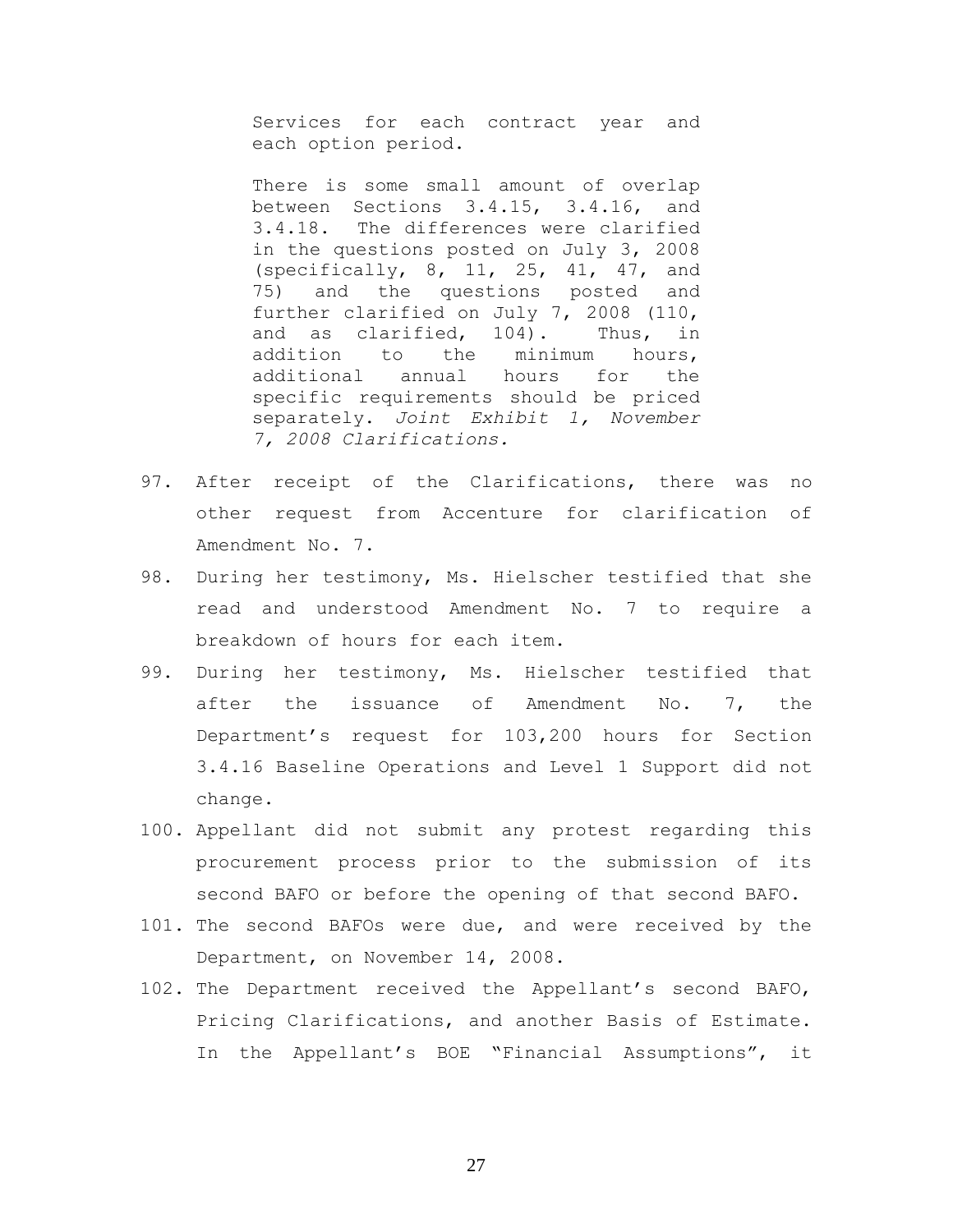> Services for each contract year and each option period.
>
> There is some small amount of overlap between Sections 3.4.15, 3.4.16, and 3.4.18. The differences were clarified in the questions posted on July 3, 2008 (specifically, 8, 11, 25, 41, 47, and 75) and the questions posted and further clarified on July 7, 2008 (110, and as clarified, 104). Thus, in addition to the minimum hours, additional annual hours for the specific requirements should be priced separately. *Joint Exhibit 1, November 7, 2008 Clarifications.*

97. After receipt of the Clarifications, there was no other request from Accenture for clarification of Amendment No. 7.
98. During her testimony, Ms. Hielscher testified that she read and understood Amendment No. 7 to require a breakdown of hours for each item.
99. During her testimony, Ms. Hielscher testified that after the issuance of Amendment No. 7, the Department's request for 103,200 hours for Section 3.4.16 Baseline Operations and Level 1 Support did not change.
100. Appellant did not submit any protest regarding this procurement process prior to the submission of its second BAFO or before the opening of that second BAFO.
101. The second BAFOs were due, and were received by the Department, on November 14, 2008.
102. The Department received the Appellant's second BAFO, Pricing Clarifications, and another Basis of Estimate. In the Appellant's BOE "Financial Assumptions", it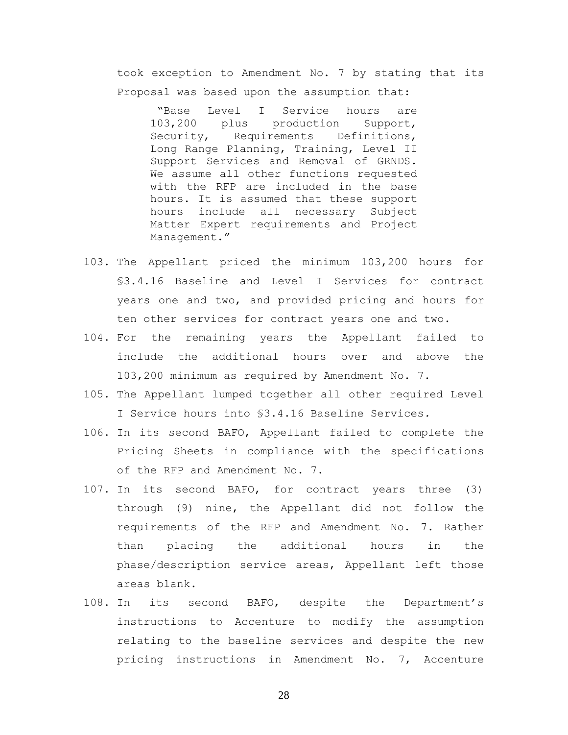took exception to Amendment No. 7 by stating that its Proposal was based upon the assumption that:

> "Base Level I Service hours are 103,200 plus production Support, Security, Requirements Definitions, Long Range Planning, Training, Level II Support Services and Removal of GRNDS. We assume all other functions requested with the RFP are included in the base hours. It is assumed that these support hours include all necessary Subject Matter Expert requirements and Project Management."

103. The Appellant priced the minimum 103,200 hours for §3.4.16 Baseline and Level I Services for contract years one and two, and provided pricing and hours for ten other services for contract years one and two.

104. For the remaining years the Appellant failed to include the additional hours over and above the 103,200 minimum as required by Amendment No. 7.

105. The Appellant lumped together all other required Level I Service hours into §3.4.16 Baseline Services.

106. In its second BAFO, Appellant failed to complete the Pricing Sheets in compliance with the specifications of the RFP and Amendment No. 7.

107. In its second BAFO, for contract years three (3) through (9) nine, the Appellant did not follow the requirements of the RFP and Amendment No. 7. Rather than placing the additional hours in the phase/description service areas, Appellant left those areas blank.

108. In its second BAFO, despite the Department's instructions to Accenture to modify the assumption relating to the baseline services and despite the new pricing instructions in Amendment No. 7, Accenture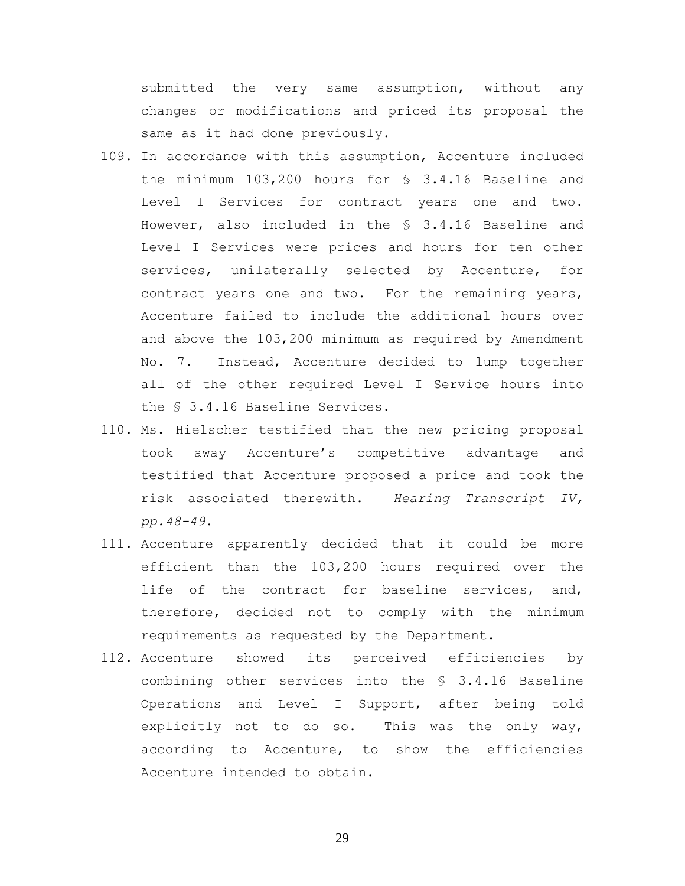submitted the very same assumption, without any changes or modifications and priced its proposal the same as it had done previously.

109. In accordance with this assumption, Accenture included the minimum 103,200 hours for § 3.4.16 Baseline and Level I Services for contract years one and two. However, also included in the § 3.4.16 Baseline and Level I Services were prices and hours for ten other services, unilaterally selected by Accenture, for contract years one and two. For the remaining years, Accenture failed to include the additional hours over and above the 103,200 minimum as required by Amendment No. 7. Instead, Accenture decided to lump together all of the other required Level I Service hours into the § 3.4.16 Baseline Services.

110. Ms. Hielscher testified that the new pricing proposal took away Accenture's competitive advantage and testified that Accenture proposed a price and took the risk associated therewith. *Hearing Transcript IV, pp.48-49*.

111. Accenture apparently decided that it could be more efficient than the 103,200 hours required over the life of the contract for baseline services, and, therefore, decided not to comply with the minimum requirements as requested by the Department.

112. Accenture showed its perceived efficiencies by combining other services into the § 3.4.16 Baseline Operations and Level I Support, after being told explicitly not to do so. This was the only way, according to Accenture, to show the efficiencies Accenture intended to obtain.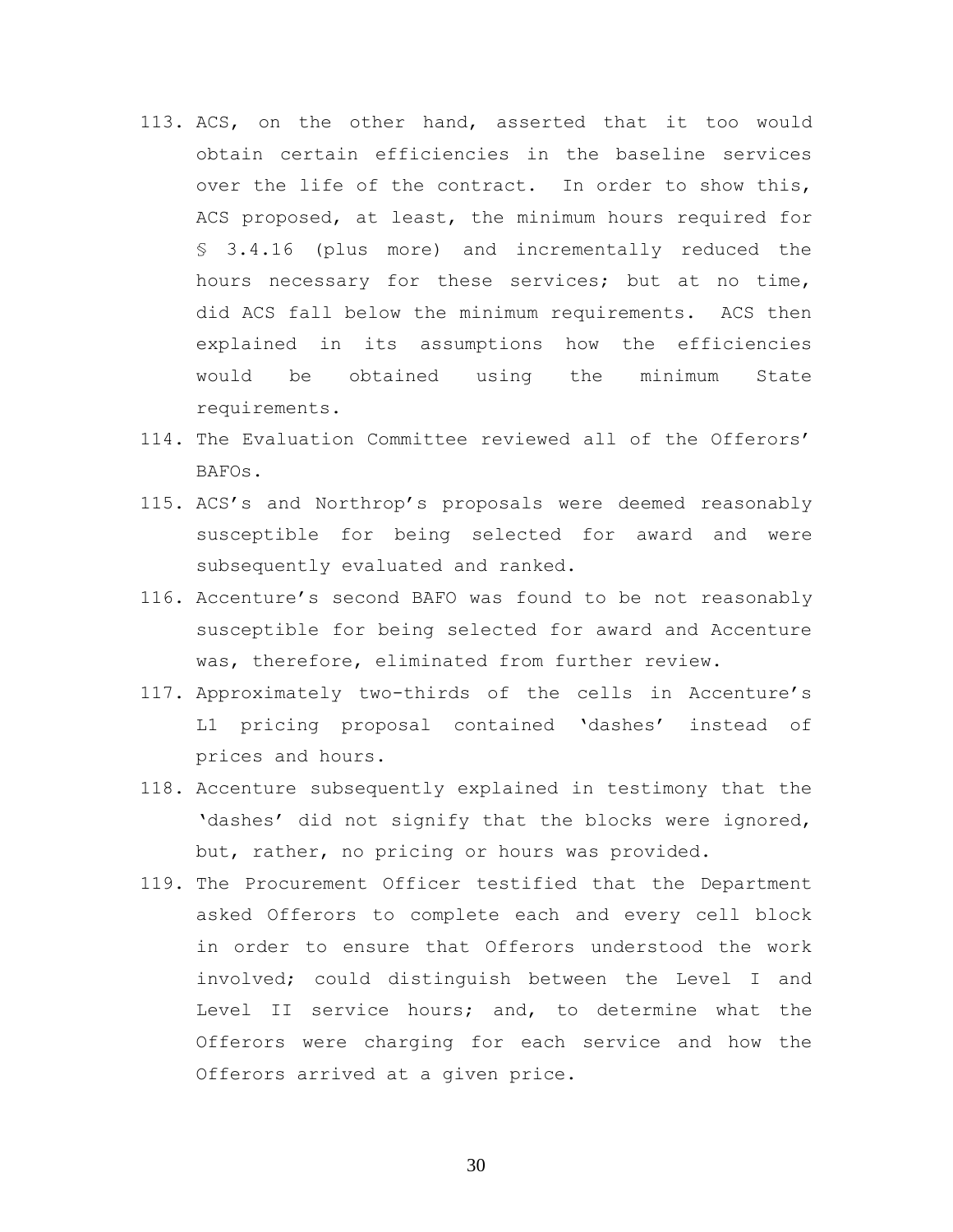113. ACS, on the other hand, asserted that it too would obtain certain efficiencies in the baseline services over the life of the contract. In order to show this, ACS proposed, at least, the minimum hours required for § 3.4.16 (plus more) and incrementally reduced the hours necessary for these services; but at no time, did ACS fall below the minimum requirements. ACS then explained in its assumptions how the efficiencies would be obtained using the minimum State requirements.
114. The Evaluation Committee reviewed all of the Offerors' BAFOs.
115. ACS's and Northrop's proposals were deemed reasonably susceptible for being selected for award and were subsequently evaluated and ranked.
116. Accenture's second BAFO was found to be not reasonably susceptible for being selected for award and Accenture was, therefore, eliminated from further review.
117. Approximately two-thirds of the cells in Accenture's L1 pricing proposal contained 'dashes' instead of prices and hours.
118. Accenture subsequently explained in testimony that the 'dashes' did not signify that the blocks were ignored, but, rather, no pricing or hours was provided.
119. The Procurement Officer testified that the Department asked Offerors to complete each and every cell block in order to ensure that Offerors understood the work involved; could distinguish between the Level I and Level II service hours; and, to determine what the Offerors were charging for each service and how the Offerors arrived at a given price.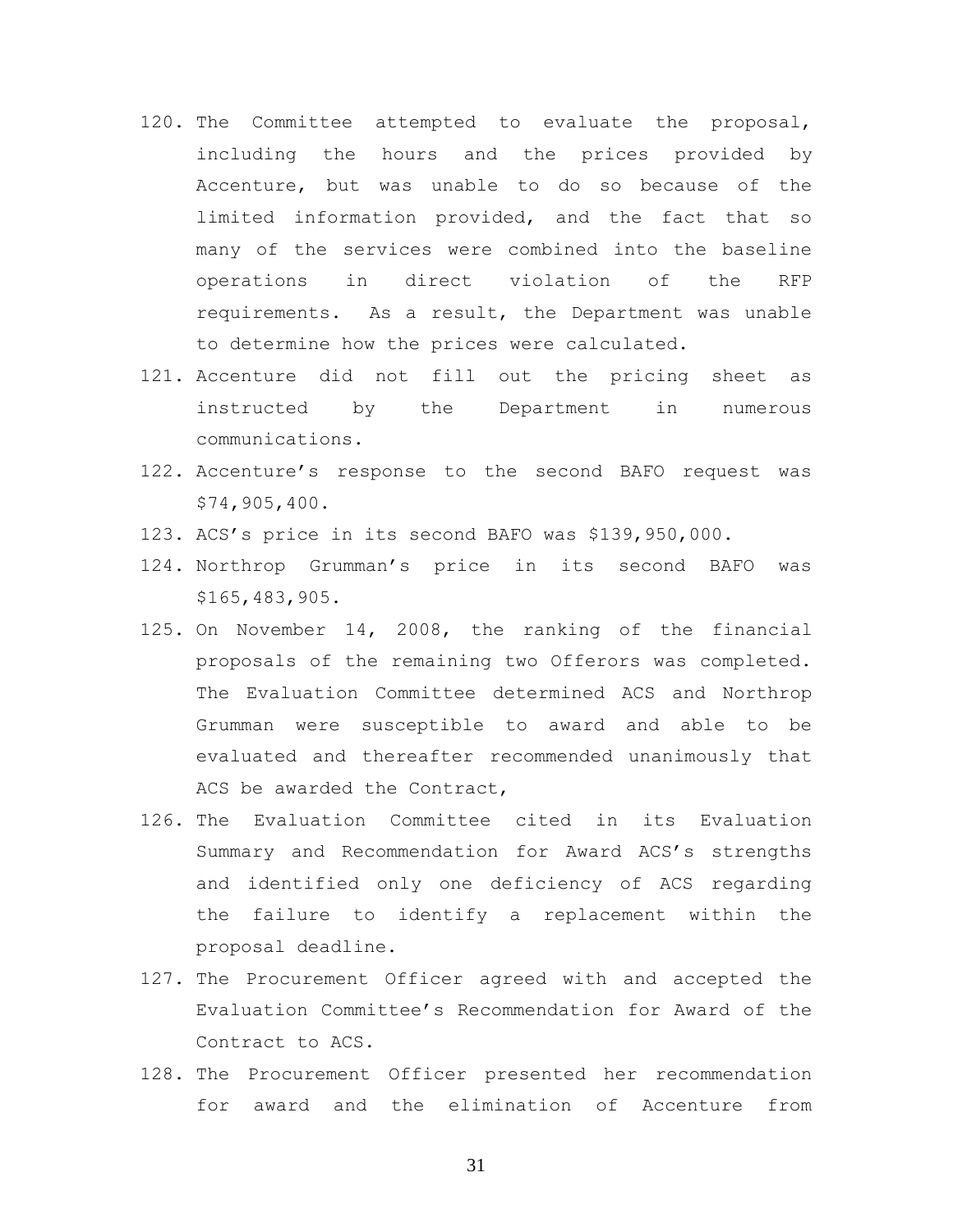120. The Committee attempted to evaluate the proposal, including the hours and the prices provided by Accenture, but was unable to do so because of the limited information provided, and the fact that so many of the services were combined into the baseline operations in direct violation of the RFP requirements. As a result, the Department was unable to determine how the prices were calculated.

121. Accenture did not fill out the pricing sheet as instructed by the Department in numerous communications.

122. Accenture's response to the second BAFO request was $74,905,400.

123. ACS's price in its second BAFO was $139,950,000.

124. Northrop Grumman's price in its second BAFO was $165,483,905.

125. On November 14, 2008, the ranking of the financial proposals of the remaining two Offerors was completed. The Evaluation Committee determined ACS and Northrop Grumman were susceptible to award and able to be evaluated and thereafter recommended unanimously that ACS be awarded the Contract,

126. The Evaluation Committee cited in its Evaluation Summary and Recommendation for Award ACS's strengths and identified only one deficiency of ACS regarding the failure to identify a replacement within the proposal deadline.

127. The Procurement Officer agreed with and accepted the Evaluation Committee's Recommendation for Award of the Contract to ACS.

128. The Procurement Officer presented her recommendation for award and the elimination of Accenture from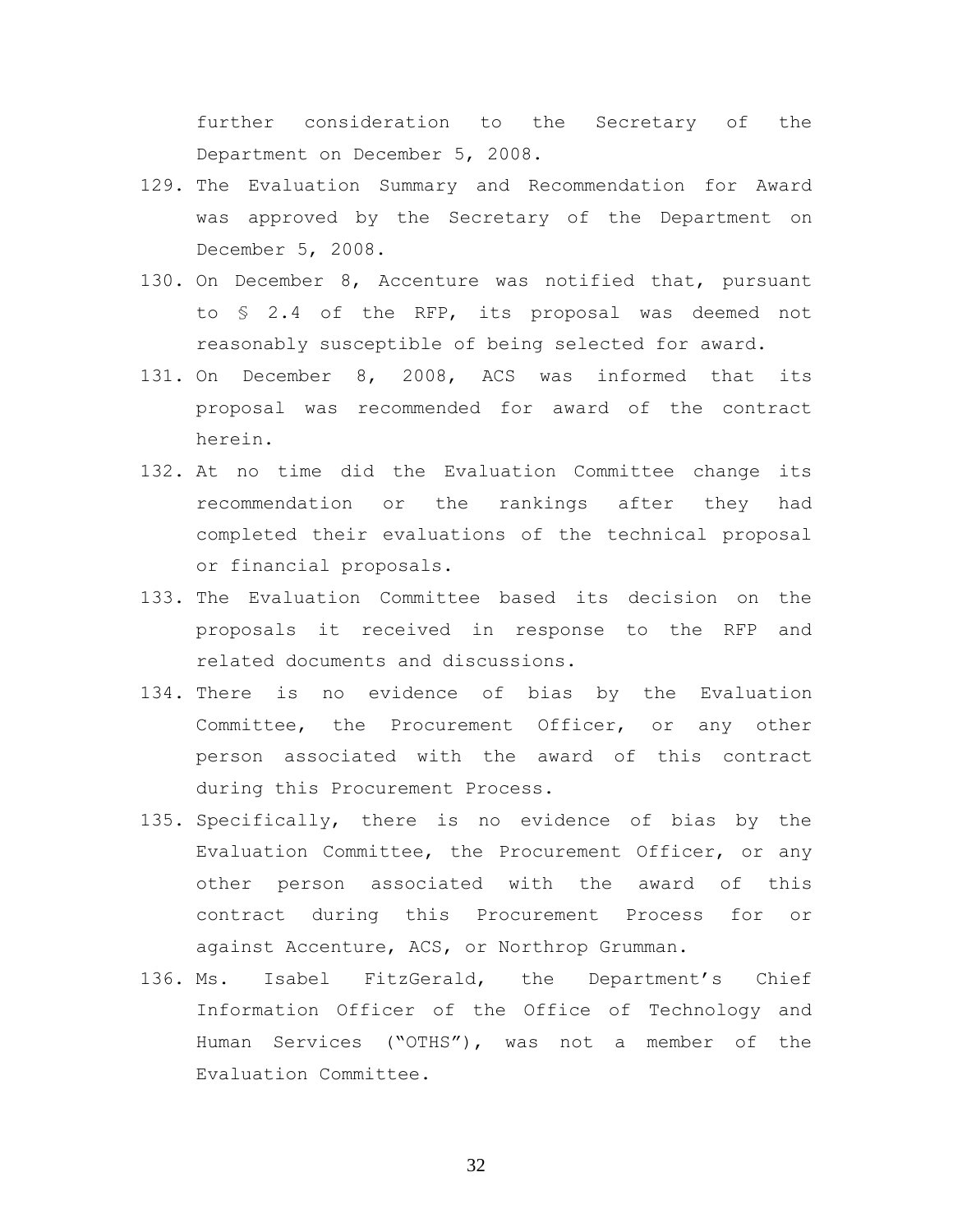further consideration to the Secretary of the Department on December 5, 2008.

129. The Evaluation Summary and Recommendation for Award was approved by the Secretary of the Department on December 5, 2008.

130. On December 8, Accenture was notified that, pursuant to § 2.4 of the RFP, its proposal was deemed not reasonably susceptible of being selected for award.

131. On December 8, 2008, ACS was informed that its proposal was recommended for award of the contract herein.

132. At no time did the Evaluation Committee change its recommendation or the rankings after they had completed their evaluations of the technical proposal or financial proposals.

133. The Evaluation Committee based its decision on the proposals it received in response to the RFP and related documents and discussions.

134. There is no evidence of bias by the Evaluation Committee, the Procurement Officer, or any other person associated with the award of this contract during this Procurement Process.

135. Specifically, there is no evidence of bias by the Evaluation Committee, the Procurement Officer, or any other person associated with the award of this contract during this Procurement Process for or against Accenture, ACS, or Northrop Grumman.

136. Ms. Isabel FitzGerald, the Department's Chief Information Officer of the Office of Technology and Human Services ("OTHS"), was not a member of the Evaluation Committee.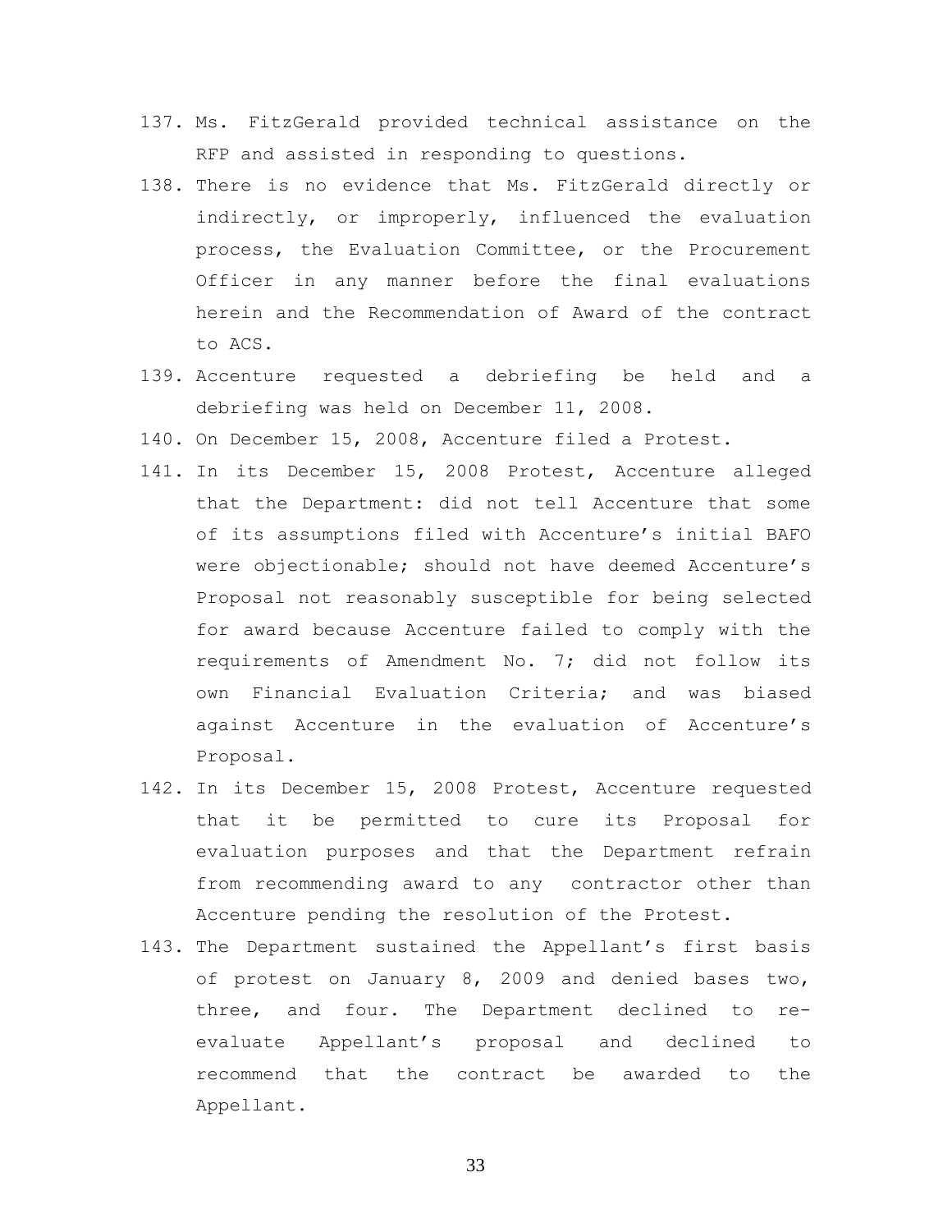137. Ms. FitzGerald provided technical assistance on the RFP and assisted in responding to questions.
138. There is no evidence that Ms. FitzGerald directly or indirectly, or improperly, influenced the evaluation process, the Evaluation Committee, or the Procurement Officer in any manner before the final evaluations herein and the Recommendation of Award of the contract to ACS.
139. Accenture requested a debriefing be held and a debriefing was held on December 11, 2008.
140. On December 15, 2008, Accenture filed a Protest.
141. In its December 15, 2008 Protest, Accenture alleged that the Department: did not tell Accenture that some of its assumptions filed with Accenture's initial BAFO were objectionable; should not have deemed Accenture's Proposal not reasonably susceptible for being selected for award because Accenture failed to comply with the requirements of Amendment No. 7; did not follow its own Financial Evaluation Criteria; and was biased against Accenture in the evaluation of Accenture's Proposal.
142. In its December 15, 2008 Protest, Accenture requested that it be permitted to cure its Proposal for evaluation purposes and that the Department refrain from recommending award to any contractor other than Accenture pending the resolution of the Protest.
143. The Department sustained the Appellant's first basis of protest on January 8, 2009 and denied bases two, three, and four. The Department declined to re-evaluate Appellant's proposal and declined to recommend that the contract be awarded to the Appellant.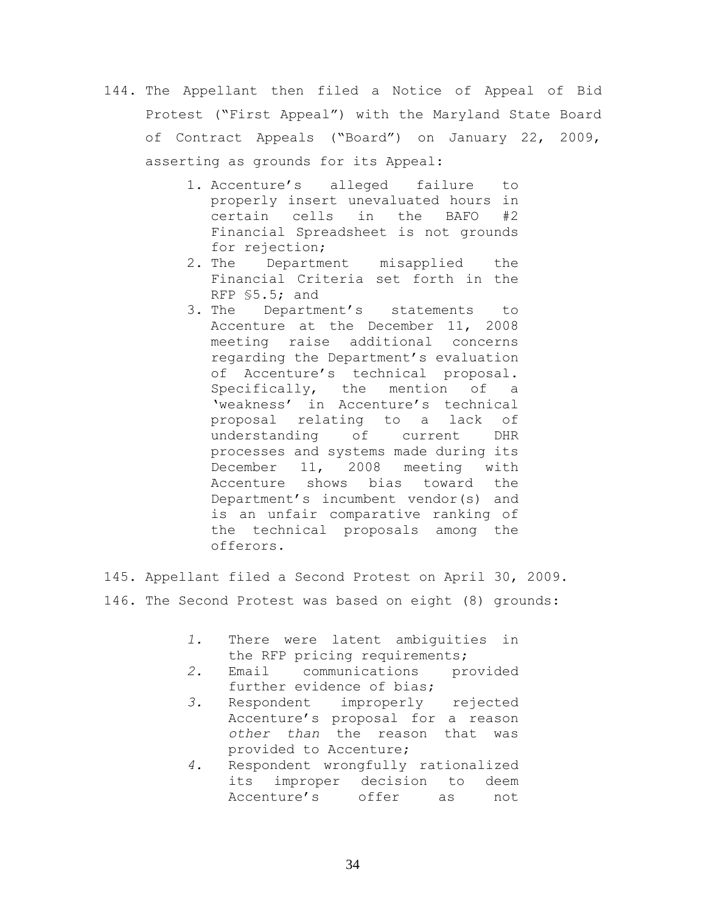144. The Appellant then filed a Notice of Appeal of Bid Protest ("First Appeal") with the Maryland State Board of Contract Appeals ("Board") on January 22, 2009, asserting as grounds for its Appeal:

     1. Accenture's alleged failure to properly insert unevaluated hours in certain cells in the BAFO #2 Financial Spreadsheet is not grounds for rejection;
     2. The Department misapplied the Financial Criteria set forth in the RFP §5.5; and
     3. The Department's statements to Accenture at the December 11, 2008 meeting raise additional concerns regarding the Department's evaluation of Accenture's technical proposal. Specifically, the mention of a 'weakness' in Accenture's technical proposal relating to a lack of understanding of current DHR processes and systems made during its December 11, 2008 meeting with Accenture shows bias toward the Department's incumbent vendor(s) and is an unfair comparative ranking of the technical proposals among the offerors.

145. Appellant filed a Second Protest on April 30, 2009.

146. The Second Protest was based on eight (8) grounds:

     *1.* There were latent ambiguities in the RFP pricing requirements;
     *2.* Email communications provided further evidence of bias;
     *3.* Respondent improperly rejected Accenture's proposal for a reason *other than* the reason that was provided to Accenture;
     *4.* Respondent wrongfully rationalized its improper decision to deem Accenture's offer as not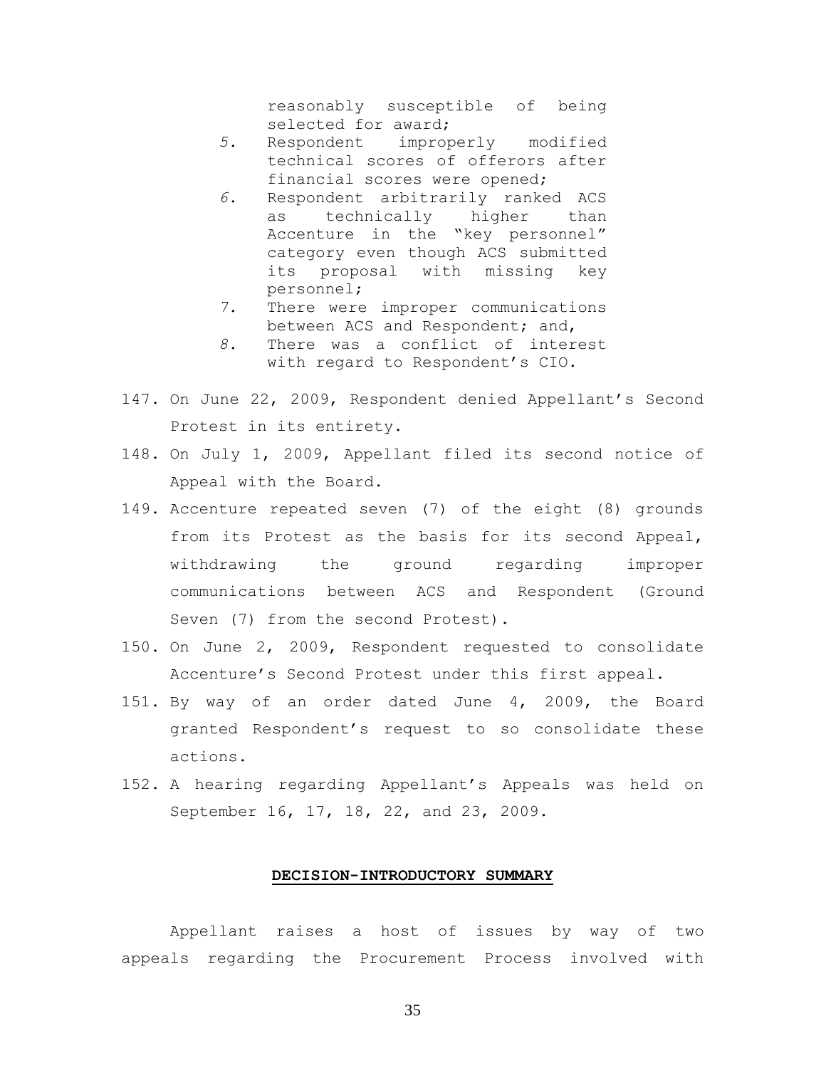reasonably susceptible of being selected for award;

5. Respondent improperly modified technical scores of offerors after financial scores were opened;
6. Respondent arbitrarily ranked ACS as technically higher than Accenture in the "key personnel" category even though ACS submitted its proposal with missing key personnel;
7. There were improper communications between ACS and Respondent; and,
8. There was a conflict of interest with regard to Respondent's CIO.

147. On June 22, 2009, Respondent denied Appellant's Second Protest in its entirety.

148. On July 1, 2009, Appellant filed its second notice of Appeal with the Board.

149. Accenture repeated seven (7) of the eight (8) grounds from its Protest as the basis for its second Appeal, withdrawing the ground regarding improper communications between ACS and Respondent (Ground Seven (7) from the second Protest).

150. On June 2, 2009, Respondent requested to consolidate Accenture's Second Protest under this first appeal.

151. By way of an order dated June 4, 2009, the Board granted Respondent's request to so consolidate these actions.

152. A hearing regarding Appellant's Appeals was held on September 16, 17, 18, 22, and 23, 2009.

## DECISION-INTRODUCTORY SUMMARY

Appellant raises a host of issues by way of two appeals regarding the Procurement Process involved with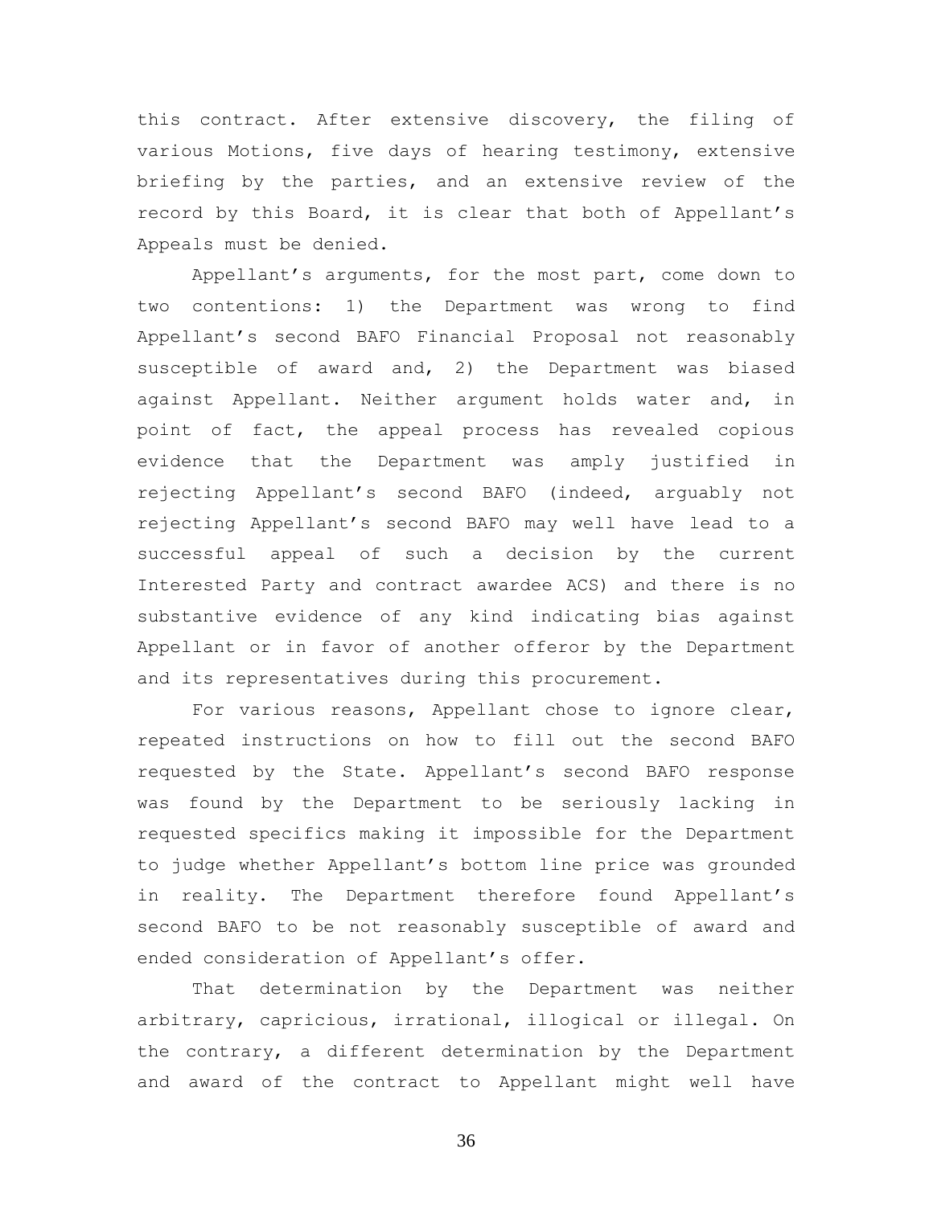this contract. After extensive discovery, the filing of various Motions, five days of hearing testimony, extensive briefing by the parties, and an extensive review of the record by this Board, it is clear that both of Appellant's Appeals must be denied.

Appellant's arguments, for the most part, come down to two contentions: 1) the Department was wrong to find Appellant's second BAFO Financial Proposal not reasonably susceptible of award and, 2) the Department was biased against Appellant. Neither argument holds water and, in point of fact, the appeal process has revealed copious evidence that the Department was amply justified in rejecting Appellant's second BAFO (indeed, arguably not rejecting Appellant's second BAFO may well have lead to a successful appeal of such a decision by the current Interested Party and contract awardee ACS) and there is no substantive evidence of any kind indicating bias against Appellant or in favor of another offeror by the Department and its representatives during this procurement.

For various reasons, Appellant chose to ignore clear, repeated instructions on how to fill out the second BAFO requested by the State. Appellant's second BAFO response was found by the Department to be seriously lacking in requested specifics making it impossible for the Department to judge whether Appellant's bottom line price was grounded in reality. The Department therefore found Appellant's second BAFO to be not reasonably susceptible of award and ended consideration of Appellant's offer.

That determination by the Department was neither arbitrary, capricious, irrational, illogical or illegal. On the contrary, a different determination by the Department and award of the contract to Appellant might well have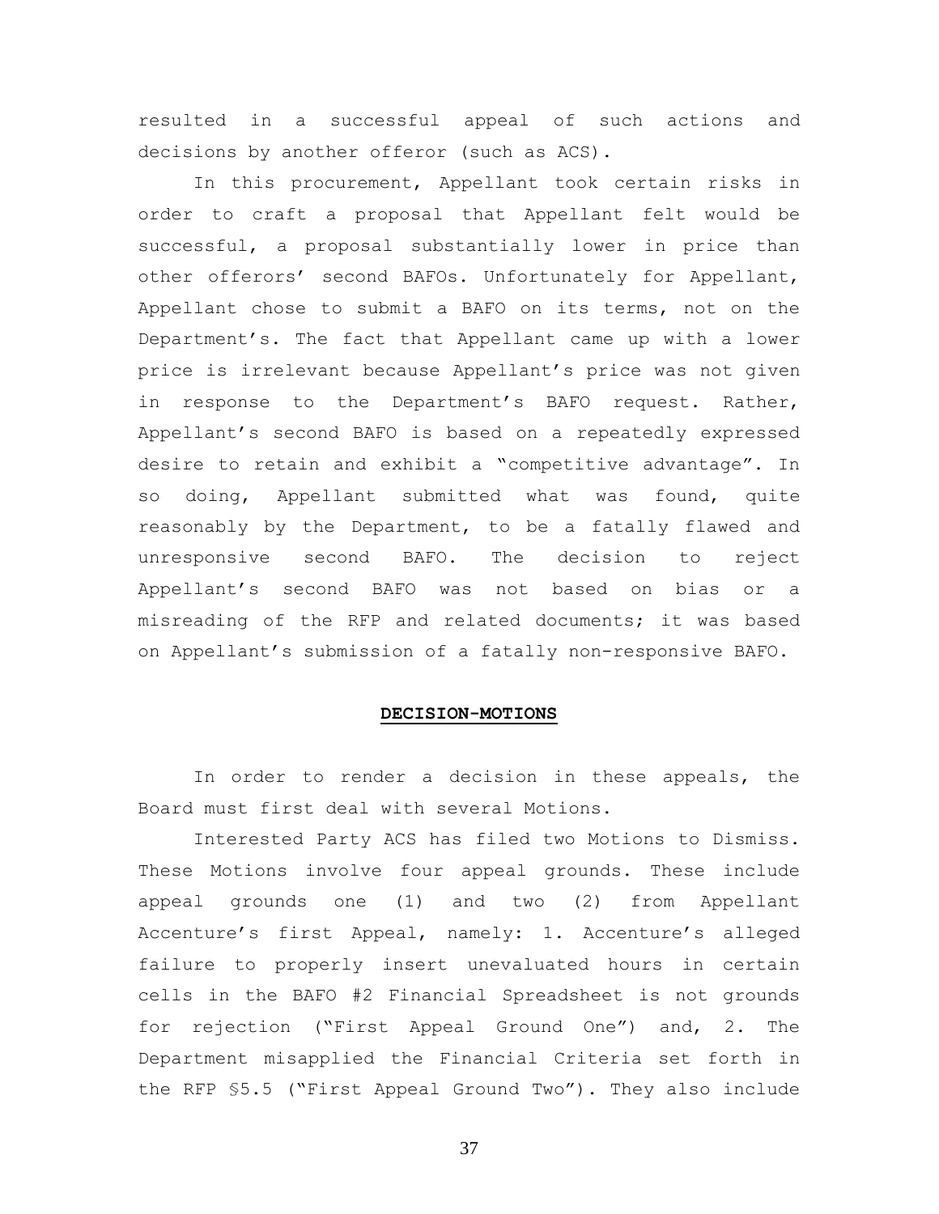resulted in a successful appeal of such actions and decisions by another offeror (such as ACS).

In this procurement, Appellant took certain risks in order to craft a proposal that Appellant felt would be successful, a proposal substantially lower in price than other offerors' second BAFOs. Unfortunately for Appellant, Appellant chose to submit a BAFO on its terms, not on the Department's. The fact that Appellant came up with a lower price is irrelevant because Appellant's price was not given in response to the Department's BAFO request. Rather, Appellant's second BAFO is based on a repeatedly expressed desire to retain and exhibit a "competitive advantage". In so doing, Appellant submitted what was found, quite reasonably by the Department, to be a fatally flawed and unresponsive second BAFO. The decision to reject Appellant's second BAFO was not based on bias or a misreading of the RFP and related documents; it was based on Appellant's submission of a fatally non-responsive BAFO.

## DECISION-MOTIONS

In order to render a decision in these appeals, the Board must first deal with several Motions.

Interested Party ACS has filed two Motions to Dismiss. These Motions involve four appeal grounds. These include appeal grounds one (1) and two (2) from Appellant Accenture's first Appeal, namely: 1. Accenture's alleged failure to properly insert unevaluated hours in certain cells in the BAFO #2 Financial Spreadsheet is not grounds for rejection ("First Appeal Ground One") and, 2. The Department misapplied the Financial Criteria set forth in the RFP §5.5 ("First Appeal Ground Two"). They also include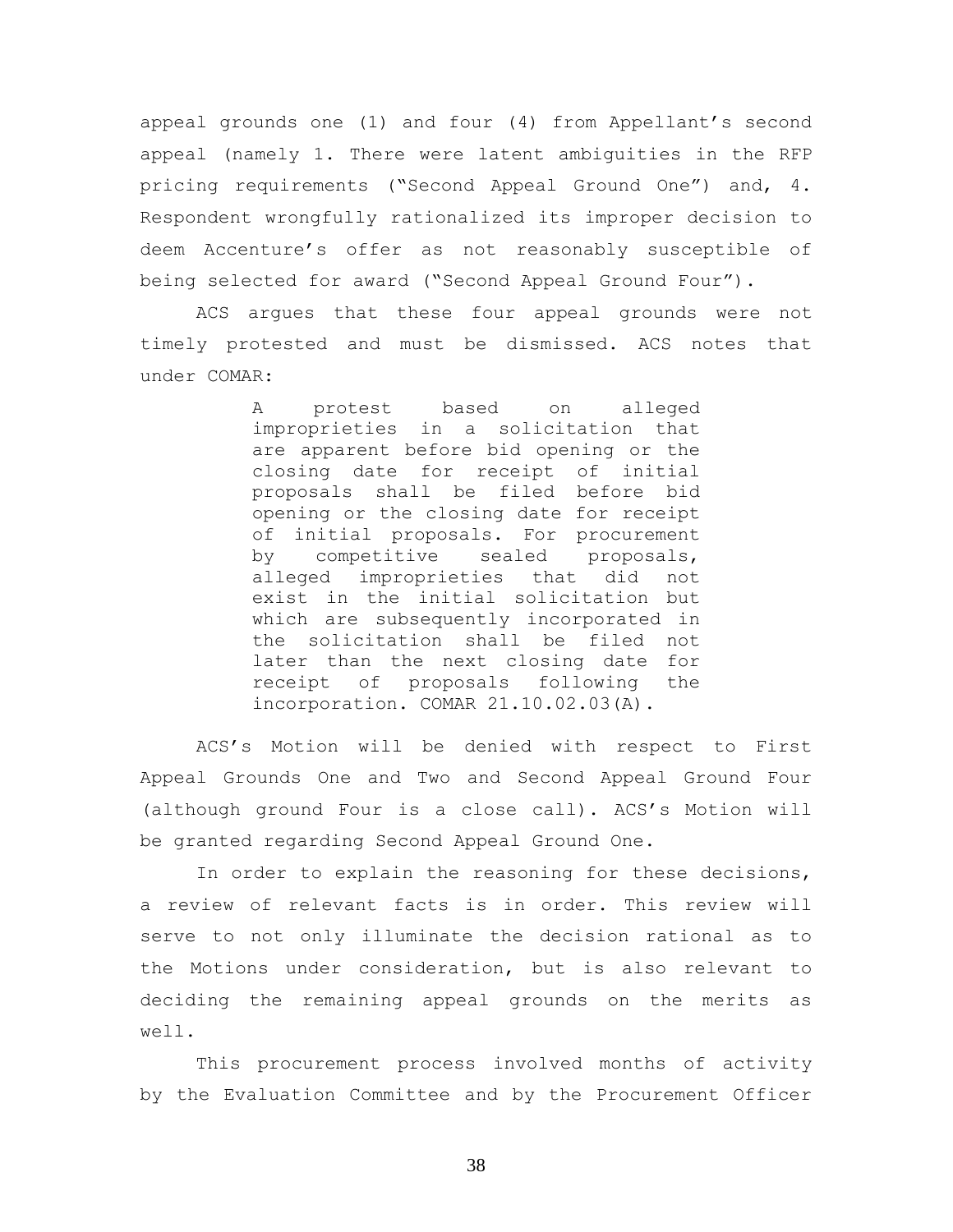appeal grounds one (1) and four (4) from Appellant's second appeal (namely 1. There were latent ambiguities in the RFP pricing requirements ("Second Appeal Ground One") and, 4. Respondent wrongfully rationalized its improper decision to deem Accenture's offer as not reasonably susceptible of being selected for award ("Second Appeal Ground Four").

ACS argues that these four appeal grounds were not timely protested and must be dismissed. ACS notes that under COMAR:

> A protest based on alleged improprieties in a solicitation that are apparent before bid opening or the closing date for receipt of initial proposals shall be filed before bid opening or the closing date for receipt of initial proposals. For procurement by competitive sealed proposals, alleged improprieties that did not exist in the initial solicitation but which are subsequently incorporated in the solicitation shall be filed not later than the next closing date for receipt of proposals following the incorporation. COMAR 21.10.02.03(A).

ACS's Motion will be denied with respect to First Appeal Grounds One and Two and Second Appeal Ground Four (although ground Four is a close call). ACS's Motion will be granted regarding Second Appeal Ground One.

In order to explain the reasoning for these decisions, a review of relevant facts is in order. This review will serve to not only illuminate the decision rational as to the Motions under consideration, but is also relevant to deciding the remaining appeal grounds on the merits as well.

This procurement process involved months of activity by the Evaluation Committee and by the Procurement Officer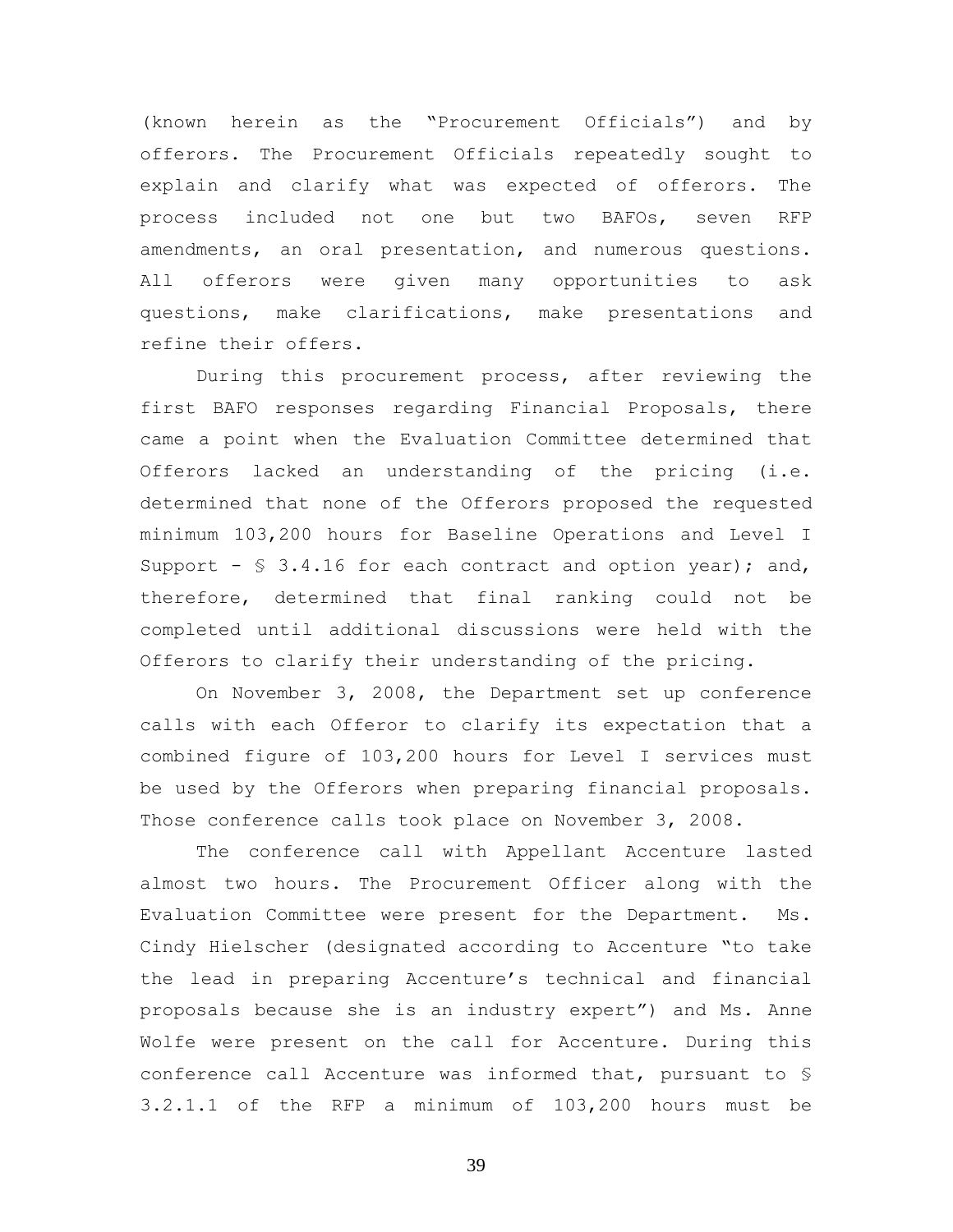(known herein as the "Procurement Officials") and by offerors. The Procurement Officials repeatedly sought to explain and clarify what was expected of offerors. The process included not one but two BAFOs, seven RFP amendments, an oral presentation, and numerous questions. All offerors were given many opportunities to ask questions, make clarifications, make presentations and refine their offers.

During this procurement process, after reviewing the first BAFO responses regarding Financial Proposals, there came a point when the Evaluation Committee determined that Offerors lacked an understanding of the pricing (i.e. determined that none of the Offerors proposed the requested minimum 103,200 hours for Baseline Operations and Level I Support - § 3.4.16 for each contract and option year); and, therefore, determined that final ranking could not be completed until additional discussions were held with the Offerors to clarify their understanding of the pricing.

On November 3, 2008, the Department set up conference calls with each Offeror to clarify its expectation that a combined figure of 103,200 hours for Level I services must be used by the Offerors when preparing financial proposals. Those conference calls took place on November 3, 2008.

The conference call with Appellant Accenture lasted almost two hours. The Procurement Officer along with the Evaluation Committee were present for the Department. Ms. Cindy Hielscher (designated according to Accenture "to take the lead in preparing Accenture's technical and financial proposals because she is an industry expert") and Ms. Anne Wolfe were present on the call for Accenture. During this conference call Accenture was informed that, pursuant to § 3.2.1.1 of the RFP a minimum of 103,200 hours must be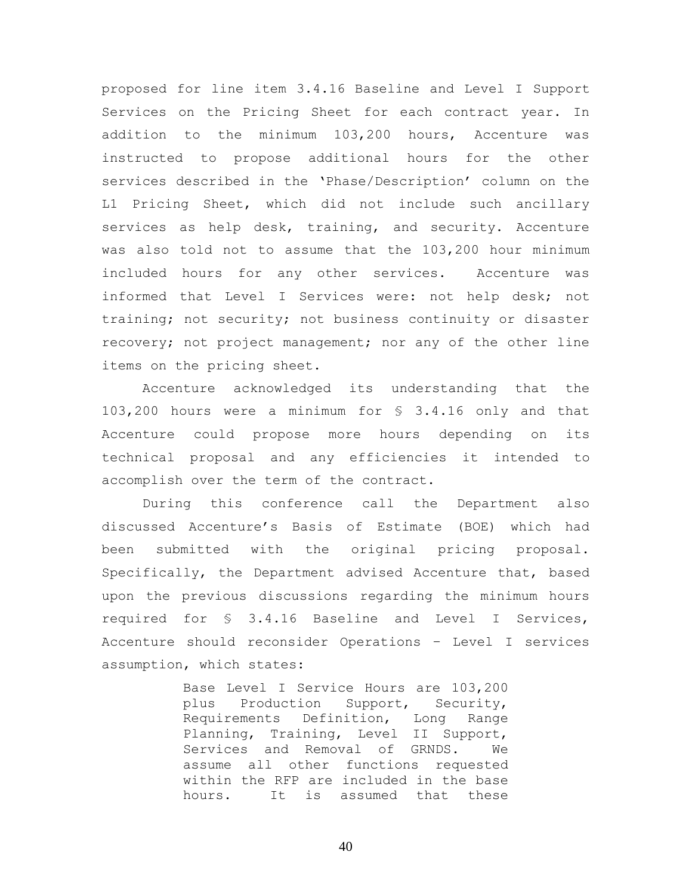proposed for line item 3.4.16 Baseline and Level I Support Services on the Pricing Sheet for each contract year. In addition to the minimum 103,200 hours, Accenture was instructed to propose additional hours for the other services described in the 'Phase/Description' column on the L1 Pricing Sheet, which did not include such ancillary services as help desk, training, and security. Accenture was also told not to assume that the 103,200 hour minimum included hours for any other services. Accenture was informed that Level I Services were: not help desk; not training; not security; not business continuity or disaster recovery; not project management; nor any of the other line items on the pricing sheet.

Accenture acknowledged its understanding that the 103,200 hours were a minimum for § 3.4.16 only and that Accenture could propose more hours depending on its technical proposal and any efficiencies it intended to accomplish over the term of the contract.

During this conference call the Department also discussed Accenture's Basis of Estimate (BOE) which had been submitted with the original pricing proposal. Specifically, the Department advised Accenture that, based upon the previous discussions regarding the minimum hours required for § 3.4.16 Baseline and Level I Services, Accenture should reconsider Operations – Level I services assumption, which states:

> Base Level I Service Hours are 103,200 plus Production Support, Security, Requirements Definition, Long Range Planning, Training, Level II Support, Services and Removal of GRNDS. We assume all other functions requested within the RFP are included in the base hours. It is assumed that these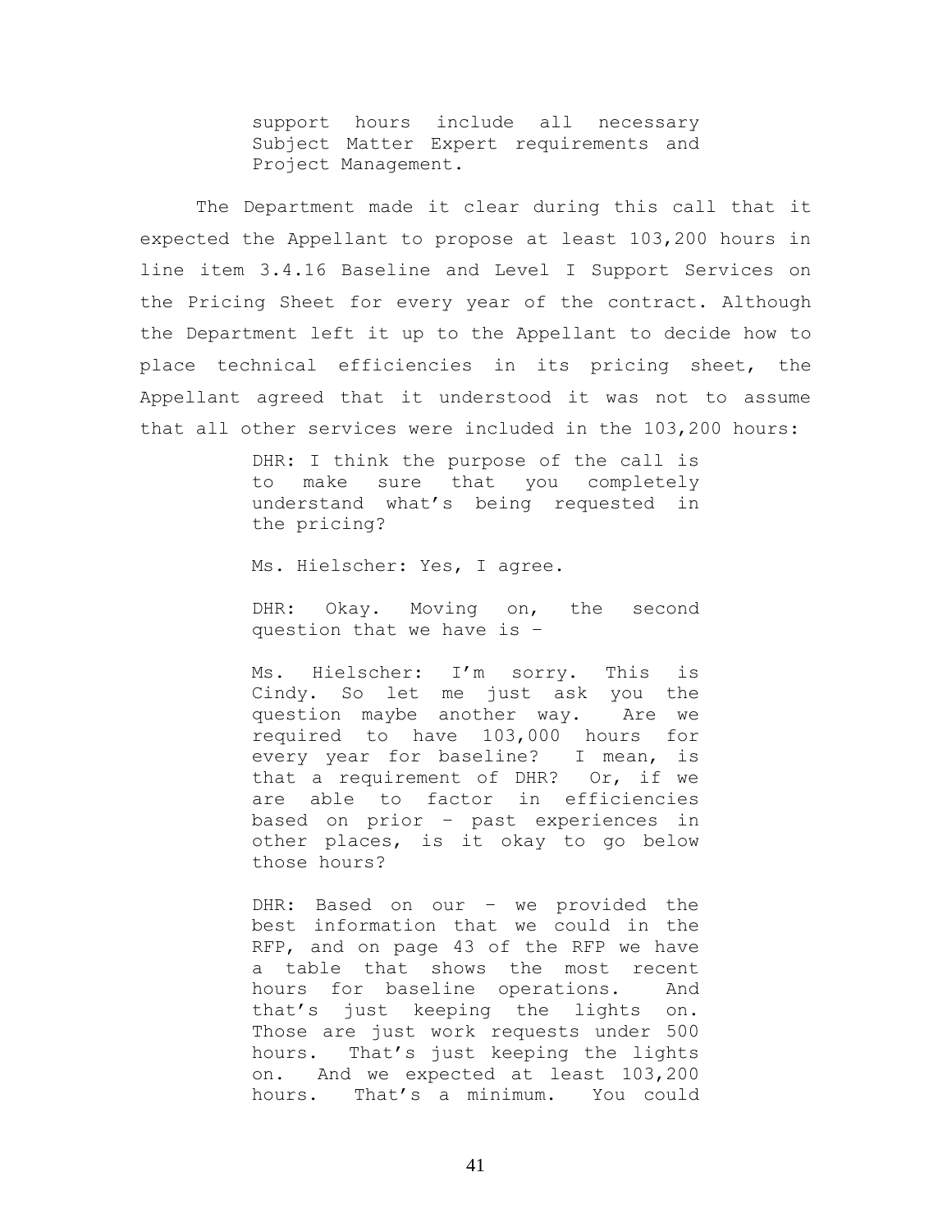> support hours include all necessary Subject Matter Expert requirements and Project Management.

The Department made it clear during this call that it expected the Appellant to propose at least 103,200 hours in line item 3.4.16 Baseline and Level I Support Services on the Pricing Sheet for every year of the contract. Although the Department left it up to the Appellant to decide how to place technical efficiencies in its pricing sheet, the Appellant agreed that it understood it was not to assume that all other services were included in the 103,200 hours:

> DHR: I think the purpose of the call is to make sure that you completely understand what's being requested in the pricing?
>
> Ms. Hielscher: Yes, I agree.
>
> DHR: Okay. Moving on, the second question that we have is –
>
> Ms. Hielscher: I'm sorry. This is Cindy. So let me just ask you the question maybe another way. Are we required to have 103,000 hours for every year for baseline? I mean, is that a requirement of DHR? Or, if we are able to factor in efficiencies based on prior – past experiences in other places, is it okay to go below those hours?
>
> DHR: Based on our – we provided the best information that we could in the RFP, and on page 43 of the RFP we have a table that shows the most recent hours for baseline operations. And that's just keeping the lights on. Those are just work requests under 500 hours. That's just keeping the lights on. And we expected at least 103,200 hours. That's a minimum. You could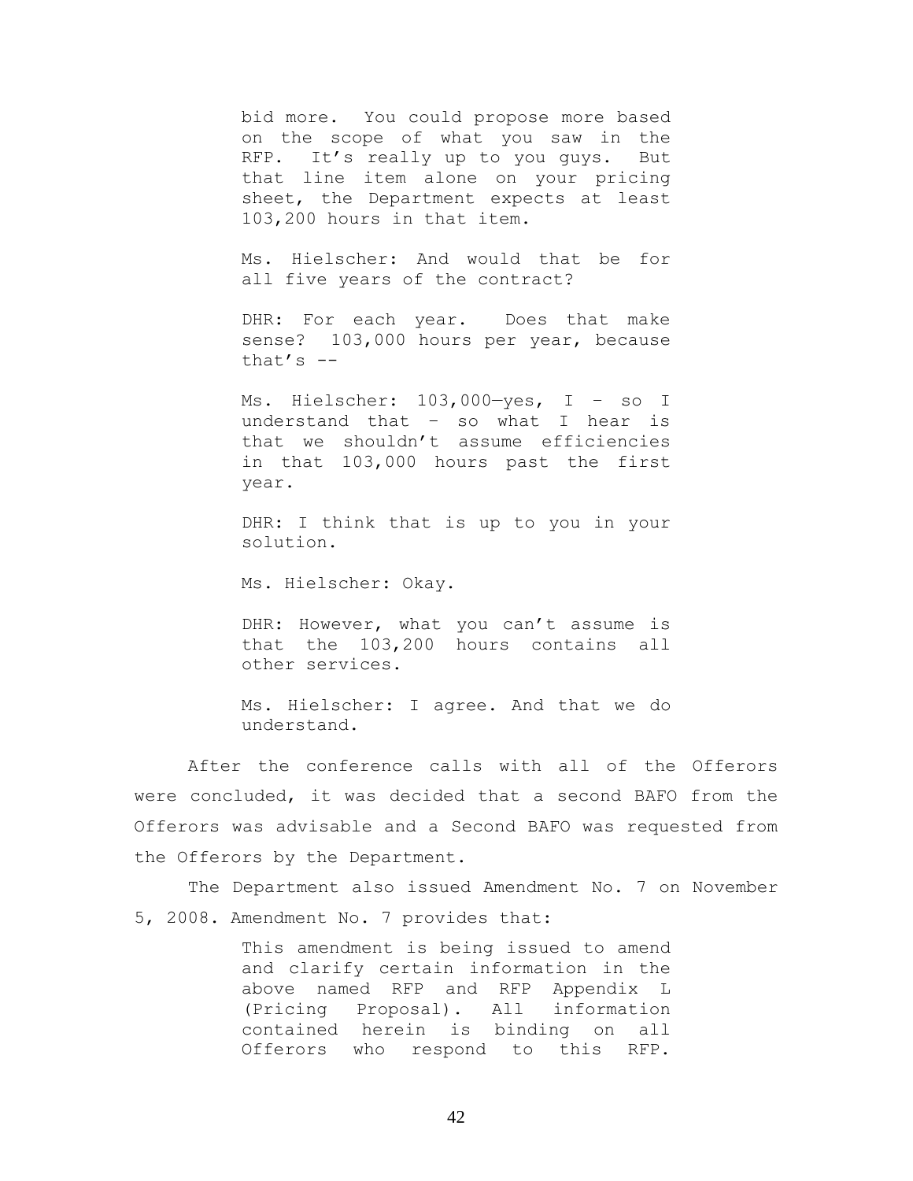> bid more. You could propose more based on the scope of what you saw in the RFP. It's really up to you guys. But that line item alone on your pricing sheet, the Department expects at least 103,200 hours in that item.
>
> Ms. Hielscher: And would that be for all five years of the contract?
>
> DHR: For each year. Does that make sense? 103,000 hours per year, because that's --
>
> Ms. Hielscher: 103,000—yes, I – so I understand that – so what I hear is that we shouldn't assume efficiencies in that 103,000 hours past the first year.
>
> DHR: I think that is up to you in your solution.
>
> Ms. Hielscher: Okay.
>
> DHR: However, what you can't assume is that the 103,200 hours contains all other services.
>
> Ms. Hielscher: I agree. And that we do understand.

After the conference calls with all of the Offerors were concluded, it was decided that a second BAFO from the Offerors was advisable and a Second BAFO was requested from the Offerors by the Department.

The Department also issued Amendment No. 7 on November 5, 2008. Amendment No. 7 provides that:

> This amendment is being issued to amend and clarify certain information in the above named RFP and RFP Appendix L (Pricing Proposal). All information contained herein is binding on all Offerors who respond to this RFP.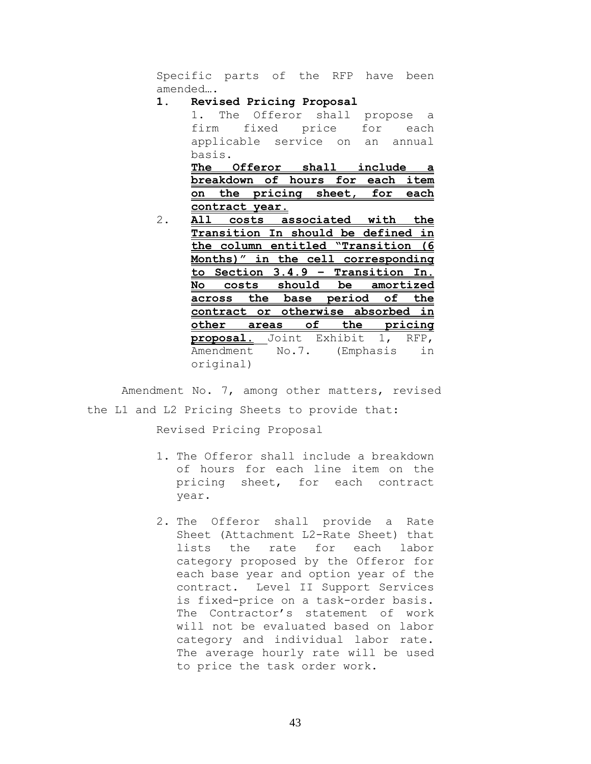> Specific parts of the RFP have been amended….
>
> **1. Revised Pricing Proposal**
>
> 1. The Offeror shall propose a firm fixed price for each applicable service on an annual basis. **The Offeror shall include a breakdown of hours for each item on the pricing sheet, for each contract year.**
> 2. **All costs associated with the Transition In should be defined in the column entitled "Transition (6 Months)" in the cell corresponding to Section 3.4.9 – Transition In. No costs should be amortized across the base period of the contract or otherwise absorbed in other areas of the pricing proposal.** Joint Exhibit 1, RFP, Amendment No.7. (Emphasis in original)

Amendment No. 7, among other matters, revised the L1 and L2 Pricing Sheets to provide that:

> Revised Pricing Proposal
>
> 1. The Offeror shall include a breakdown of hours for each line item on the pricing sheet, for each contract year.
>
> 2. The Offeror shall provide a Rate Sheet (Attachment L2-Rate Sheet) that lists the rate for each labor category proposed by the Offeror for each base year and option year of the contract. Level II Support Services is fixed-price on a task-order basis. The Contractor's statement of work will not be evaluated based on labor category and individual labor rate. The average hourly rate will be used to price the task order work.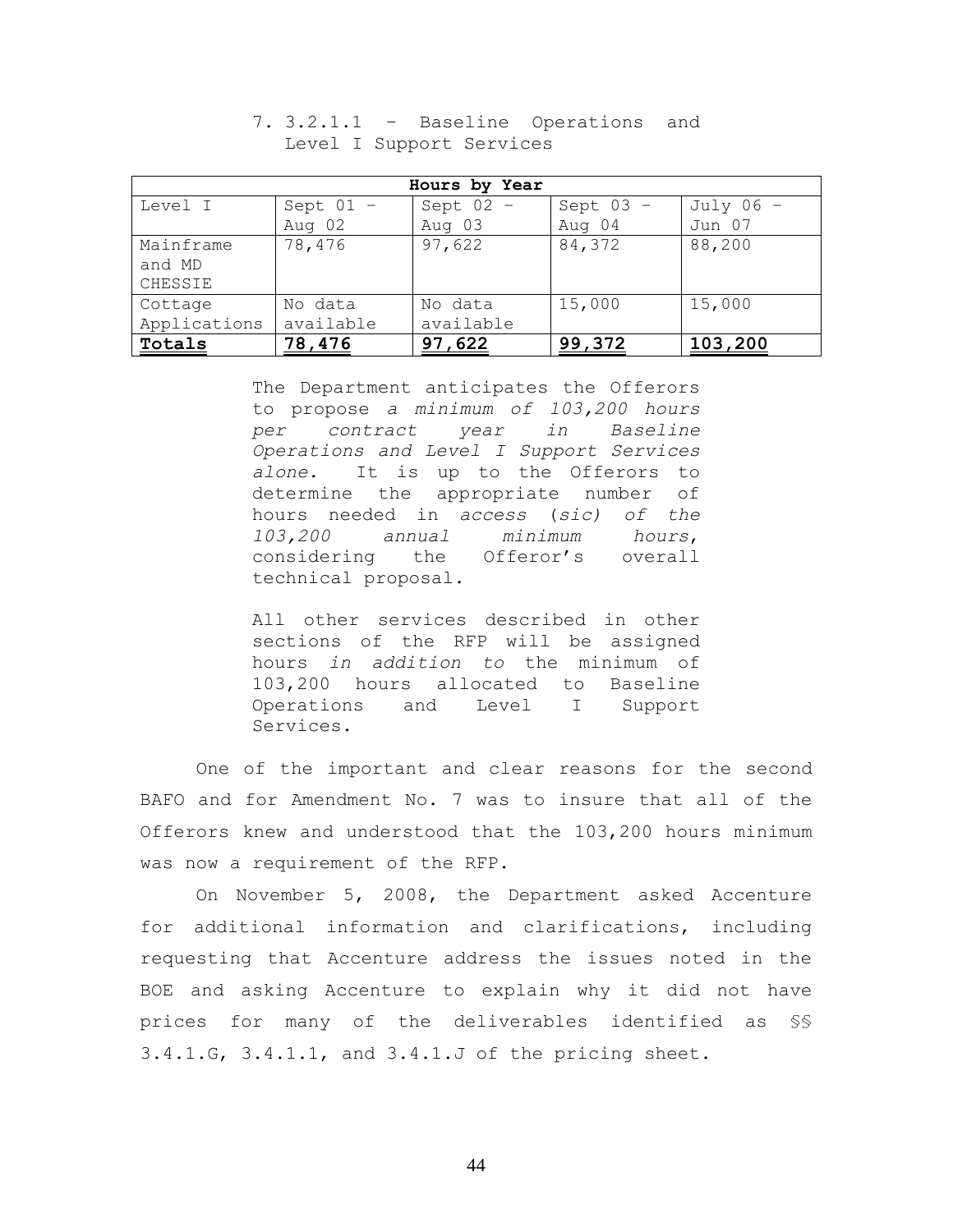7. 3.2.1.1 – Baseline Operations and Level I Support Services

| Hours by Year | | | | |
|---|---|---|---|---|
| Level I | Sept 01 – Aug 02 | Sept 02 – Aug 03 | Sept 03 – Aug 04 | July 06 – Jun 07 |
| Mainframe and MD CHESSIE | 78,476 | 97,622 | 84,372 | 88,200 |
| Cottage Applications | No data available | No data available | 15,000 | 15,000 |
| **Totals** | **78,476** | **97,622** | **99,372** | **103,200** |

The Department anticipates the Offerors to propose *a minimum of 103,200 hours per contract year in Baseline Operations and Level I Support Services alone.* It is up to the Offerors to determine the appropriate number of hours needed in *access* (*sic*) *of the 103,200 annual minimum hours*, considering the Offeror's overall technical proposal.

All other services described in other sections of the RFP will be assigned hours *in addition to* the minimum of 103,200 hours allocated to Baseline Operations and Level I Support Services.

One of the important and clear reasons for the second BAFO and for Amendment No. 7 was to insure that all of the Offerors knew and understood that the 103,200 hours minimum was now a requirement of the RFP.

On November 5, 2008, the Department asked Accenture for additional information and clarifications, including requesting that Accenture address the issues noted in the BOE and asking Accenture to explain why it did not have prices for many of the deliverables identified as §§ 3.4.1.G, 3.4.1.1, and 3.4.1.J of the pricing sheet.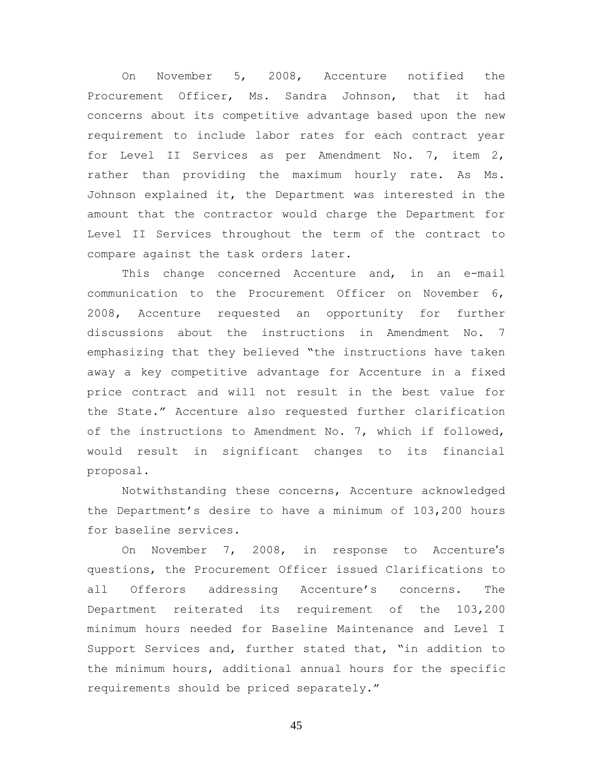On November 5, 2008, Accenture notified the Procurement Officer, Ms. Sandra Johnson, that it had concerns about its competitive advantage based upon the new requirement to include labor rates for each contract year for Level II Services as per Amendment No. 7, item 2, rather than providing the maximum hourly rate. As Ms. Johnson explained it, the Department was interested in the amount that the contractor would charge the Department for Level II Services throughout the term of the contract to compare against the task orders later.

This change concerned Accenture and, in an e-mail communication to the Procurement Officer on November 6, 2008, Accenture requested an opportunity for further discussions about the instructions in Amendment No. 7 emphasizing that they believed "the instructions have taken away a key competitive advantage for Accenture in a fixed price contract and will not result in the best value for the State." Accenture also requested further clarification of the instructions to Amendment No. 7, which if followed, would result in significant changes to its financial proposal.

Notwithstanding these concerns, Accenture acknowledged the Department's desire to have a minimum of 103,200 hours for baseline services.

On November 7, 2008, in response to Accenture's questions, the Procurement Officer issued Clarifications to all Offerors addressing Accenture's concerns. The Department reiterated its requirement of the 103,200 minimum hours needed for Baseline Maintenance and Level I Support Services and, further stated that, "in addition to the minimum hours, additional annual hours for the specific requirements should be priced separately."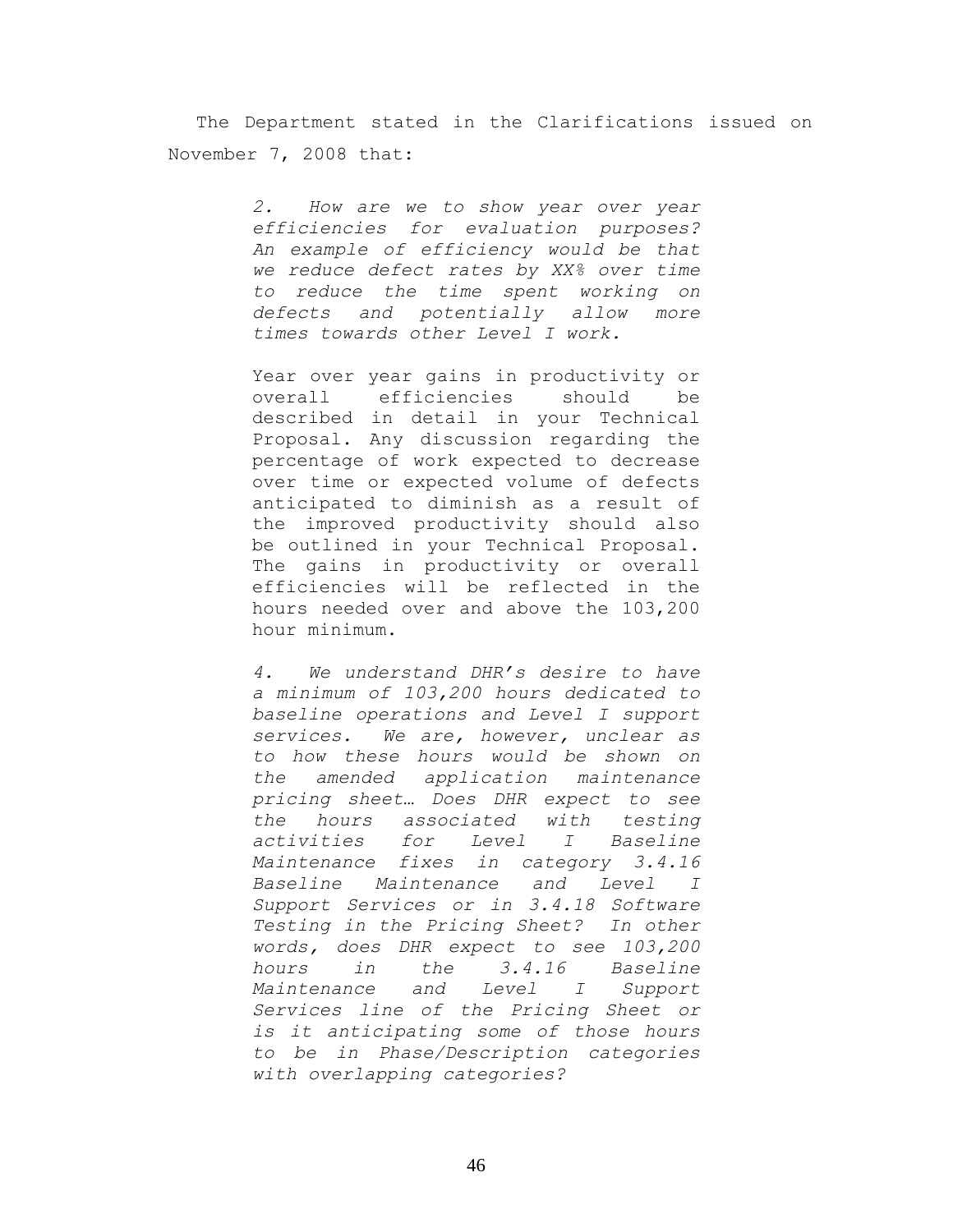The Department stated in the Clarifications issued on November 7, 2008 that:

> *2. How are we to show year over year efficiencies for evaluation purposes? An example of efficiency would be that we reduce defect rates by XX% over time to reduce the time spent working on defects and potentially allow more times towards other Level I work.*
>
> Year over year gains in productivity or overall efficiencies should be described in detail in your Technical Proposal. Any discussion regarding the percentage of work expected to decrease over time or expected volume of defects anticipated to diminish as a result of the improved productivity should also be outlined in your Technical Proposal. The gains in productivity or overall efficiencies will be reflected in the hours needed over and above the 103,200 hour minimum.
>
> *4. We understand DHR's desire to have a minimum of 103,200 hours dedicated to baseline operations and Level I support services. We are, however, unclear as to how these hours would be shown on the amended application maintenance pricing sheet… Does DHR expect to see the hours associated with testing activities for Level I Baseline Maintenance fixes in category 3.4.16 Baseline Maintenance and Level I Support Services or in 3.4.18 Software Testing in the Pricing Sheet? In other words, does DHR expect to see 103,200 hours in the 3.4.16 Baseline Maintenance and Level I Support Services line of the Pricing Sheet or is it anticipating some of those hours to be in Phase/Description categories with overlapping categories?*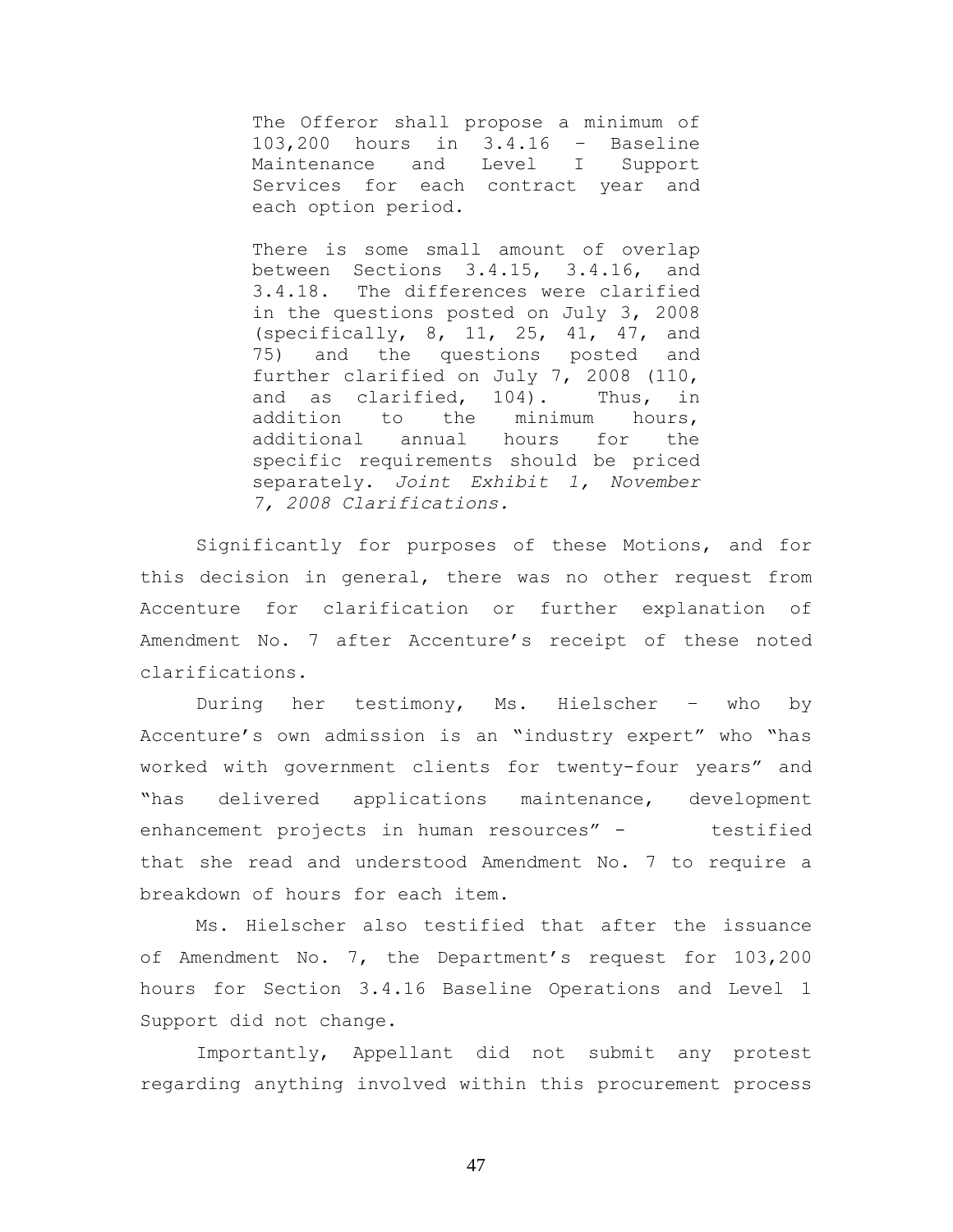> The Offeror shall propose a minimum of 103,200 hours in 3.4.16 – Baseline Maintenance and Level I Support Services for each contract year and each option period.
>
> There is some small amount of overlap between Sections 3.4.15, 3.4.16, and 3.4.18. The differences were clarified in the questions posted on July 3, 2008 (specifically, 8, 11, 25, 41, 47, and 75) and the questions posted and further clarified on July 7, 2008 (110, and as clarified, 104). Thus, in addition to the minimum hours, additional annual hours for the specific requirements should be priced separately. *Joint Exhibit 1, November 7, 2008 Clarifications.*

Significantly for purposes of these Motions, and for this decision in general, there was no other request from Accenture for clarification or further explanation of Amendment No. 7 after Accenture's receipt of these noted clarifications.

During her testimony, Ms. Hielscher – who by Accenture's own admission is an "industry expert" who "has worked with government clients for twenty-four years" and "has delivered applications maintenance, development enhancement projects in human resources" - testified that she read and understood Amendment No. 7 to require a breakdown of hours for each item.

Ms. Hielscher also testified that after the issuance of Amendment No. 7, the Department's request for 103,200 hours for Section 3.4.16 Baseline Operations and Level 1 Support did not change.

Importantly, Appellant did not submit any protest regarding anything involved within this procurement process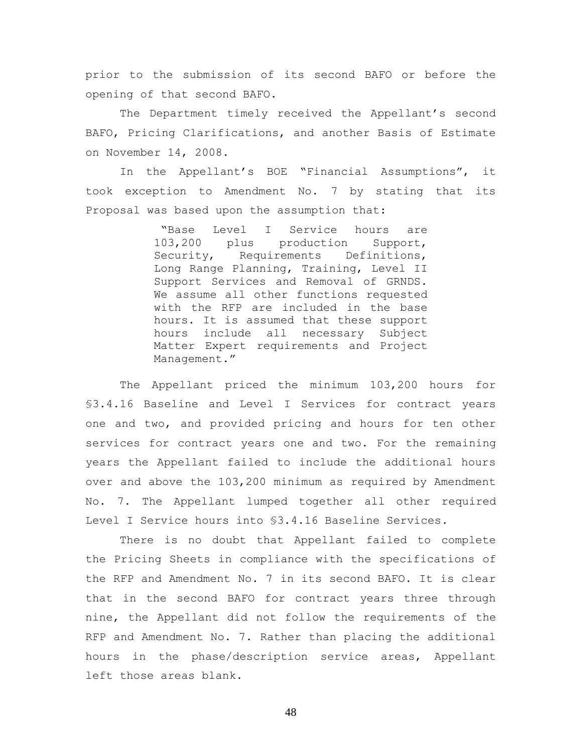prior to the submission of its second BAFO or before the opening of that second BAFO.

The Department timely received the Appellant's second BAFO, Pricing Clarifications, and another Basis of Estimate on November 14, 2008.

In the Appellant's BOE "Financial Assumptions", it took exception to Amendment No. 7 by stating that its Proposal was based upon the assumption that:

> "Base Level I Service hours are 103,200 plus production Support, Security, Requirements Definitions, Long Range Planning, Training, Level II Support Services and Removal of GRNDS. We assume all other functions requested with the RFP are included in the base hours. It is assumed that these support hours include all necessary Subject Matter Expert requirements and Project Management."

The Appellant priced the minimum 103,200 hours for §3.4.16 Baseline and Level I Services for contract years one and two, and provided pricing and hours for ten other services for contract years one and two. For the remaining years the Appellant failed to include the additional hours over and above the 103,200 minimum as required by Amendment No. 7. The Appellant lumped together all other required Level I Service hours into §3.4.16 Baseline Services.

There is no doubt that Appellant failed to complete the Pricing Sheets in compliance with the specifications of the RFP and Amendment No. 7 in its second BAFO. It is clear that in the second BAFO for contract years three through nine, the Appellant did not follow the requirements of the RFP and Amendment No. 7. Rather than placing the additional hours in the phase/description service areas, Appellant left those areas blank.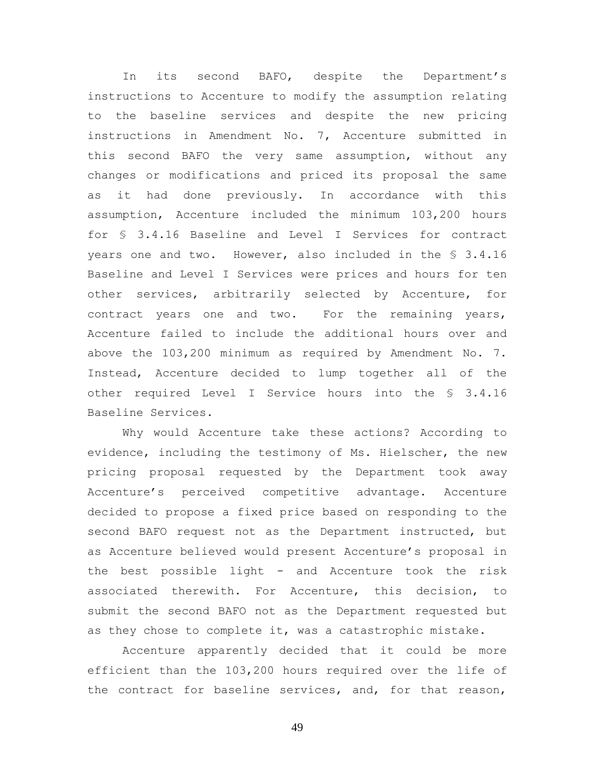In its second BAFO, despite the Department's instructions to Accenture to modify the assumption relating to the baseline services and despite the new pricing instructions in Amendment No. 7, Accenture submitted in this second BAFO the very same assumption, without any changes or modifications and priced its proposal the same as it had done previously. In accordance with this assumption, Accenture included the minimum 103,200 hours for § 3.4.16 Baseline and Level I Services for contract years one and two. However, also included in the § 3.4.16 Baseline and Level I Services were prices and hours for ten other services, arbitrarily selected by Accenture, for contract years one and two. For the remaining years, Accenture failed to include the additional hours over and above the 103,200 minimum as required by Amendment No. 7. Instead, Accenture decided to lump together all of the other required Level I Service hours into the § 3.4.16 Baseline Services.

Why would Accenture take these actions? According to evidence, including the testimony of Ms. Hielscher, the new pricing proposal requested by the Department took away Accenture's perceived competitive advantage. Accenture decided to propose a fixed price based on responding to the second BAFO request not as the Department instructed, but as Accenture believed would present Accenture's proposal in the best possible light - and Accenture took the risk associated therewith. For Accenture, this decision, to submit the second BAFO not as the Department requested but as they chose to complete it, was a catastrophic mistake.

Accenture apparently decided that it could be more efficient than the 103,200 hours required over the life of the contract for baseline services, and, for that reason,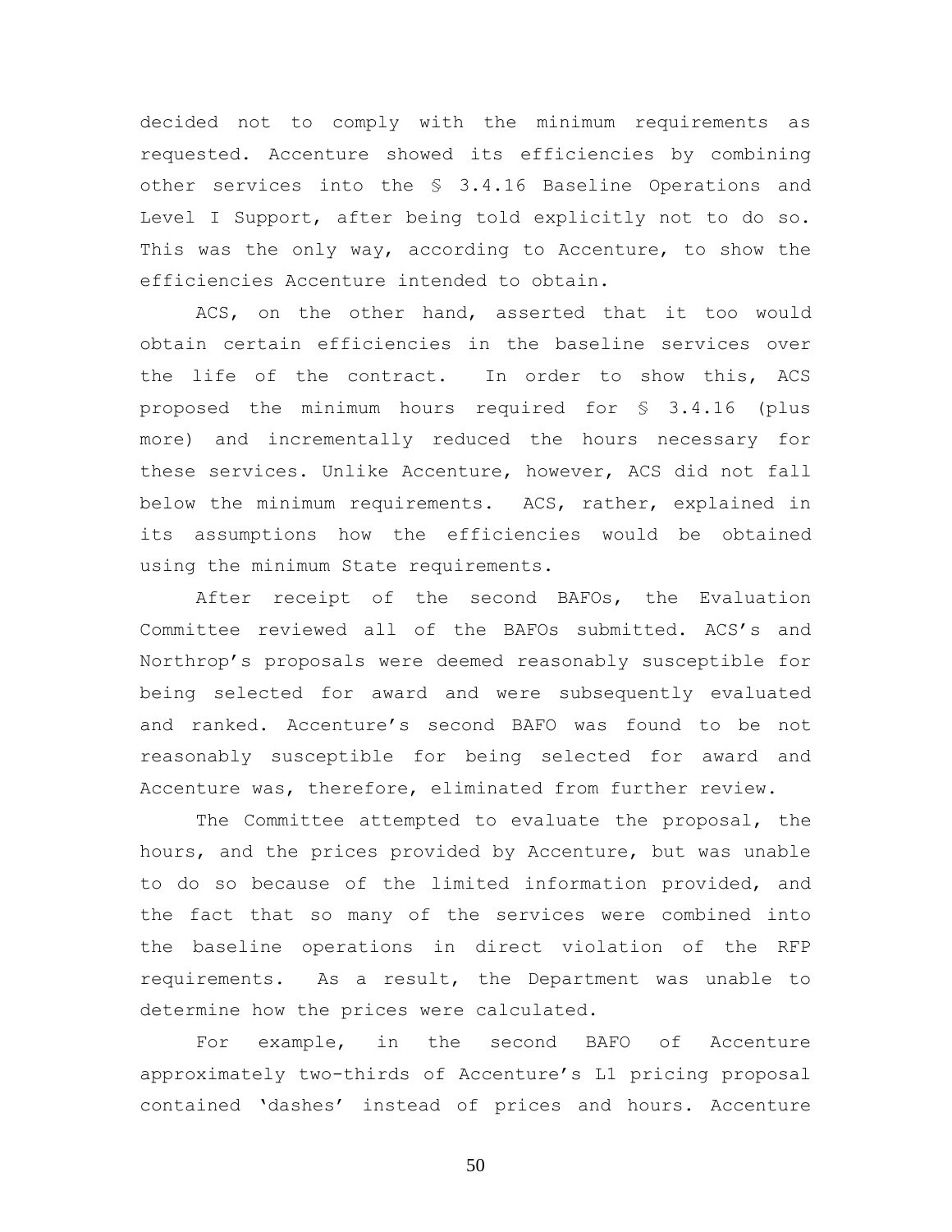decided not to comply with the minimum requirements as requested. Accenture showed its efficiencies by combining other services into the § 3.4.16 Baseline Operations and Level I Support, after being told explicitly not to do so. This was the only way, according to Accenture, to show the efficiencies Accenture intended to obtain.

ACS, on the other hand, asserted that it too would obtain certain efficiencies in the baseline services over the life of the contract. In order to show this, ACS proposed the minimum hours required for § 3.4.16 (plus more) and incrementally reduced the hours necessary for these services. Unlike Accenture, however, ACS did not fall below the minimum requirements. ACS, rather, explained in its assumptions how the efficiencies would be obtained using the minimum State requirements.

After receipt of the second BAFOs, the Evaluation Committee reviewed all of the BAFOs submitted. ACS's and Northrop's proposals were deemed reasonably susceptible for being selected for award and were subsequently evaluated and ranked. Accenture's second BAFO was found to be not reasonably susceptible for being selected for award and Accenture was, therefore, eliminated from further review.

The Committee attempted to evaluate the proposal, the hours, and the prices provided by Accenture, but was unable to do so because of the limited information provided, and the fact that so many of the services were combined into the baseline operations in direct violation of the RFP requirements. As a result, the Department was unable to determine how the prices were calculated.

For example, in the second BAFO of Accenture approximately two-thirds of Accenture's L1 pricing proposal contained 'dashes' instead of prices and hours. Accenture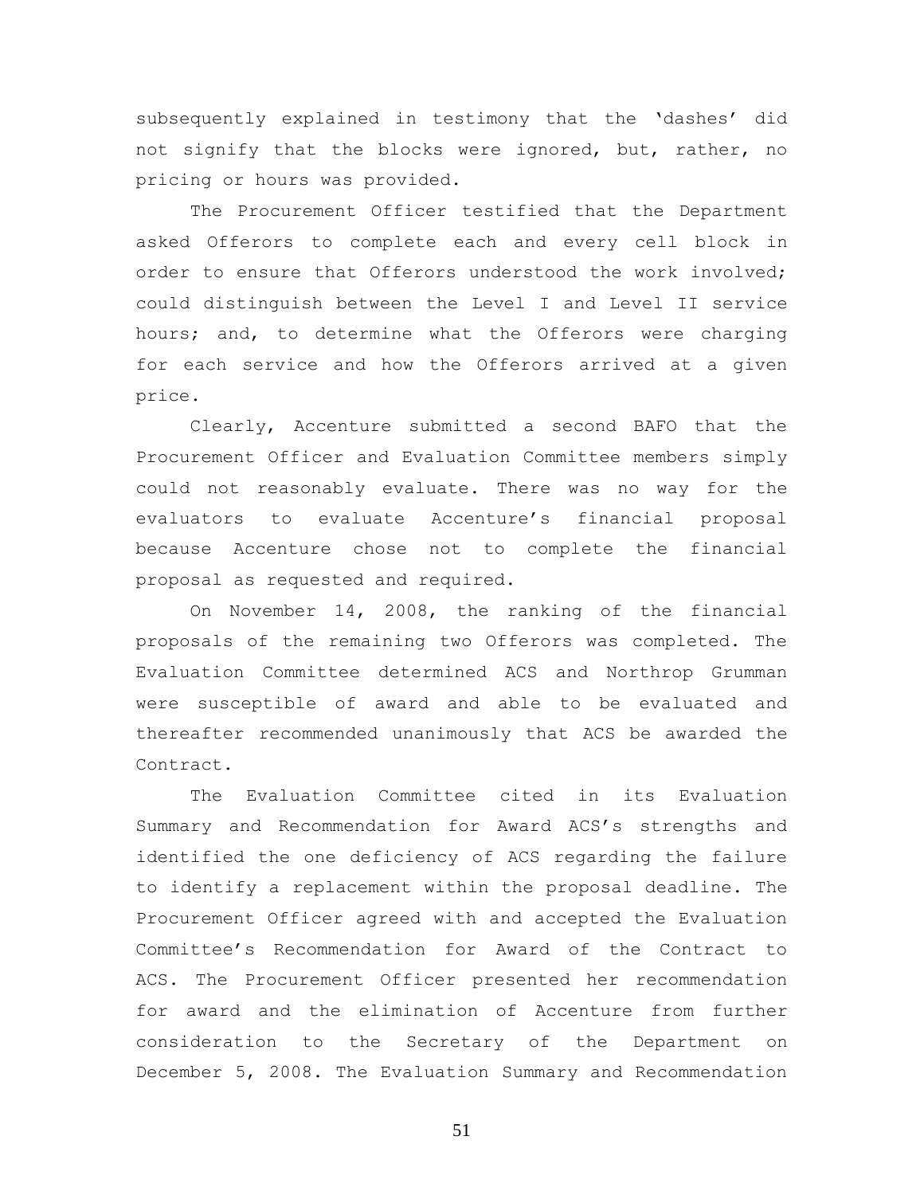subsequently explained in testimony that the 'dashes' did not signify that the blocks were ignored, but, rather, no pricing or hours was provided.

The Procurement Officer testified that the Department asked Offerors to complete each and every cell block in order to ensure that Offerors understood the work involved; could distinguish between the Level I and Level II service hours; and, to determine what the Offerors were charging for each service and how the Offerors arrived at a given price.

Clearly, Accenture submitted a second BAFO that the Procurement Officer and Evaluation Committee members simply could not reasonably evaluate. There was no way for the evaluators to evaluate Accenture's financial proposal because Accenture chose not to complete the financial proposal as requested and required.

On November 14, 2008, the ranking of the financial proposals of the remaining two Offerors was completed. The Evaluation Committee determined ACS and Northrop Grumman were susceptible of award and able to be evaluated and thereafter recommended unanimously that ACS be awarded the Contract.

The Evaluation Committee cited in its Evaluation Summary and Recommendation for Award ACS's strengths and identified the one deficiency of ACS regarding the failure to identify a replacement within the proposal deadline. The Procurement Officer agreed with and accepted the Evaluation Committee's Recommendation for Award of the Contract to ACS. The Procurement Officer presented her recommendation for award and the elimination of Accenture from further consideration to the Secretary of the Department on December 5, 2008. The Evaluation Summary and Recommendation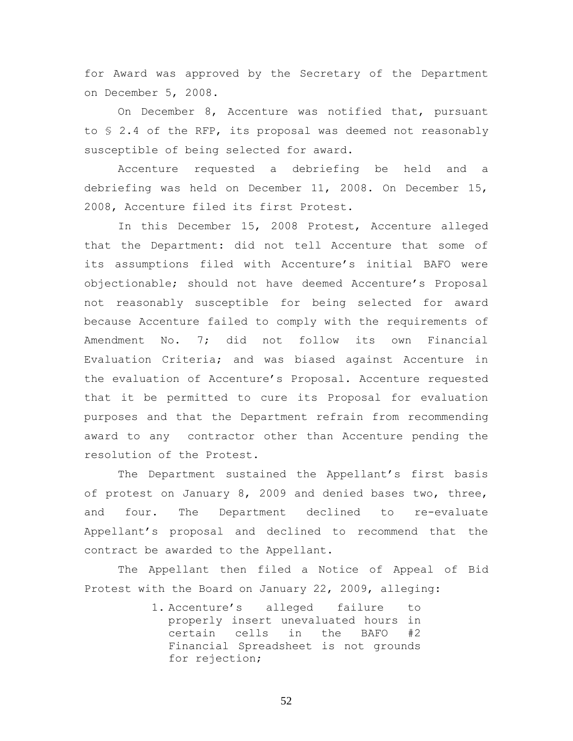for Award was approved by the Secretary of the Department on December 5, 2008.

On December 8, Accenture was notified that, pursuant to § 2.4 of the RFP, its proposal was deemed not reasonably susceptible of being selected for award.

Accenture requested a debriefing be held and a debriefing was held on December 11, 2008. On December 15, 2008, Accenture filed its first Protest.

In this December 15, 2008 Protest, Accenture alleged that the Department: did not tell Accenture that some of its assumptions filed with Accenture's initial BAFO were objectionable; should not have deemed Accenture's Proposal not reasonably susceptible for being selected for award because Accenture failed to comply with the requirements of Amendment No. 7; did not follow its own Financial Evaluation Criteria; and was biased against Accenture in the evaluation of Accenture's Proposal. Accenture requested that it be permitted to cure its Proposal for evaluation purposes and that the Department refrain from recommending award to any contractor other than Accenture pending the resolution of the Protest.

The Department sustained the Appellant's first basis of protest on January 8, 2009 and denied bases two, three, and four. The Department declined to re-evaluate Appellant's proposal and declined to recommend that the contract be awarded to the Appellant.

The Appellant then filed a Notice of Appeal of Bid Protest with the Board on January 22, 2009, alleging:

1. Accenture's alleged failure to properly insert unevaluated hours in certain cells in the BAFO #2 Financial Spreadsheet is not grounds for rejection;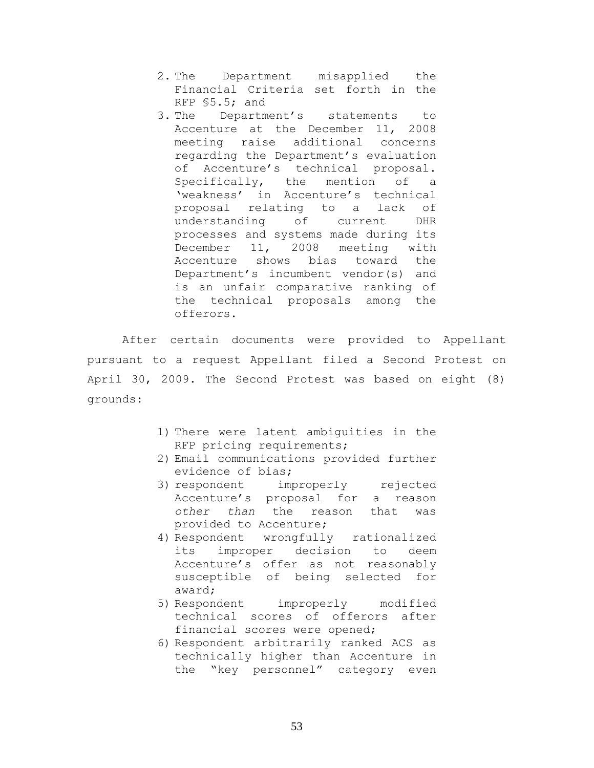2. The Department misapplied the Financial Criteria set forth in the RFP §5.5; and
3. The Department's statements to Accenture at the December 11, 2008 meeting raise additional concerns regarding the Department's evaluation of Accenture's technical proposal. Specifically, the mention of a 'weakness' in Accenture's technical proposal relating to a lack of understanding of current DHR processes and systems made during its December 11, 2008 meeting with Accenture shows bias toward the Department's incumbent vendor(s) and is an unfair comparative ranking of the technical proposals among the offerors.

After certain documents were provided to Appellant pursuant to a request Appellant filed a Second Protest on April 30, 2009. The Second Protest was based on eight (8) grounds:

1) There were latent ambiguities in the RFP pricing requirements;
2) Email communications provided further evidence of bias;
3) respondent improperly rejected Accenture's proposal for a reason *other than* the reason that was provided to Accenture;
4) Respondent wrongfully rationalized its improper decision to deem Accenture's offer as not reasonably susceptible of being selected for award;
5) Respondent improperly modified technical scores of offerors after financial scores were opened;
6) Respondent arbitrarily ranked ACS as technically higher than Accenture in the "key personnel" category even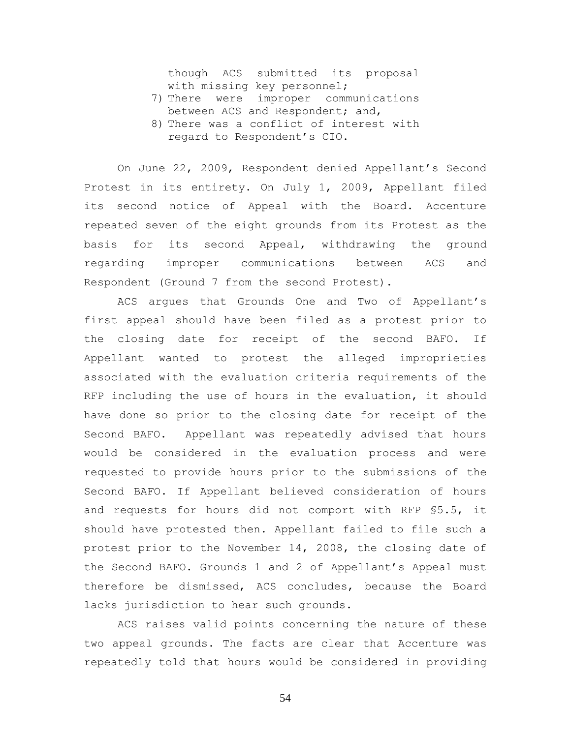though ACS submitted its proposal with missing key personnel;

7) There were improper communications between ACS and Respondent; and,
8) There was a conflict of interest with regard to Respondent's CIO.

On June 22, 2009, Respondent denied Appellant's Second Protest in its entirety. On July 1, 2009, Appellant filed its second notice of Appeal with the Board. Accenture repeated seven of the eight grounds from its Protest as the basis for its second Appeal, withdrawing the ground regarding improper communications between ACS and Respondent (Ground 7 from the second Protest).

ACS argues that Grounds One and Two of Appellant's first appeal should have been filed as a protest prior to the closing date for receipt of the second BAFO. If Appellant wanted to protest the alleged improprieties associated with the evaluation criteria requirements of the RFP including the use of hours in the evaluation, it should have done so prior to the closing date for receipt of the Second BAFO. Appellant was repeatedly advised that hours would be considered in the evaluation process and were requested to provide hours prior to the submissions of the Second BAFO. If Appellant believed consideration of hours and requests for hours did not comport with RFP §5.5, it should have protested then. Appellant failed to file such a protest prior to the November 14, 2008, the closing date of the Second BAFO. Grounds 1 and 2 of Appellant's Appeal must therefore be dismissed, ACS concludes, because the Board lacks jurisdiction to hear such grounds.

ACS raises valid points concerning the nature of these two appeal grounds. The facts are clear that Accenture was repeatedly told that hours would be considered in providing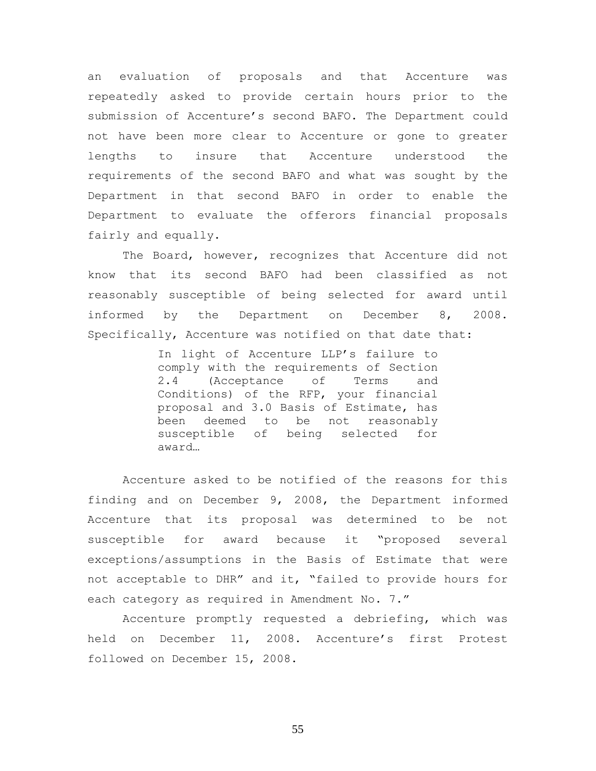an evaluation of proposals and that Accenture was repeatedly asked to provide certain hours prior to the submission of Accenture's second BAFO. The Department could not have been more clear to Accenture or gone to greater lengths to insure that Accenture understood the requirements of the second BAFO and what was sought by the Department in that second BAFO in order to enable the Department to evaluate the offerors financial proposals fairly and equally.

The Board, however, recognizes that Accenture did not know that its second BAFO had been classified as not reasonably susceptible of being selected for award until informed by the Department on December 8, 2008. Specifically, Accenture was notified on that date that:

> In light of Accenture LLP's failure to comply with the requirements of Section 2.4 (Acceptance of Terms and Conditions) of the RFP, your financial proposal and 3.0 Basis of Estimate, has been deemed to be not reasonably susceptible of being selected for award…

Accenture asked to be notified of the reasons for this finding and on December 9, 2008, the Department informed Accenture that its proposal was determined to be not susceptible for award because it "proposed several exceptions/assumptions in the Basis of Estimate that were not acceptable to DHR" and it, "failed to provide hours for each category as required in Amendment No. 7."

Accenture promptly requested a debriefing, which was held on December 11, 2008. Accenture's first Protest followed on December 15, 2008.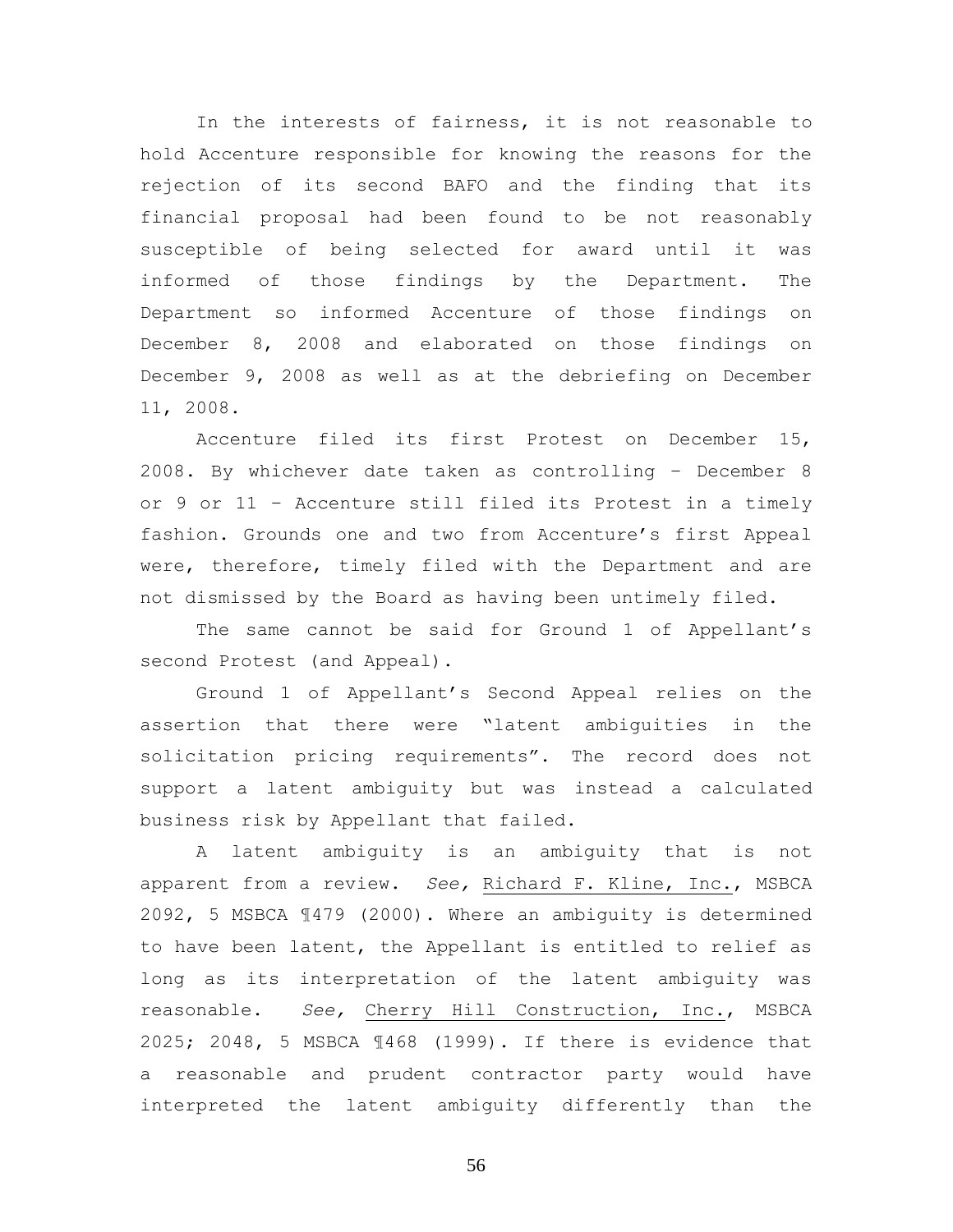In the interests of fairness, it is not reasonable to hold Accenture responsible for knowing the reasons for the rejection of its second BAFO and the finding that its financial proposal had been found to be not reasonably susceptible of being selected for award until it was informed of those findings by the Department. The Department so informed Accenture of those findings on December 8, 2008 and elaborated on those findings on December 9, 2008 as well as at the debriefing on December 11, 2008.

Accenture filed its first Protest on December 15, 2008. By whichever date taken as controlling – December 8 or 9 or 11 – Accenture still filed its Protest in a timely fashion. Grounds one and two from Accenture's first Appeal were, therefore, timely filed with the Department and are not dismissed by the Board as having been untimely filed.

The same cannot be said for Ground 1 of Appellant's second Protest (and Appeal).

Ground 1 of Appellant's Second Appeal relies on the assertion that there were "latent ambiguities in the solicitation pricing requirements". The record does not support a latent ambiguity but was instead a calculated business risk by Appellant that failed.

A latent ambiguity is an ambiguity that is not apparent from a review. *See,* Richard F. Kline, Inc., MSBCA 2092, 5 MSBCA ¶479 (2000). Where an ambiguity is determined to have been latent, the Appellant is entitled to relief as long as its interpretation of the latent ambiguity was reasonable. *See,* Cherry Hill Construction, Inc., MSBCA 2025; 2048, 5 MSBCA ¶468 (1999). If there is evidence that a reasonable and prudent contractor party would have interpreted the latent ambiguity differently than the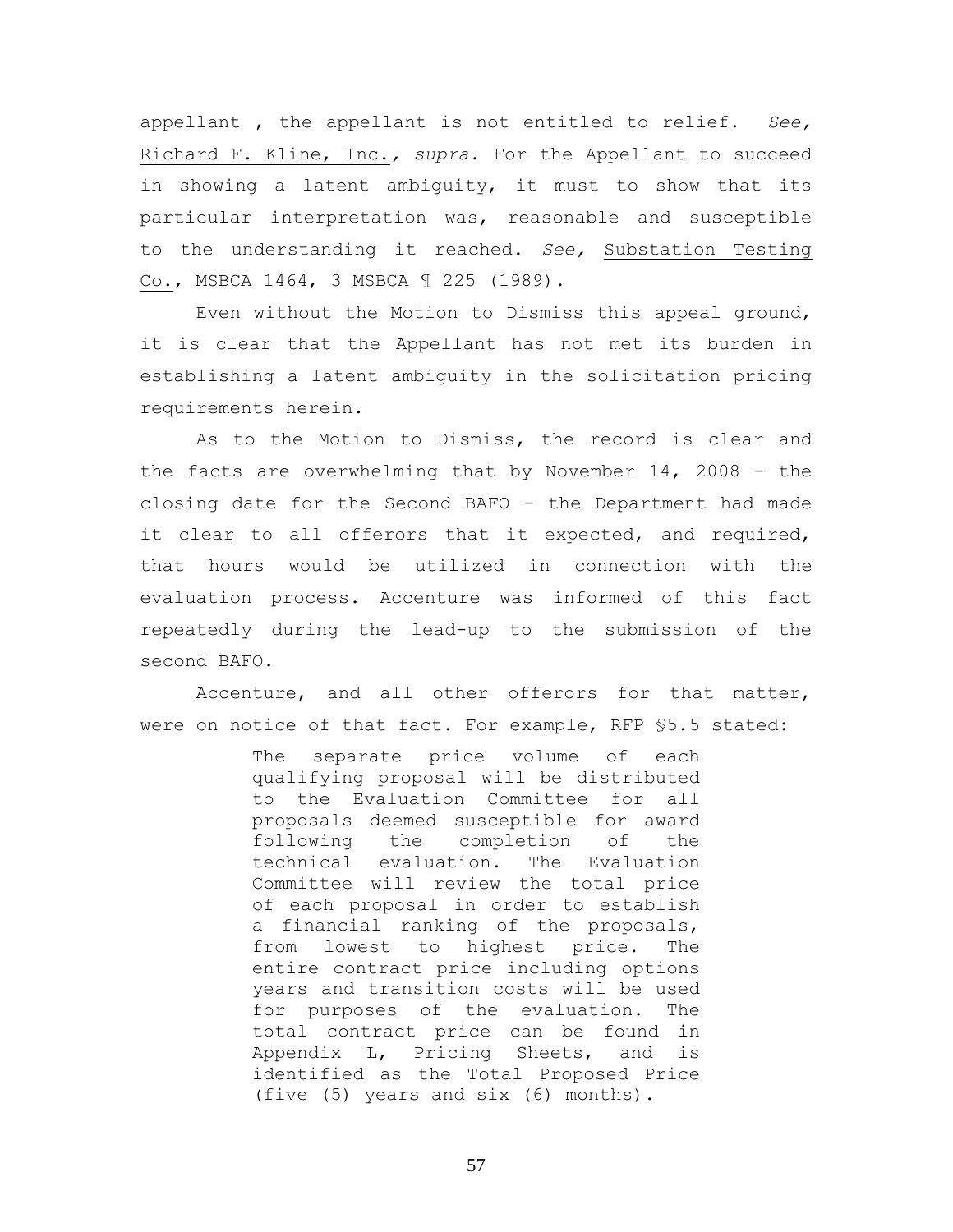appellant , the appellant is not entitled to relief. *See,* Richard F. Kline, Inc., *supra*. For the Appellant to succeed in showing a latent ambiguity, it must to show that its particular interpretation was, reasonable and susceptible to the understanding it reached. *See,* Substation Testing Co., MSBCA 1464, 3 MSBCA ¶ 225 (1989).

Even without the Motion to Dismiss this appeal ground, it is clear that the Appellant has not met its burden in establishing a latent ambiguity in the solicitation pricing requirements herein.

As to the Motion to Dismiss, the record is clear and the facts are overwhelming that by November 14, 2008 - the closing date for the Second BAFO - the Department had made it clear to all offerors that it expected, and required, that hours would be utilized in connection with the evaluation process. Accenture was informed of this fact repeatedly during the lead-up to the submission of the second BAFO.

Accenture, and all other offerors for that matter, were on notice of that fact. For example, RFP §5.5 stated:

> The separate price volume of each qualifying proposal will be distributed to the Evaluation Committee for all proposals deemed susceptible for award following the completion of the technical evaluation. The Evaluation Committee will review the total price of each proposal in order to establish a financial ranking of the proposals, from lowest to highest price. The entire contract price including options years and transition costs will be used for purposes of the evaluation. The total contract price can be found in Appendix L, Pricing Sheets, and is identified as the Total Proposed Price (five (5) years and six (6) months).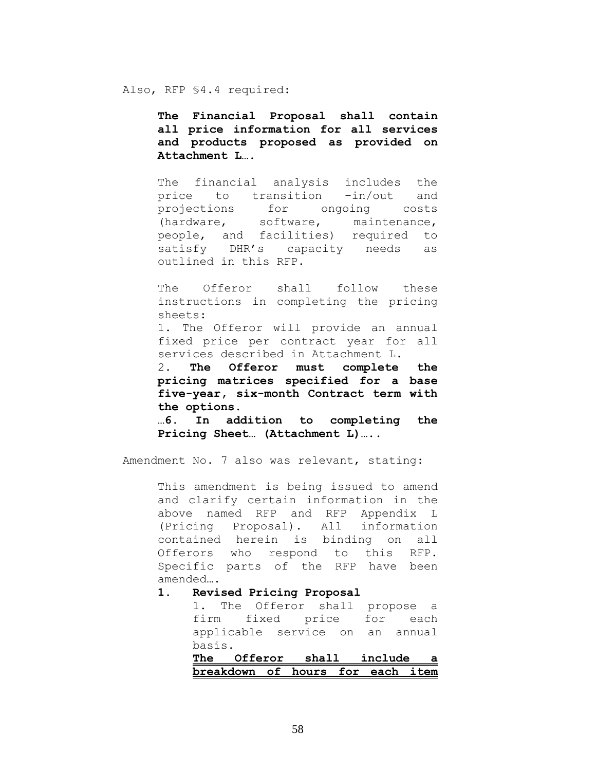Also, RFP §4.4 required:

> **The Financial Proposal shall contain all price information for all services and products proposed as provided on Attachment L….**
>
> The financial analysis includes the price to transition –in/out and projections for ongoing costs (hardware, software, maintenance, people, and facilities) required to satisfy DHR's capacity needs as outlined in this RFP.
>
> The Offeror shall follow these instructions in completing the pricing sheets:
>
> 1. The Offeror will provide an annual fixed price per contract year for all services described in Attachment L.
>
> 2. **The Offeror must complete the pricing matrices specified for a base five-year, six-month Contract term with the options.**
>
> **…6. In addition to completing the Pricing Sheet… (Attachment L)…..**

Amendment No. 7 also was relevant, stating:

> This amendment is being issued to amend and clarify certain information in the above named RFP and RFP Appendix L (Pricing Proposal). All information contained herein is binding on all Offerors who respond to this RFP. Specific parts of the RFP have been amended….
>
> **1. Revised Pricing Proposal**
>
> 1. The Offeror shall propose a firm fixed price for each applicable service on an annual basis.
>
> **<u>The Offeror shall include a breakdown of hours for each item</u>**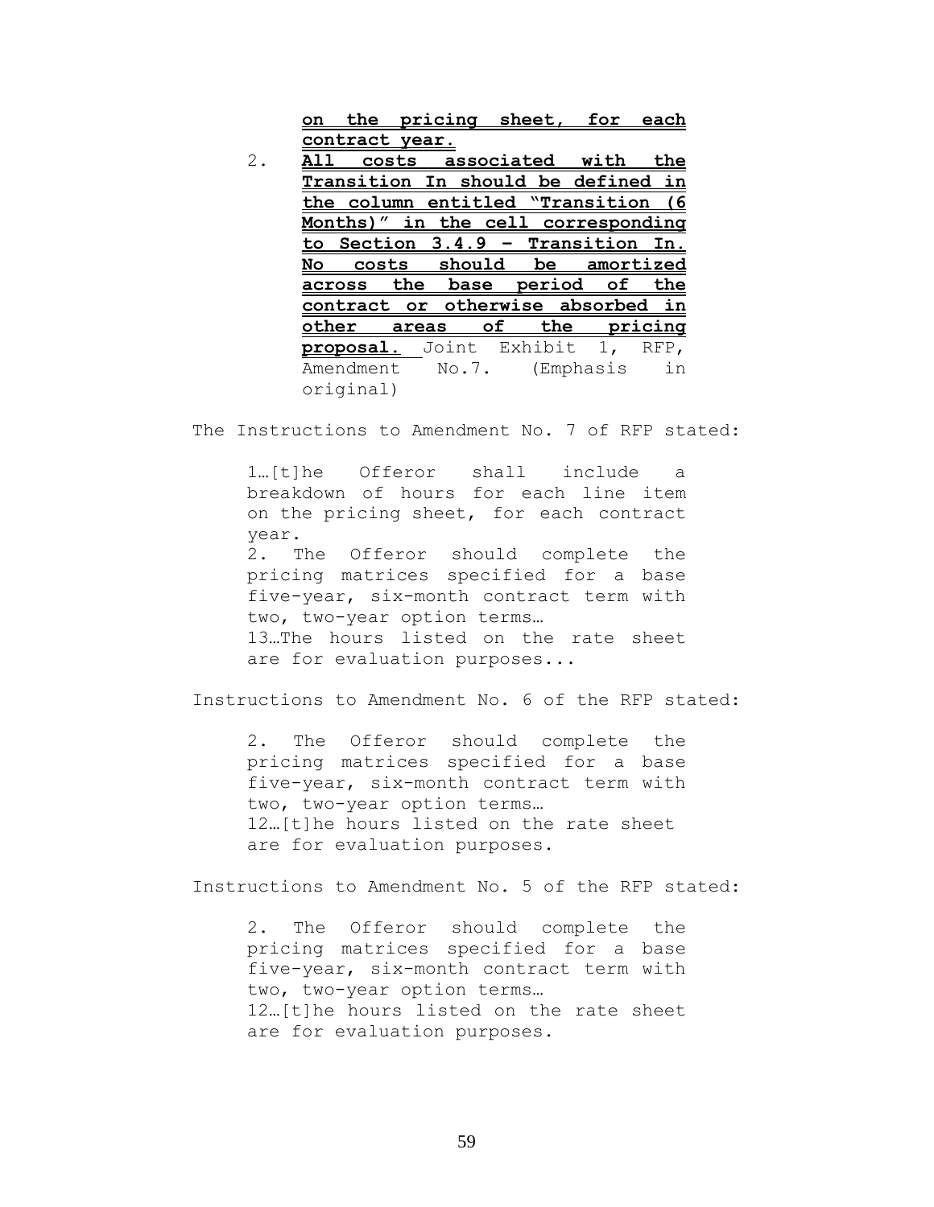> **<u>on the pricing sheet, for each contract year.</u>**
>
> 2. **<u>All costs associated with the Transition In should be defined in the column entitled "Transition (6 Months)" in the cell corresponding to Section 3.4.9 – Transition In. No costs should be amortized across the base period of the contract or otherwise absorbed in other areas of the pricing proposal.</u>** Joint Exhibit 1, RFP, Amendment No.7. (Emphasis in original)

The Instructions to Amendment No. 7 of RFP stated:

> 1…[t]he Offeror shall include a breakdown of hours for each line item on the pricing sheet, for each contract year.
>
> 2. The Offeror should complete the pricing matrices specified for a base five-year, six-month contract term with two, two-year option terms…
>
> 13…The hours listed on the rate sheet are for evaluation purposes...

Instructions to Amendment No. 6 of the RFP stated:

> 2. The Offeror should complete the pricing matrices specified for a base five-year, six-month contract term with two, two-year option terms…
>
> 12…[t]he hours listed on the rate sheet are for evaluation purposes.

Instructions to Amendment No. 5 of the RFP stated:

> 2. The Offeror should complete the pricing matrices specified for a base five-year, six-month contract term with two, two-year option terms…
>
> 12…[t]he hours listed on the rate sheet are for evaluation purposes.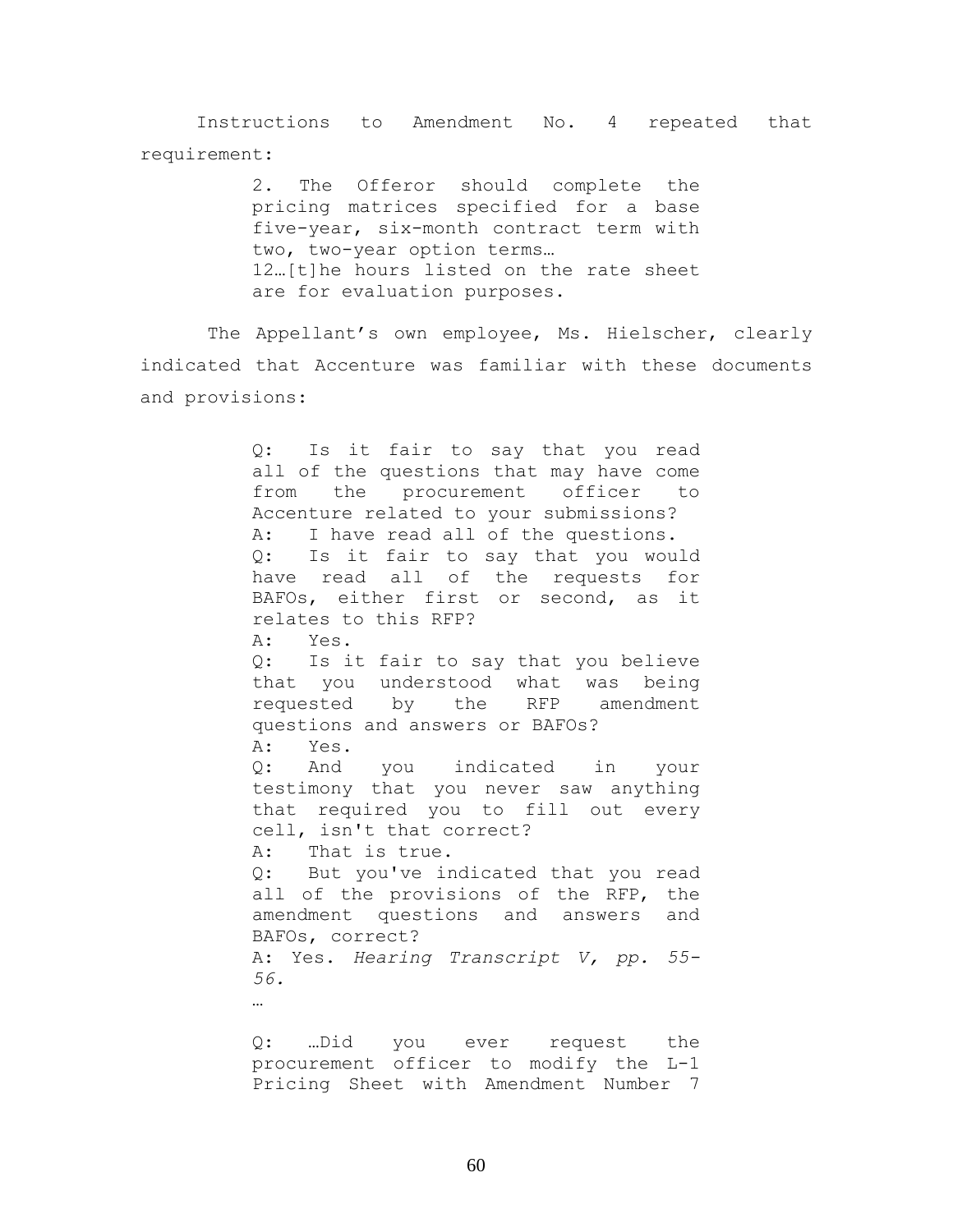Instructions to Amendment No. 4 repeated that requirement:

> 2. The Offeror should complete the pricing matrices specified for a base five-year, six-month contract term with two, two-year option terms…
> 12…[t]he hours listed on the rate sheet are for evaluation purposes.

The Appellant's own employee, Ms. Hielscher, clearly indicated that Accenture was familiar with these documents and provisions:

> Q: Is it fair to say that you read all of the questions that may have come from the procurement officer to Accenture related to your submissions?
> A: I have read all of the questions.
> Q: Is it fair to say that you would have read all of the requests for BAFOs, either first or second, as it relates to this RFP?
> A: Yes.
> Q: Is it fair to say that you believe that you understood what was being requested by the RFP amendment questions and answers or BAFOs?
> A: Yes.
> Q: And you indicated in your testimony that you never saw anything that required you to fill out every cell, isn't that correct?
> A: That is true.
> Q: But you've indicated that you read all of the provisions of the RFP, the amendment questions and answers and BAFOs, correct?
> A: Yes. *Hearing Transcript V, pp. 55-56.*
> …
>
> Q: …Did you ever request the procurement officer to modify the L-1 Pricing Sheet with Amendment Number 7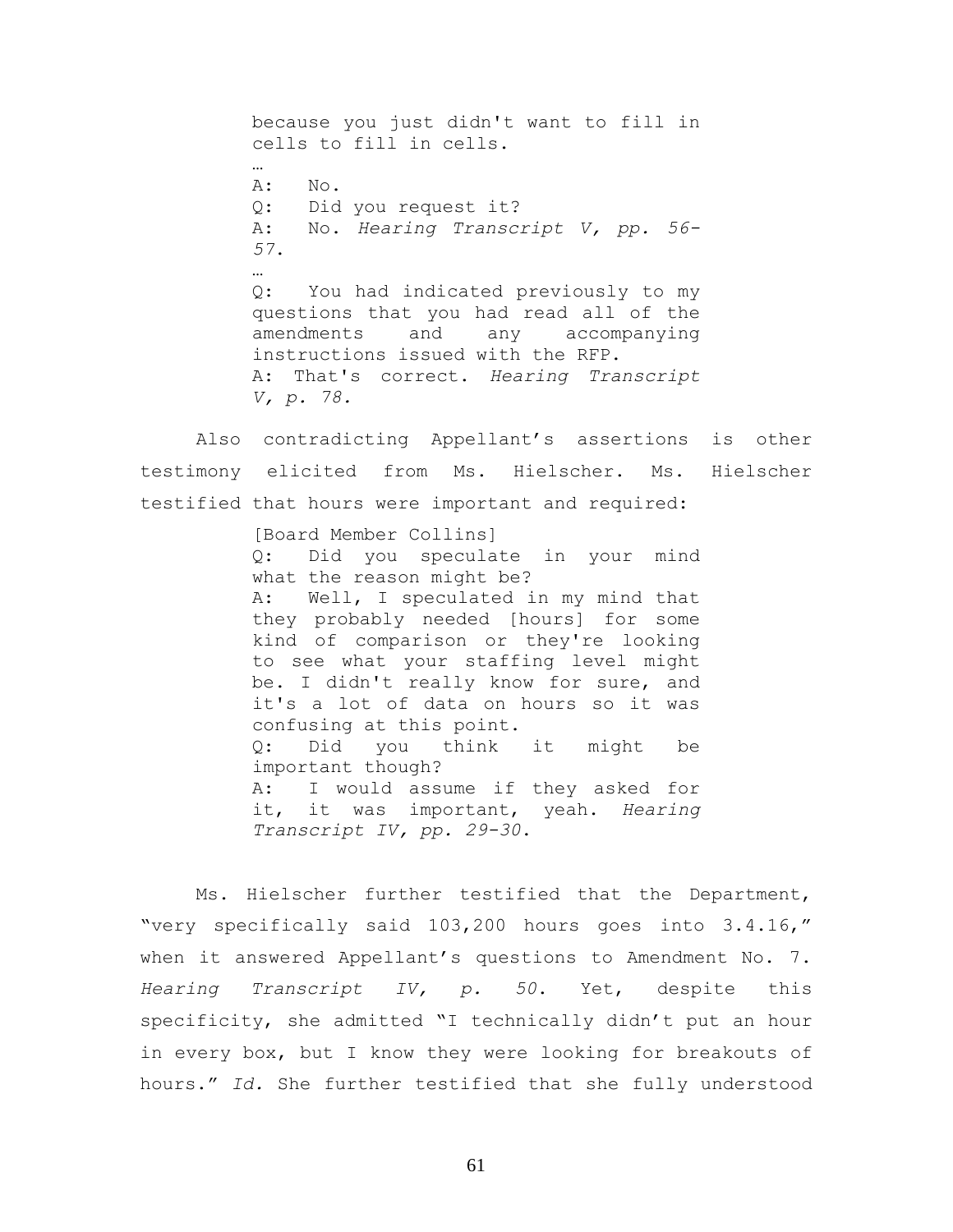> because you just didn't want to fill in cells to fill in cells.
>
> …
>
> A: No.
>
> Q: Did you request it?
>
> A: No. *Hearing Transcript V, pp. 56-57.*
>
> …
>
> Q: You had indicated previously to my questions that you had read all of the amendments and any accompanying instructions issued with the RFP.
>
> A: That's correct. *Hearing Transcript V, p. 78.*

Also contradicting Appellant's assertions is other testimony elicited from Ms. Hielscher. Ms. Hielscher testified that hours were important and required:

> [Board Member Collins]
>
> Q: Did you speculate in your mind what the reason might be?
>
> A: Well, I speculated in my mind that they probably needed [hours] for some kind of comparison or they're looking to see what your staffing level might be. I didn't really know for sure, and it's a lot of data on hours so it was confusing at this point.
>
> Q: Did you think it might be important though?
>
> A: I would assume if they asked for it, it was important, yeah. *Hearing Transcript IV, pp. 29-30*.

Ms. Hielscher further testified that the Department, "very specifically said 103,200 hours goes into 3.4.16," when it answered Appellant's questions to Amendment No. 7. *Hearing Transcript IV, p. 50*. Yet, despite this specificity, she admitted "I technically didn't put an hour in every box, but I know they were looking for breakouts of hours." *Id.* She further testified that she fully understood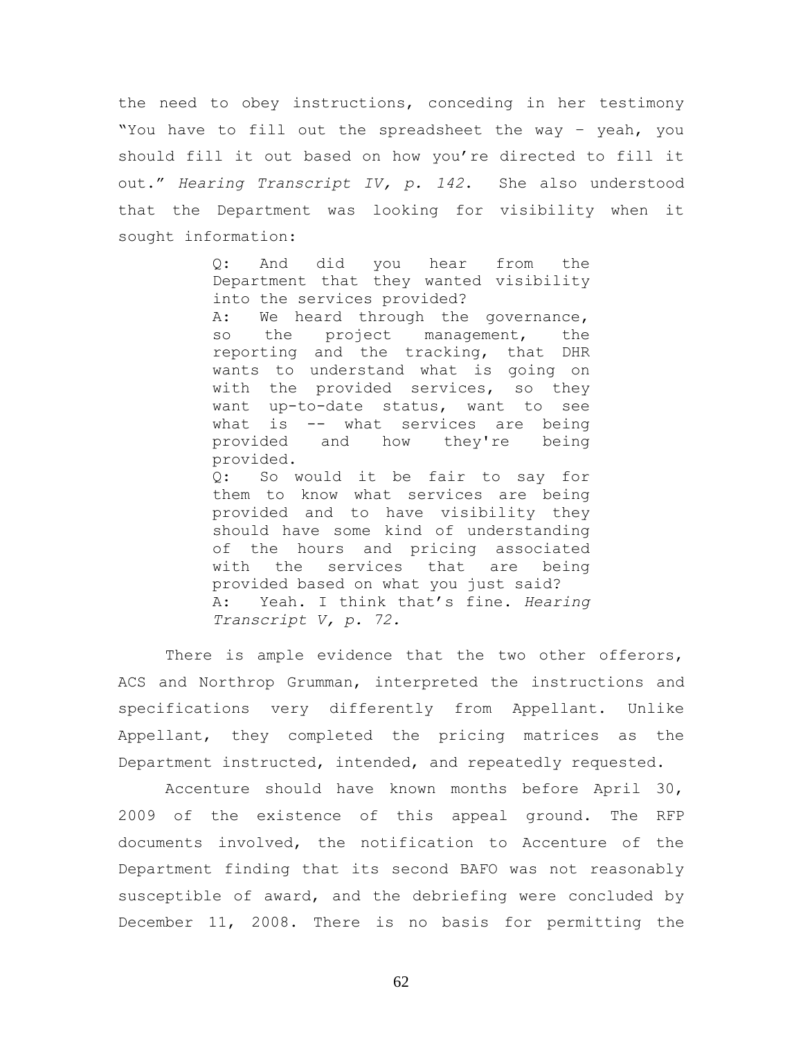the need to obey instructions, conceding in her testimony "You have to fill out the spreadsheet the way – yeah, you should fill it out based on how you're directed to fill it out." *Hearing Transcript IV, p. 142.* She also understood that the Department was looking for visibility when it sought information:

> Q: And did you hear from the Department that they wanted visibility into the services provided?
> A: We heard through the governance, so the project management, the reporting and the tracking, that DHR wants to understand what is going on with the provided services, so they want up-to-date status, want to see what is -- what services are being provided and how they're being provided.
> Q: So would it be fair to say for them to know what services are being provided and to have visibility they should have some kind of understanding of the hours and pricing associated with the services that are being provided based on what you just said?
> A: Yeah. I think that's fine. *Hearing Transcript V, p. 72.*

There is ample evidence that the two other offerors, ACS and Northrop Grumman, interpreted the instructions and specifications very differently from Appellant. Unlike Appellant, they completed the pricing matrices as the Department instructed, intended, and repeatedly requested.

Accenture should have known months before April 30, 2009 of the existence of this appeal ground. The RFP documents involved, the notification to Accenture of the Department finding that its second BAFO was not reasonably susceptible of award, and the debriefing were concluded by December 11, 2008. There is no basis for permitting the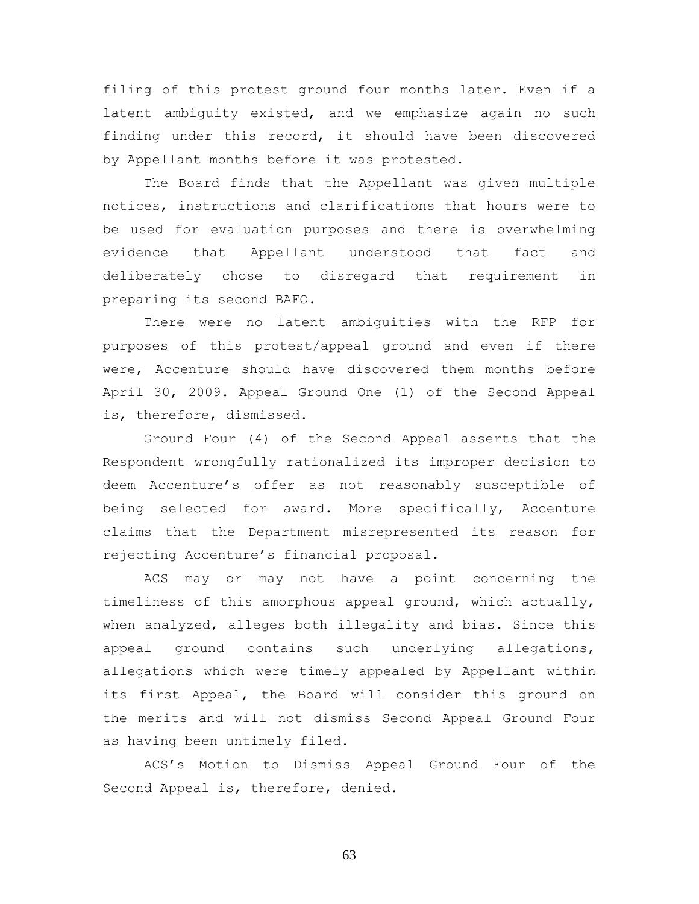filing of this protest ground four months later. Even if a latent ambiguity existed, and we emphasize again no such finding under this record, it should have been discovered by Appellant months before it was protested.

The Board finds that the Appellant was given multiple notices, instructions and clarifications that hours were to be used for evaluation purposes and there is overwhelming evidence that Appellant understood that fact and deliberately chose to disregard that requirement in preparing its second BAFO.

There were no latent ambiguities with the RFP for purposes of this protest/appeal ground and even if there were, Accenture should have discovered them months before April 30, 2009. Appeal Ground One (1) of the Second Appeal is, therefore, dismissed.

Ground Four (4) of the Second Appeal asserts that the Respondent wrongfully rationalized its improper decision to deem Accenture's offer as not reasonably susceptible of being selected for award. More specifically, Accenture claims that the Department misrepresented its reason for rejecting Accenture's financial proposal.

ACS may or may not have a point concerning the timeliness of this amorphous appeal ground, which actually, when analyzed, alleges both illegality and bias. Since this appeal ground contains such underlying allegations, allegations which were timely appealed by Appellant within its first Appeal, the Board will consider this ground on the merits and will not dismiss Second Appeal Ground Four as having been untimely filed.

ACS's Motion to Dismiss Appeal Ground Four of the Second Appeal is, therefore, denied.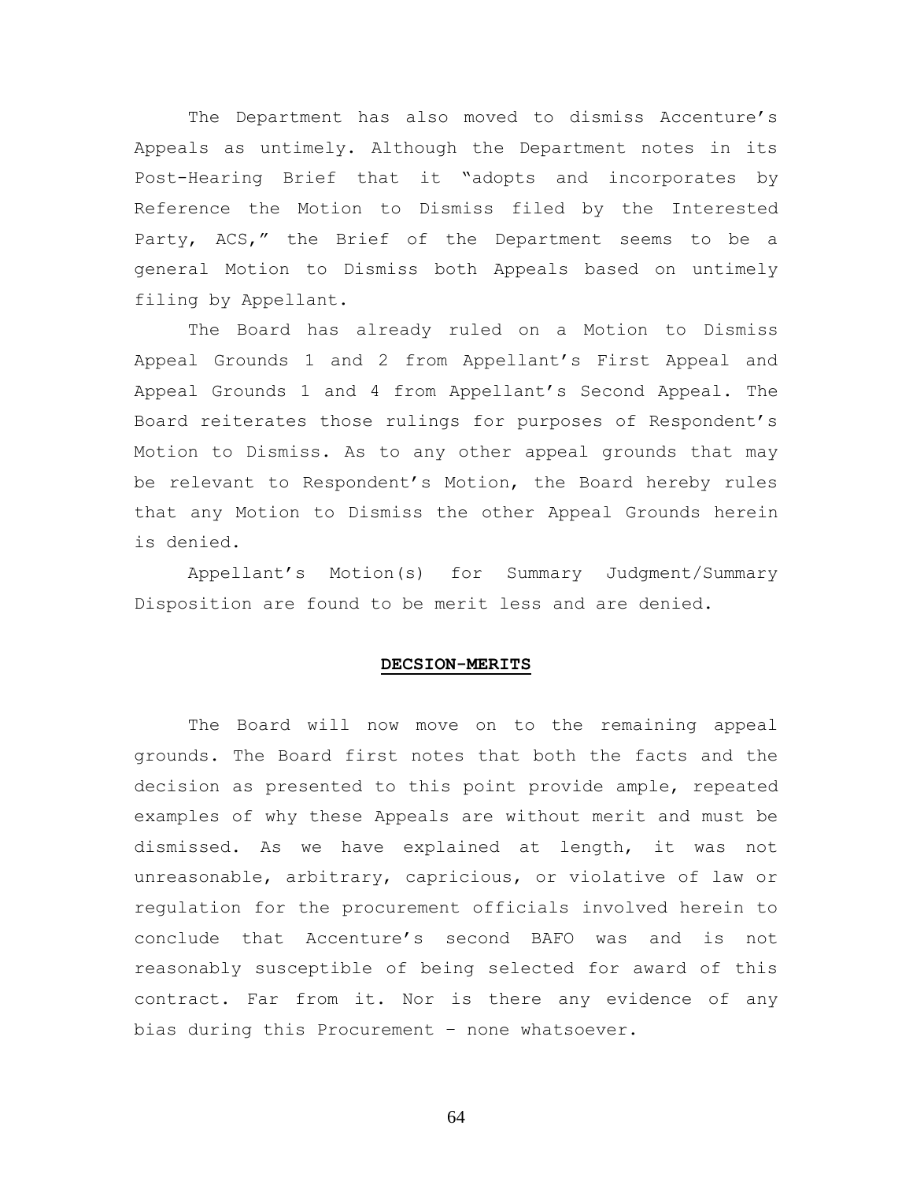The Department has also moved to dismiss Accenture's Appeals as untimely. Although the Department notes in its Post-Hearing Brief that it "adopts and incorporates by Reference the Motion to Dismiss filed by the Interested Party, ACS," the Brief of the Department seems to be a general Motion to Dismiss both Appeals based on untimely filing by Appellant.

The Board has already ruled on a Motion to Dismiss Appeal Grounds 1 and 2 from Appellant's First Appeal and Appeal Grounds 1 and 4 from Appellant's Second Appeal. The Board reiterates those rulings for purposes of Respondent's Motion to Dismiss. As to any other appeal grounds that may be relevant to Respondent's Motion, the Board hereby rules that any Motion to Dismiss the other Appeal Grounds herein is denied.

Appellant's Motion(s) for Summary Judgment/Summary Disposition are found to be merit less and are denied.

**DECSION-MERITS**

The Board will now move on to the remaining appeal grounds. The Board first notes that both the facts and the decision as presented to this point provide ample, repeated examples of why these Appeals are without merit and must be dismissed. As we have explained at length, it was not unreasonable, arbitrary, capricious, or violative of law or regulation for the procurement officials involved herein to conclude that Accenture's second BAFO was and is not reasonably susceptible of being selected for award of this contract. Far from it. Nor is there any evidence of any bias during this Procurement – none whatsoever.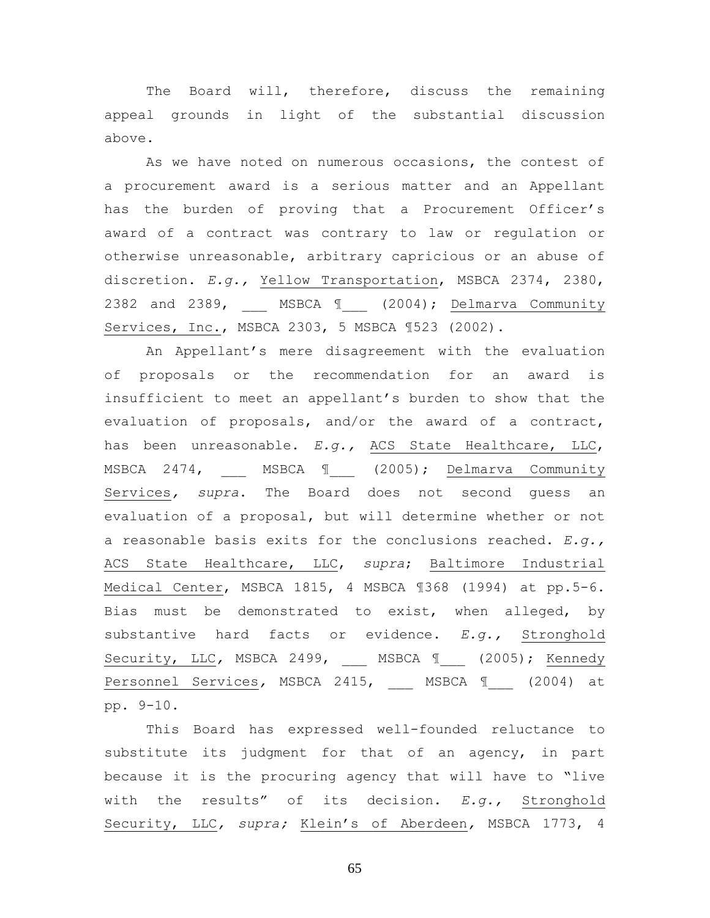The Board will, therefore, discuss the remaining appeal grounds in light of the substantial discussion above.

As we have noted on numerous occasions, the contest of a procurement award is a serious matter and an Appellant has the burden of proving that a Procurement Officer's award of a contract was contrary to law or regulation or otherwise unreasonable, arbitrary capricious or an abuse of discretion. *E.g.,* Yellow Transportation, MSBCA 2374, 2380, 2382 and 2389, ___ MSBCA ¶___ (2004); Delmarva Community Services, Inc., MSBCA 2303, 5 MSBCA ¶523 (2002).

An Appellant's mere disagreement with the evaluation of proposals or the recommendation for an award is insufficient to meet an appellant's burden to show that the evaluation of proposals, and/or the award of a contract, has been unreasonable. *E.g.,* ACS State Healthcare, LLC, MSBCA 2474, ___ MSBCA ¶___ (2005); Delmarva Community Services, *supra*. The Board does not second guess an evaluation of a proposal, but will determine whether or not a reasonable basis exits for the conclusions reached. *E.g.,* ACS State Healthcare, LLC, *supra*; Baltimore Industrial Medical Center, MSBCA 1815, 4 MSBCA ¶368 (1994) at pp.5-6. Bias must be demonstrated to exist, when alleged, by substantive hard facts or evidence. *E.g.,* Stronghold Security, LLC, MSBCA 2499, ___ MSBCA ¶___ (2005); Kennedy Personnel Services, MSBCA 2415, ___ MSBCA ¶___ (2004) at pp. 9-10.

This Board has expressed well-founded reluctance to substitute its judgment for that of an agency, in part because it is the procuring agency that will have to "live with the results" of its decision. *E.g.,* Stronghold Security, LLC, *supra;* Klein's of Aberdeen, MSBCA 1773, 4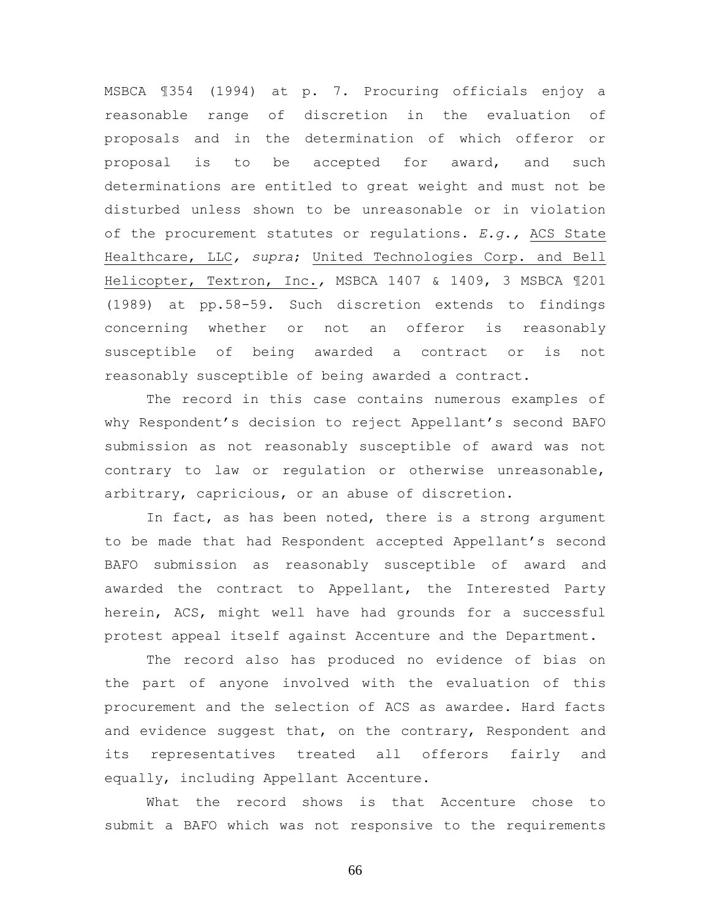MSBCA ¶354 (1994) at p. 7. Procuring officials enjoy a reasonable range of discretion in the evaluation of proposals and in the determination of which offeror or proposal is to be accepted for award, and such determinations are entitled to great weight and must not be disturbed unless shown to be unreasonable or in violation of the procurement statutes or regulations. *E.g.,* ACS State Healthcare, LLC, *supra*; United Technologies Corp. and Bell Helicopter, Textron, Inc., MSBCA 1407 & 1409, 3 MSBCA ¶201 (1989) at pp.58-59. Such discretion extends to findings concerning whether or not an offeror is reasonably susceptible of being awarded a contract or is not reasonably susceptible of being awarded a contract.

The record in this case contains numerous examples of why Respondent's decision to reject Appellant's second BAFO submission as not reasonably susceptible of award was not contrary to law or regulation or otherwise unreasonable, arbitrary, capricious, or an abuse of discretion.

In fact, as has been noted, there is a strong argument to be made that had Respondent accepted Appellant's second BAFO submission as reasonably susceptible of award and awarded the contract to Appellant, the Interested Party herein, ACS, might well have had grounds for a successful protest appeal itself against Accenture and the Department.

The record also has produced no evidence of bias on the part of anyone involved with the evaluation of this procurement and the selection of ACS as awardee. Hard facts and evidence suggest that, on the contrary, Respondent and its representatives treated all offerors fairly and equally, including Appellant Accenture.

What the record shows is that Accenture chose to submit a BAFO which was not responsive to the requirements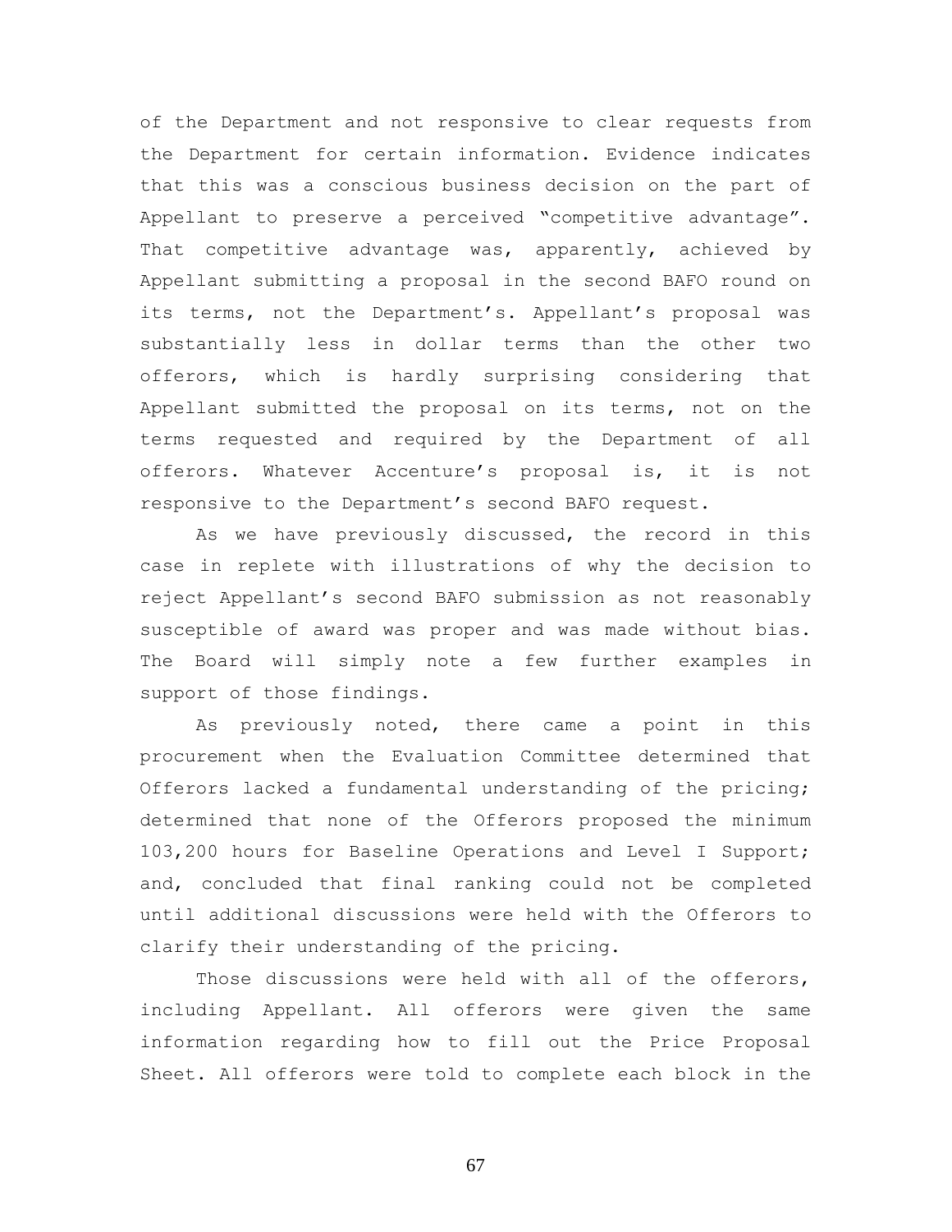of the Department and not responsive to clear requests from the Department for certain information. Evidence indicates that this was a conscious business decision on the part of Appellant to preserve a perceived "competitive advantage". That competitive advantage was, apparently, achieved by Appellant submitting a proposal in the second BAFO round on its terms, not the Department's. Appellant's proposal was substantially less in dollar terms than the other two offerors, which is hardly surprising considering that Appellant submitted the proposal on its terms, not on the terms requested and required by the Department of all offerors. Whatever Accenture's proposal is, it is not responsive to the Department's second BAFO request.

As we have previously discussed, the record in this case in replete with illustrations of why the decision to reject Appellant's second BAFO submission as not reasonably susceptible of award was proper and was made without bias. The Board will simply note a few further examples in support of those findings.

As previously noted, there came a point in this procurement when the Evaluation Committee determined that Offerors lacked a fundamental understanding of the pricing; determined that none of the Offerors proposed the minimum 103,200 hours for Baseline Operations and Level I Support; and, concluded that final ranking could not be completed until additional discussions were held with the Offerors to clarify their understanding of the pricing.

Those discussions were held with all of the offerors, including Appellant. All offerors were given the same information regarding how to fill out the Price Proposal Sheet. All offerors were told to complete each block in the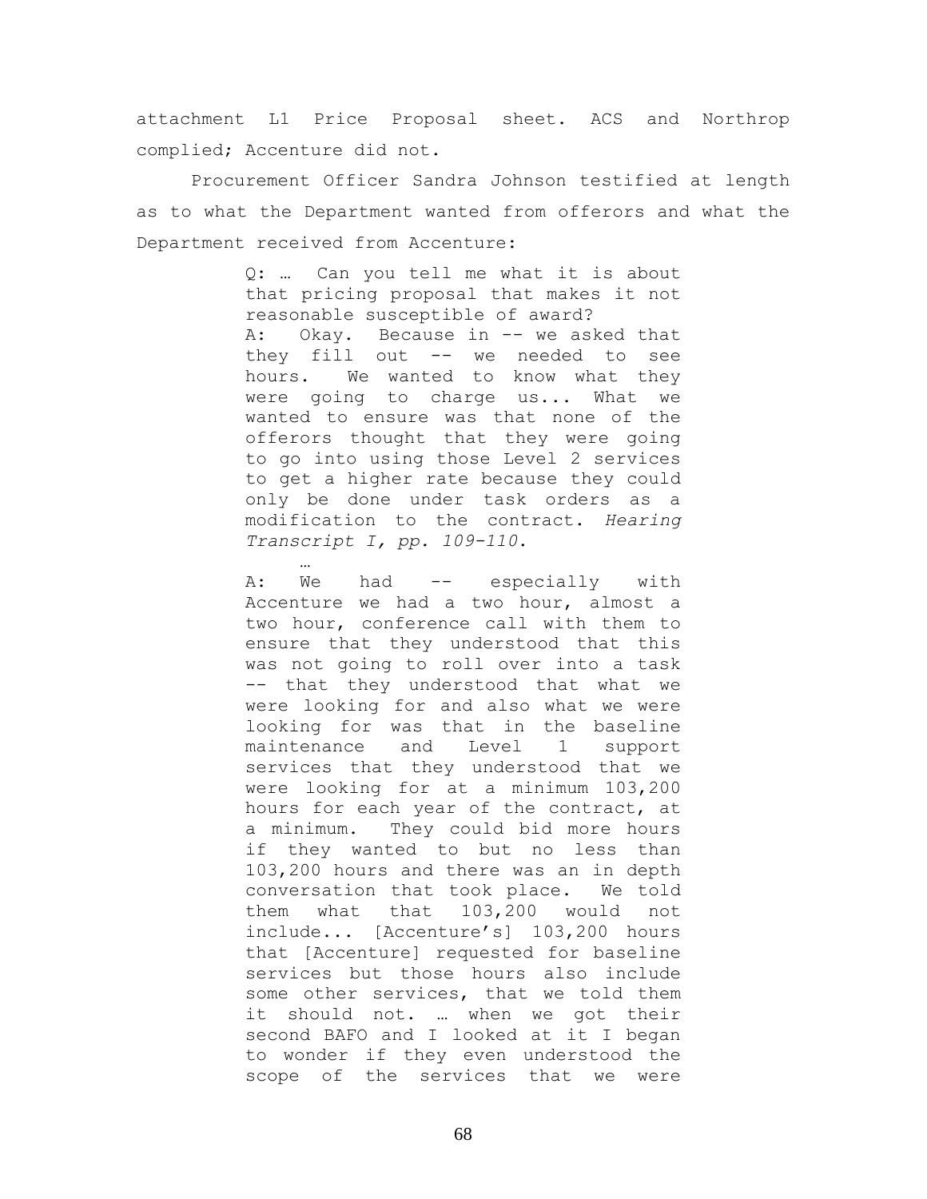attachment L1 Price Proposal sheet. ACS and Northrop complied; Accenture did not.

Procurement Officer Sandra Johnson testified at length as to what the Department wanted from offerors and what the Department received from Accenture:

> Q: … Can you tell me what it is about that pricing proposal that makes it not reasonable susceptible of award?
> A: Okay. Because in -- we asked that they fill out -- we needed to see hours. We wanted to know what they were going to charge us... What we wanted to ensure was that none of the offerors thought that they were going to go into using those Level 2 services to get a higher rate because they could only be done under task orders as a modification to the contract. *Hearing Transcript I, pp. 109-110.*
>
> …
>
> A: We had -- especially with Accenture we had a two hour, almost a two hour, conference call with them to ensure that they understood that this was not going to roll over into a task -- that they understood that what we were looking for and also what we were looking for was that in the baseline maintenance and Level 1 support services that they understood that we were looking for at a minimum 103,200 hours for each year of the contract, at a minimum. They could bid more hours if they wanted to but no less than 103,200 hours and there was an in depth conversation that took place. We told them what that 103,200 would not include... [Accenture's] 103,200 hours that [Accenture] requested for baseline services but those hours also include some other services, that we told them it should not. … when we got their second BAFO and I looked at it I began to wonder if they even understood the scope of the services that we were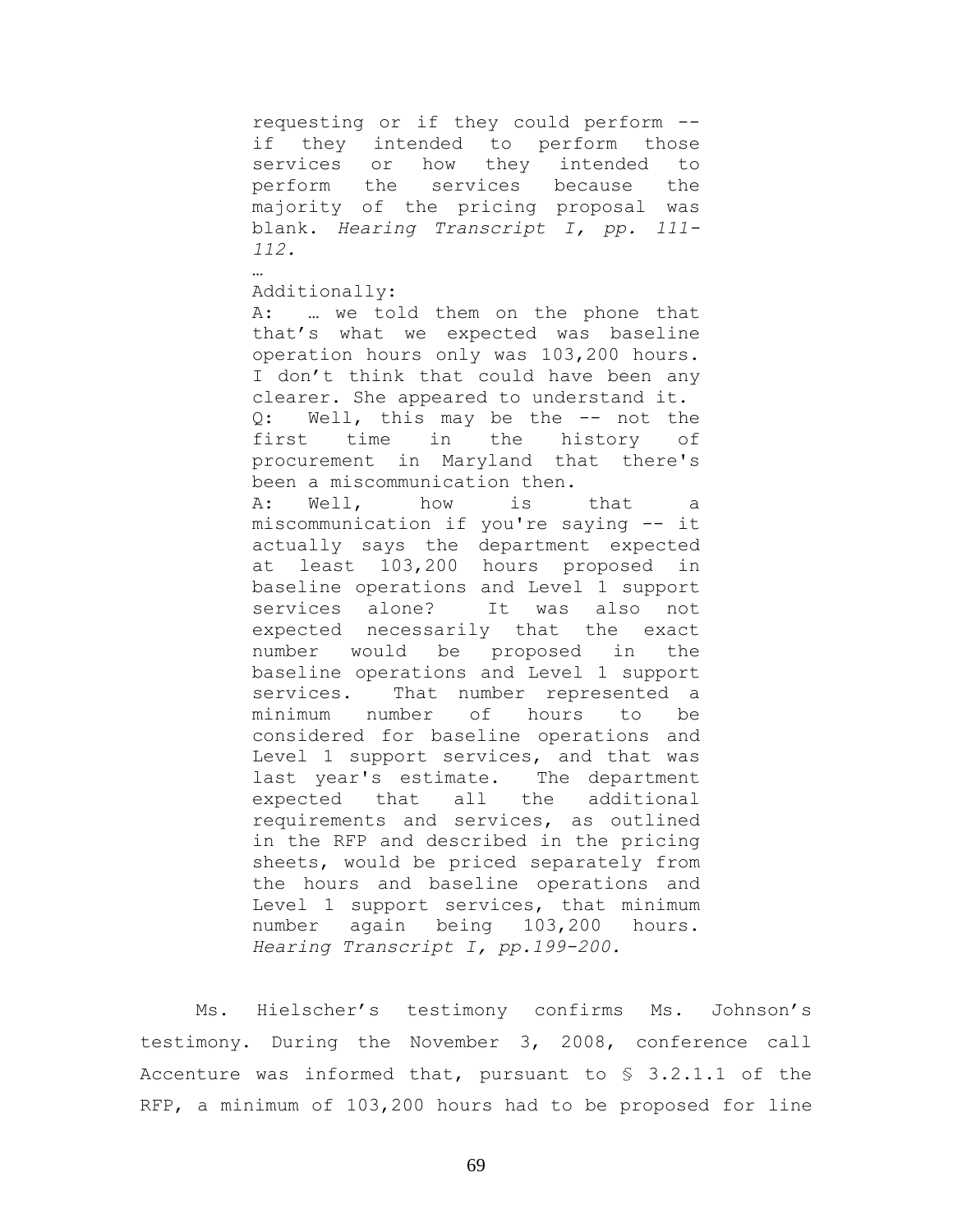> requesting or if they could perform -- if they intended to perform those services or how they intended to perform the services because the majority of the pricing proposal was blank. *Hearing Transcript I, pp. 111-112.*
>
> …
>
> Additionally:
>
> A: … we told them on the phone that that's what we expected was baseline operation hours only was 103,200 hours. I don't think that could have been any clearer. She appeared to understand it.
>
> Q: Well, this may be the -- not the first time in the history of procurement in Maryland that there's been a miscommunication then.
>
> A: Well, how is that a miscommunication if you're saying -- it actually says the department expected at least 103,200 hours proposed in baseline operations and Level 1 support services alone? It was also not expected necessarily that the exact number would be proposed in the baseline operations and Level 1 support services. That number represented a minimum number of hours to be considered for baseline operations and Level 1 support services, and that was last year's estimate. The department expected that all the additional requirements and services, as outlined in the RFP and described in the pricing sheets, would be priced separately from the hours and baseline operations and Level 1 support services, that minimum number again being 103,200 hours. *Hearing Transcript I, pp.199-200.*

Ms. Hielscher's testimony confirms Ms. Johnson's testimony. During the November 3, 2008, conference call Accenture was informed that, pursuant to § 3.2.1.1 of the RFP, a minimum of 103,200 hours had to be proposed for line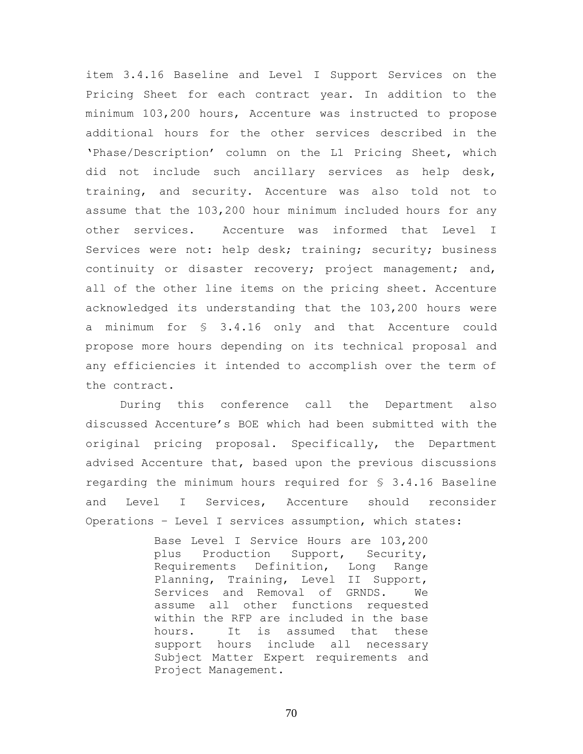item 3.4.16 Baseline and Level I Support Services on the Pricing Sheet for each contract year. In addition to the minimum 103,200 hours, Accenture was instructed to propose additional hours for the other services described in the 'Phase/Description' column on the L1 Pricing Sheet, which did not include such ancillary services as help desk, training, and security. Accenture was also told not to assume that the 103,200 hour minimum included hours for any other services. Accenture was informed that Level I Services were not: help desk; training; security; business continuity or disaster recovery; project management; and, all of the other line items on the pricing sheet. Accenture acknowledged its understanding that the 103,200 hours were a minimum for § 3.4.16 only and that Accenture could propose more hours depending on its technical proposal and any efficiencies it intended to accomplish over the term of the contract.

During this conference call the Department also discussed Accenture's BOE which had been submitted with the original pricing proposal. Specifically, the Department advised Accenture that, based upon the previous discussions regarding the minimum hours required for § 3.4.16 Baseline and Level I Services, Accenture should reconsider Operations – Level I services assumption, which states:

> Base Level I Service Hours are 103,200 plus Production Support, Security, Requirements Definition, Long Range Planning, Training, Level II Support, Services and Removal of GRNDS. We assume all other functions requested within the RFP are included in the base hours. It is assumed that these support hours include all necessary Subject Matter Expert requirements and Project Management.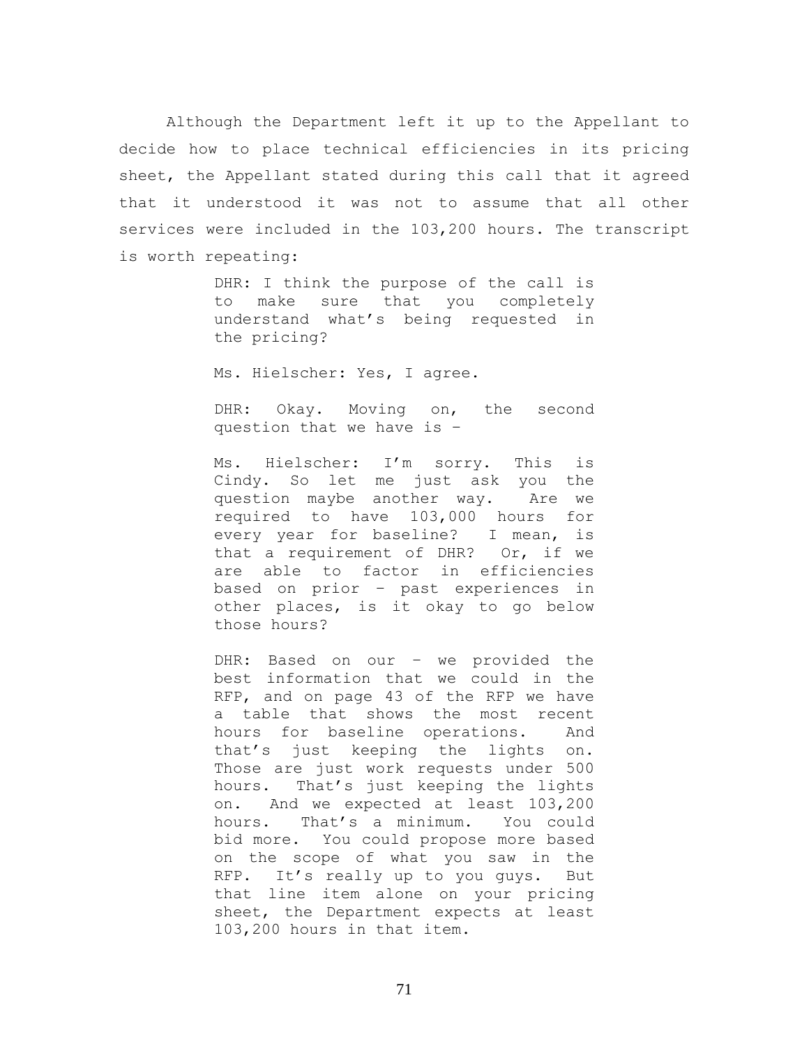Although the Department left it up to the Appellant to decide how to place technical efficiencies in its pricing sheet, the Appellant stated during this call that it agreed that it understood it was not to assume that all other services were included in the 103,200 hours. The transcript is worth repeating:

> DHR: I think the purpose of the call is to make sure that you completely understand what's being requested in the pricing?
>
> Ms. Hielscher: Yes, I agree.
>
> DHR: Okay. Moving on, the second question that we have is –
>
> Ms. Hielscher: I'm sorry. This is Cindy. So let me just ask you the question maybe another way. Are we required to have 103,000 hours for every year for baseline? I mean, is that a requirement of DHR? Or, if we are able to factor in efficiencies based on prior – past experiences in other places, is it okay to go below those hours?
>
> DHR: Based on our – we provided the best information that we could in the RFP, and on page 43 of the RFP we have a table that shows the most recent hours for baseline operations. And that's just keeping the lights on. Those are just work requests under 500 hours. That's just keeping the lights on. And we expected at least 103,200 hours. That's a minimum. You could bid more. You could propose more based on the scope of what you saw in the RFP. It's really up to you guys. But that line item alone on your pricing sheet, the Department expects at least 103,200 hours in that item.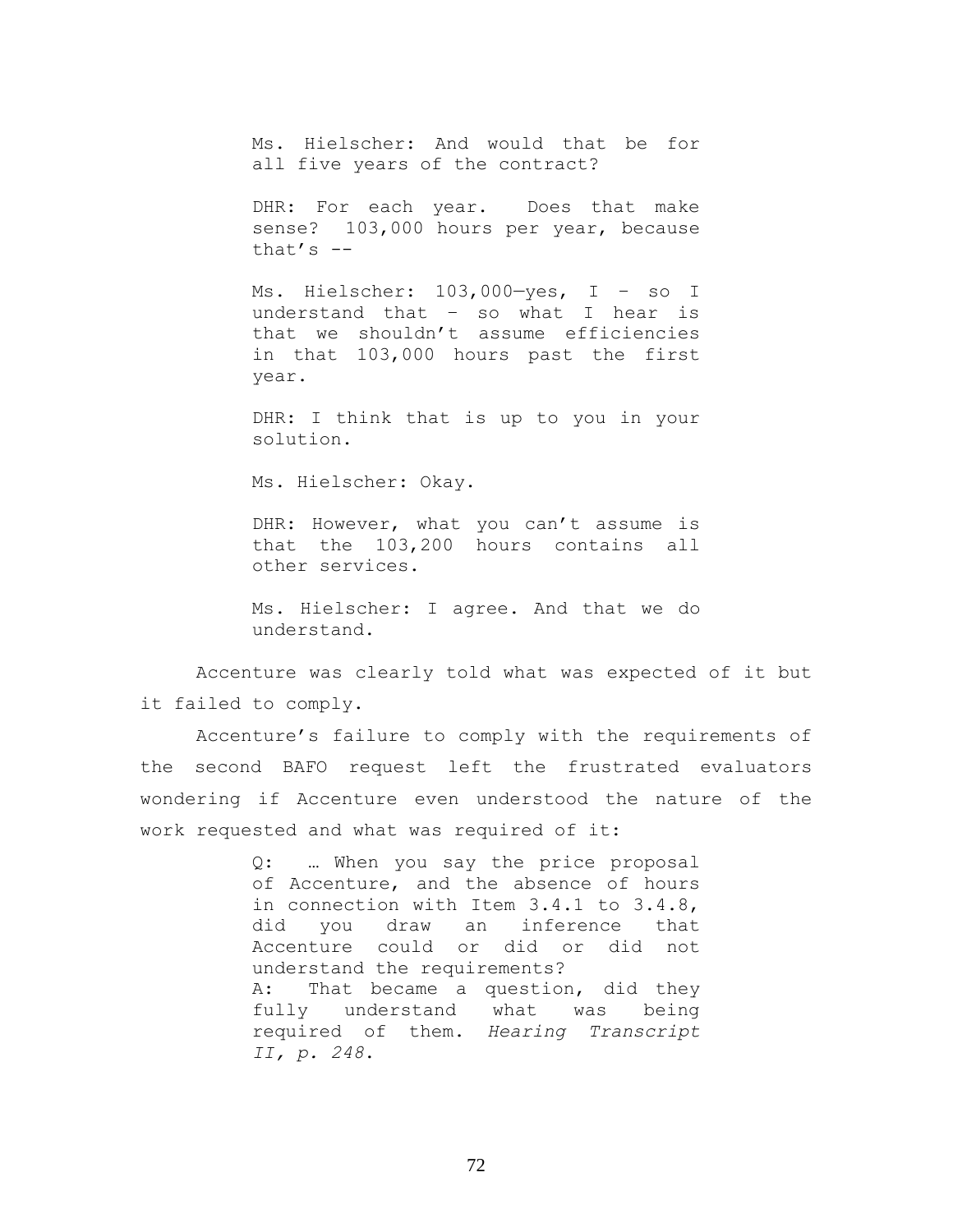> Ms. Hielscher: And would that be for all five years of the contract?
>
> DHR: For each year. Does that make sense? 103,000 hours per year, because that's --
>
> Ms. Hielscher: 103,000—yes, I – so I understand that – so what I hear is that we shouldn't assume efficiencies in that 103,000 hours past the first year.
>
> DHR: I think that is up to you in your solution.
>
> Ms. Hielscher: Okay.
>
> DHR: However, what you can't assume is that the 103,200 hours contains all other services.
>
> Ms. Hielscher: I agree. And that we do understand.

Accenture was clearly told what was expected of it but it failed to comply.

Accenture's failure to comply with the requirements of the second BAFO request left the frustrated evaluators wondering if Accenture even understood the nature of the work requested and what was required of it:

> Q: … When you say the price proposal of Accenture, and the absence of hours in connection with Item 3.4.1 to 3.4.8, did you draw an inference that Accenture could or did or did not understand the requirements?
> A: That became a question, did they fully understand what was being required of them. *Hearing Transcript II, p. 248*.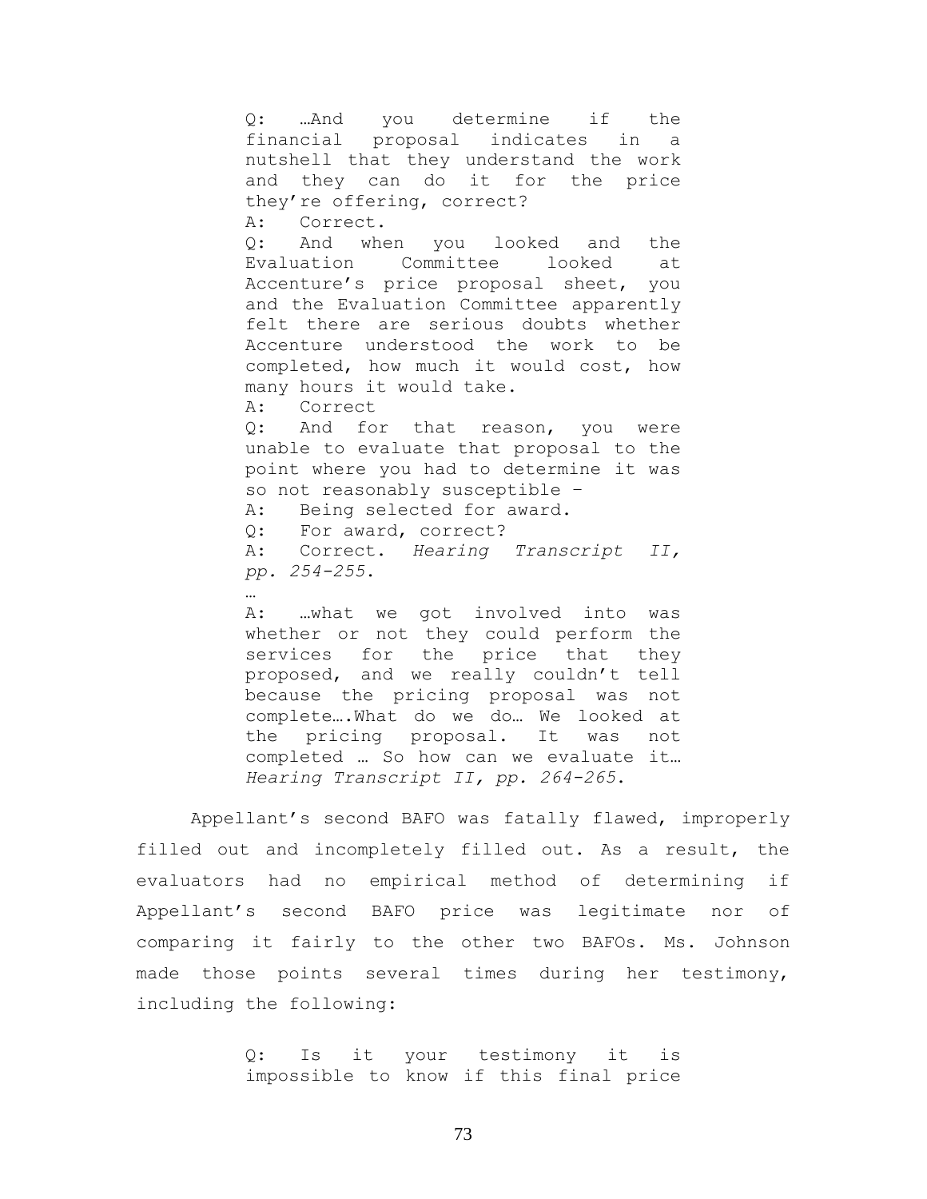> Q: …And you determine if the financial proposal indicates in a nutshell that they understand the work and they can do it for the price they're offering, correct?
> 
> A: Correct.
> 
> Q: And when you looked and the Evaluation Committee looked at Accenture's price proposal sheet, you and the Evaluation Committee apparently felt there are serious doubts whether Accenture understood the work to be completed, how much it would cost, how many hours it would take.
> 
> A: Correct
> 
> Q: And for that reason, you were unable to evaluate that proposal to the point where you had to determine it was so not reasonably susceptible –
> 
> A: Being selected for award.
> 
> Q: For award, correct?
> 
> A: Correct. *Hearing Transcript II, pp. 254-255*.
> 
> …
> 
> A: …what we got involved into was whether or not they could perform the services for the price that they proposed, and we really couldn't tell because the pricing proposal was not complete….What do we do… We looked at the pricing proposal. It was not completed … So how can we evaluate it… *Hearing Transcript II, pp. 264-265*.

Appellant's second BAFO was fatally flawed, improperly filled out and incompletely filled out. As a result, the evaluators had no empirical method of determining if Appellant's second BAFO price was legitimate nor of comparing it fairly to the other two BAFOs. Ms. Johnson made those points several times during her testimony, including the following:

> Q: Is it your testimony it is impossible to know if this final price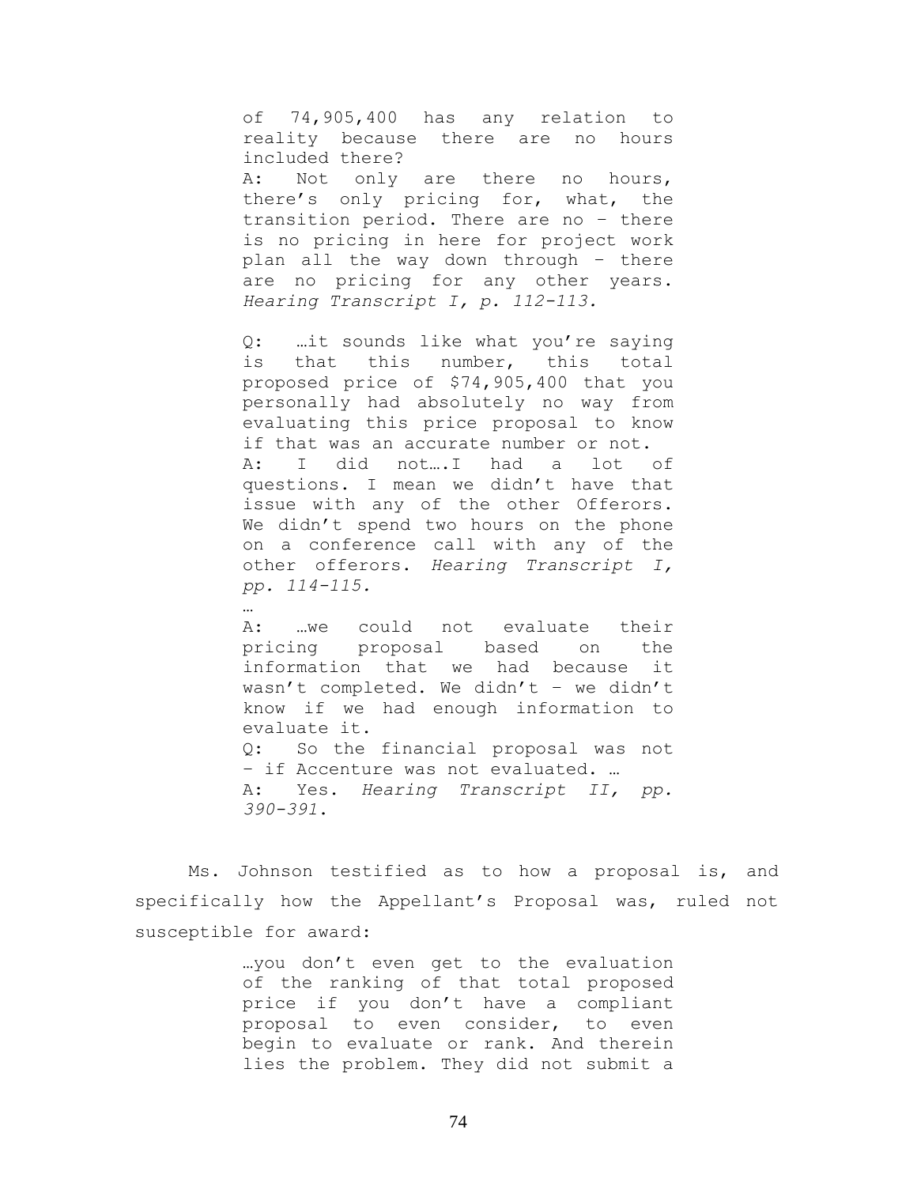> of 74,905,400 has any relation to reality because there are no hours included there?
> A: Not only are there no hours, there's only pricing for, what, the transition period. There are no – there is no pricing in here for project work plan all the way down through – there are no pricing for any other years. *Hearing Transcript I, p. 112-113.*
>
> Q: …it sounds like what you're saying is that this number, this total proposed price of $74,905,400 that you personally had absolutely no way from evaluating this price proposal to know if that was an accurate number or not.
> A: I did not….I had a lot of questions. I mean we didn't have that issue with any of the other Offerors. We didn't spend two hours on the phone on a conference call with any of the other offerors. *Hearing Transcript I, pp. 114-115.*
>
> …
>
> A: …we could not evaluate their pricing proposal based on the information that we had because it wasn't completed. We didn't – we didn't know if we had enough information to evaluate it.
> Q: So the financial proposal was not – if Accenture was not evaluated. …
> A: Yes. *Hearing Transcript II, pp. 390-391.*

Ms. Johnson testified as to how a proposal is, and specifically how the Appellant's Proposal was, ruled not susceptible for award:

> …you don't even get to the evaluation of the ranking of that total proposed price if you don't have a compliant proposal to even consider, to even begin to evaluate or rank. And therein lies the problem. They did not submit a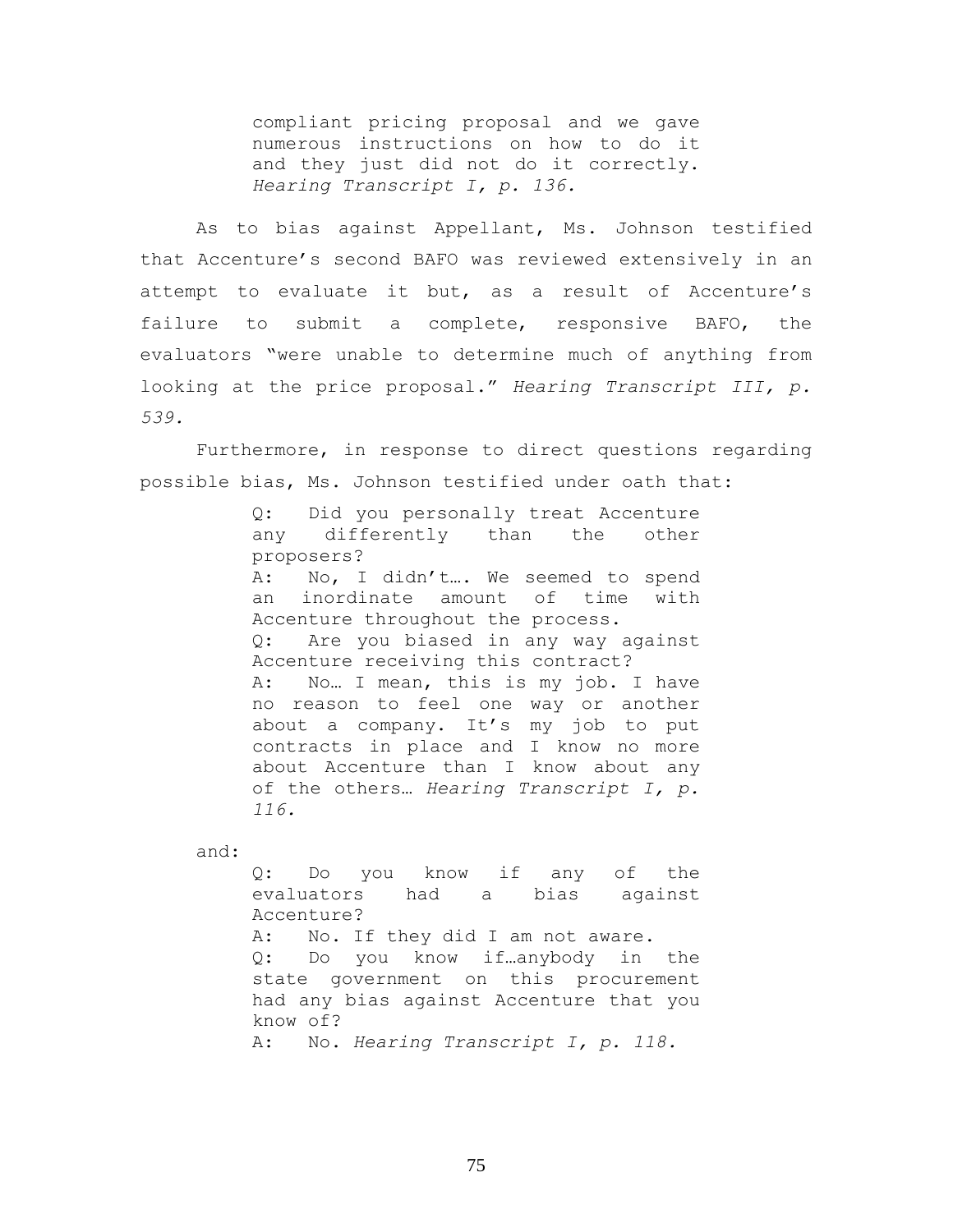> compliant pricing proposal and we gave numerous instructions on how to do it and they just did not do it correctly. *Hearing Transcript I, p. 136.*

As to bias against Appellant, Ms. Johnson testified that Accenture's second BAFO was reviewed extensively in an attempt to evaluate it but, as a result of Accenture's failure to submit a complete, responsive BAFO, the evaluators "were unable to determine much of anything from looking at the price proposal." *Hearing Transcript III, p. 539.*

Furthermore, in response to direct questions regarding possible bias, Ms. Johnson testified under oath that:

> Q: Did you personally treat Accenture any differently than the other proposers?
> A: No, I didn't…. We seemed to spend an inordinate amount of time with Accenture throughout the process.
> Q: Are you biased in any way against Accenture receiving this contract?
> A: No… I mean, this is my job. I have no reason to feel one way or another about a company. It's my job to put contracts in place and I know no more about Accenture than I know about any of the others… *Hearing Transcript I, p. 116.*

and:

> Q: Do you know if any of the evaluators had a bias against Accenture?
> A: No. If they did I am not aware.
> Q: Do you know if…anybody in the state government on this procurement had any bias against Accenture that you know of?
> A: No. *Hearing Transcript I, p. 118.*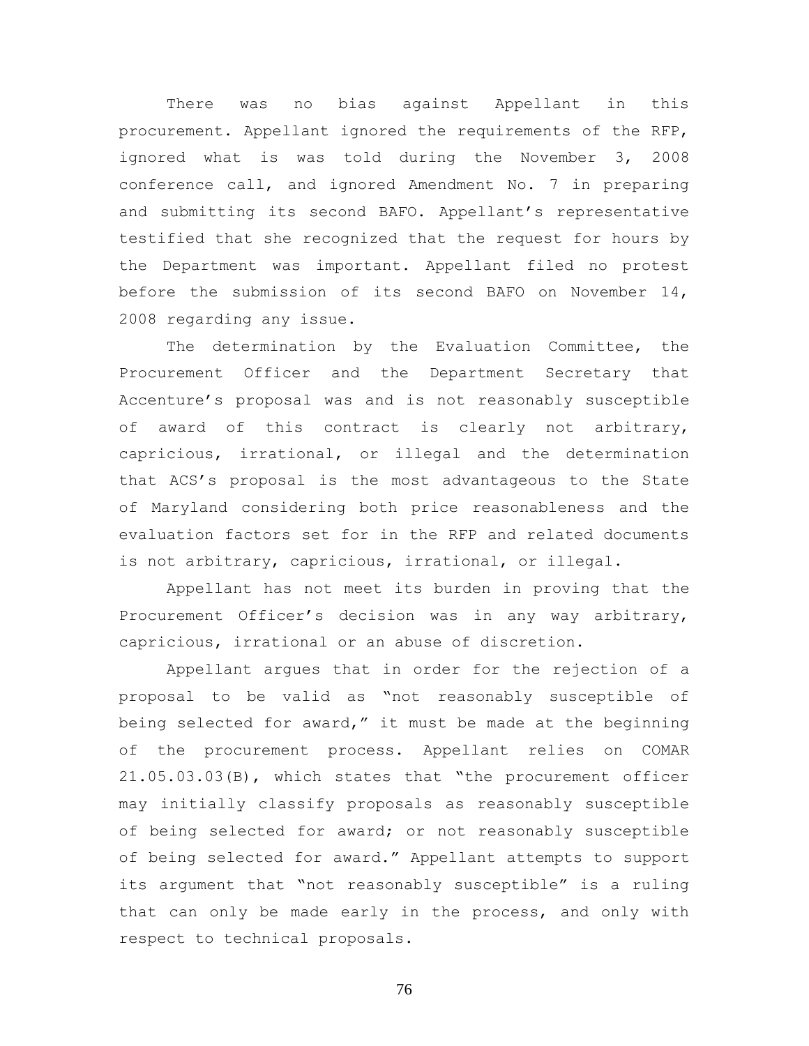There was no bias against Appellant in this procurement. Appellant ignored the requirements of the RFP, ignored what is was told during the November 3, 2008 conference call, and ignored Amendment No. 7 in preparing and submitting its second BAFO. Appellant's representative testified that she recognized that the request for hours by the Department was important. Appellant filed no protest before the submission of its second BAFO on November 14, 2008 regarding any issue.

The determination by the Evaluation Committee, the Procurement Officer and the Department Secretary that Accenture's proposal was and is not reasonably susceptible of award of this contract is clearly not arbitrary, capricious, irrational, or illegal and the determination that ACS's proposal is the most advantageous to the State of Maryland considering both price reasonableness and the evaluation factors set for in the RFP and related documents is not arbitrary, capricious, irrational, or illegal.

Appellant has not meet its burden in proving that the Procurement Officer's decision was in any way arbitrary, capricious, irrational or an abuse of discretion.

Appellant argues that in order for the rejection of a proposal to be valid as "not reasonably susceptible of being selected for award," it must be made at the beginning of the procurement process. Appellant relies on COMAR 21.05.03.03(B), which states that "the procurement officer may initially classify proposals as reasonably susceptible of being selected for award; or not reasonably susceptible of being selected for award." Appellant attempts to support its argument that "not reasonably susceptible" is a ruling that can only be made early in the process, and only with respect to technical proposals.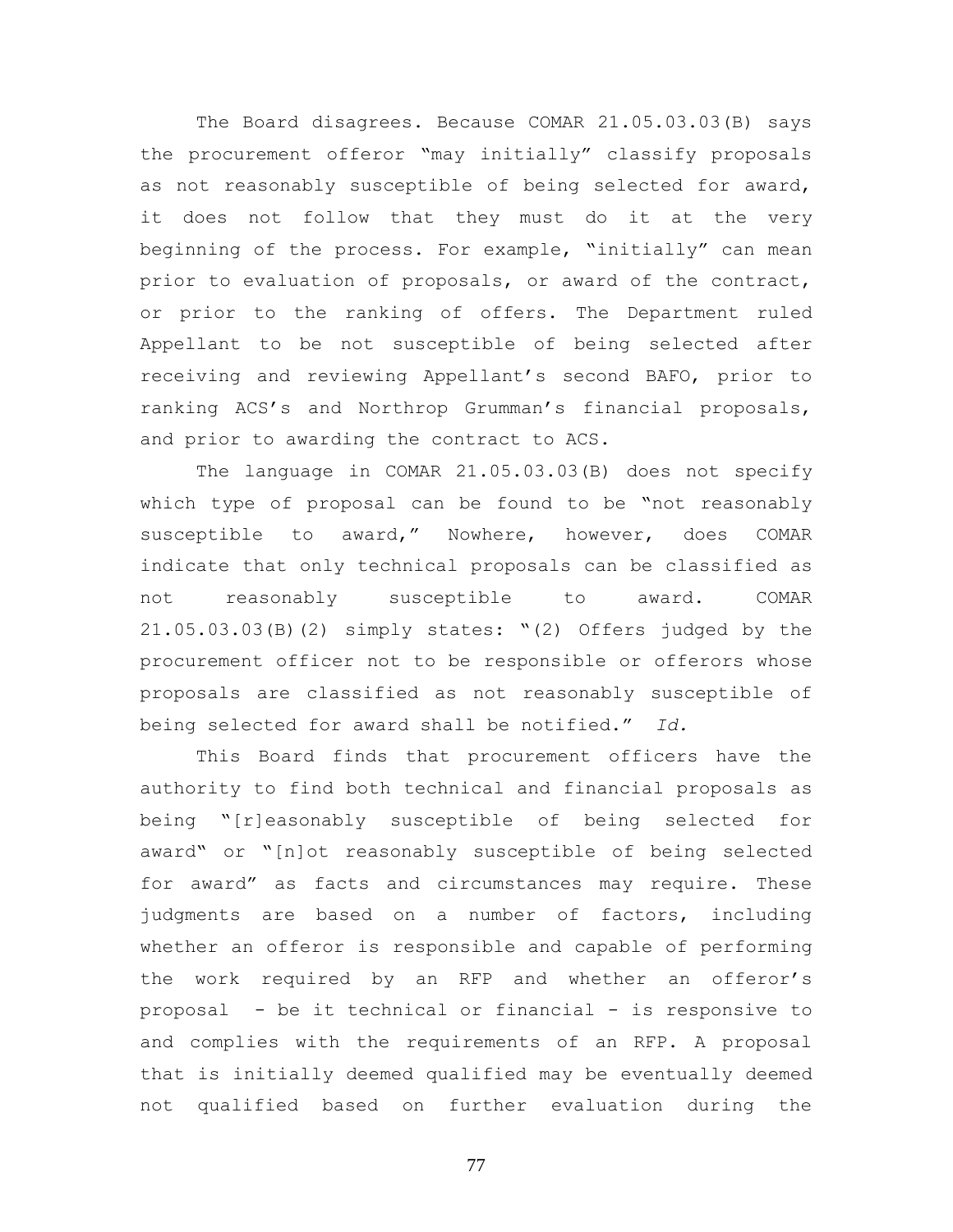The Board disagrees. Because COMAR 21.05.03.03(B) says the procurement offeror "may initially" classify proposals as not reasonably susceptible of being selected for award, it does not follow that they must do it at the very beginning of the process. For example, "initially" can mean prior to evaluation of proposals, or award of the contract, or prior to the ranking of offers. The Department ruled Appellant to be not susceptible of being selected after receiving and reviewing Appellant's second BAFO, prior to ranking ACS's and Northrop Grumman's financial proposals, and prior to awarding the contract to ACS.

The language in COMAR 21.05.03.03(B) does not specify which type of proposal can be found to be "not reasonably susceptible to award," Nowhere, however, does COMAR indicate that only technical proposals can be classified as not reasonably susceptible to award. COMAR 21.05.03.03(B)(2) simply states: "(2) Offers judged by the procurement officer not to be responsible or offerors whose proposals are classified as not reasonably susceptible of being selected for award shall be notified." *Id.*

This Board finds that procurement officers have the authority to find both technical and financial proposals as being "[r]easonably susceptible of being selected for award" or "[n]ot reasonably susceptible of being selected for award" as facts and circumstances may require. These judgments are based on a number of factors, including whether an offeror is responsible and capable of performing the work required by an RFP and whether an offeror's proposal - be it technical or financial - is responsive to and complies with the requirements of an RFP. A proposal that is initially deemed qualified may be eventually deemed not qualified based on further evaluation during the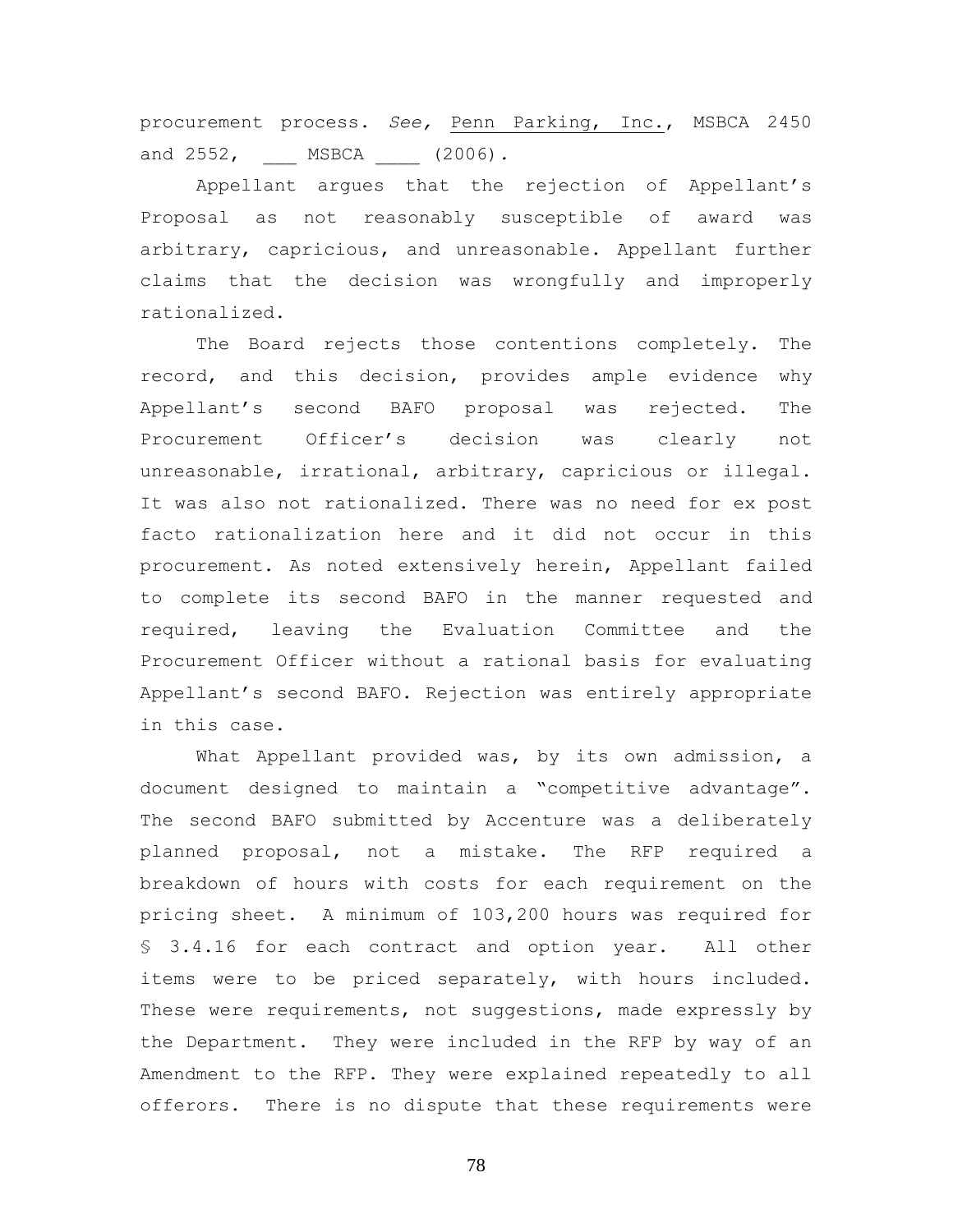procurement process. *See,* Penn Parking, Inc., MSBCA 2450 and 2552, ___ MSBCA ____ (2006).

Appellant argues that the rejection of Appellant's Proposal as not reasonably susceptible of award was arbitrary, capricious, and unreasonable. Appellant further claims that the decision was wrongfully and improperly rationalized.

The Board rejects those contentions completely. The record, and this decision, provides ample evidence why Appellant's second BAFO proposal was rejected. The Procurement Officer's decision was clearly not unreasonable, irrational, arbitrary, capricious or illegal. It was also not rationalized. There was no need for ex post facto rationalization here and it did not occur in this procurement. As noted extensively herein, Appellant failed to complete its second BAFO in the manner requested and required, leaving the Evaluation Committee and the Procurement Officer without a rational basis for evaluating Appellant's second BAFO. Rejection was entirely appropriate in this case.

What Appellant provided was, by its own admission, a document designed to maintain a "competitive advantage". The second BAFO submitted by Accenture was a deliberately planned proposal, not a mistake. The RFP required a breakdown of hours with costs for each requirement on the pricing sheet. A minimum of 103,200 hours was required for § 3.4.16 for each contract and option year. All other items were to be priced separately, with hours included. These were requirements, not suggestions, made expressly by the Department. They were included in the RFP by way of an Amendment to the RFP. They were explained repeatedly to all offerors. There is no dispute that these requirements were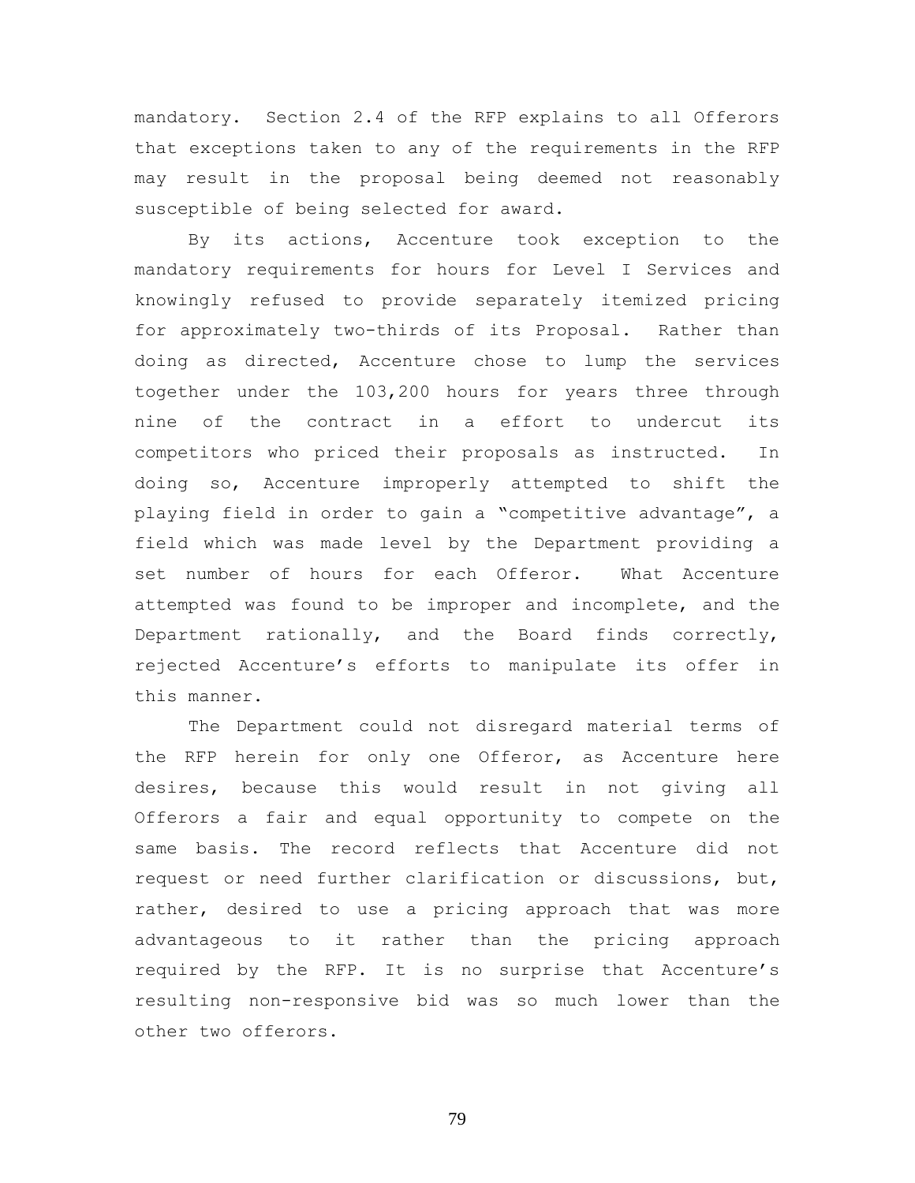mandatory. Section 2.4 of the RFP explains to all Offerors that exceptions taken to any of the requirements in the RFP may result in the proposal being deemed not reasonably susceptible of being selected for award.

By its actions, Accenture took exception to the mandatory requirements for hours for Level I Services and knowingly refused to provide separately itemized pricing for approximately two-thirds of its Proposal. Rather than doing as directed, Accenture chose to lump the services together under the 103,200 hours for years three through nine of the contract in a effort to undercut its competitors who priced their proposals as instructed. In doing so, Accenture improperly attempted to shift the playing field in order to gain a "competitive advantage", a field which was made level by the Department providing a set number of hours for each Offeror. What Accenture attempted was found to be improper and incomplete, and the Department rationally, and the Board finds correctly, rejected Accenture's efforts to manipulate its offer in this manner.

The Department could not disregard material terms of the RFP herein for only one Offeror, as Accenture here desires, because this would result in not giving all Offerors a fair and equal opportunity to compete on the same basis. The record reflects that Accenture did not request or need further clarification or discussions, but, rather, desired to use a pricing approach that was more advantageous to it rather than the pricing approach required by the RFP. It is no surprise that Accenture's resulting non-responsive bid was so much lower than the other two offerors.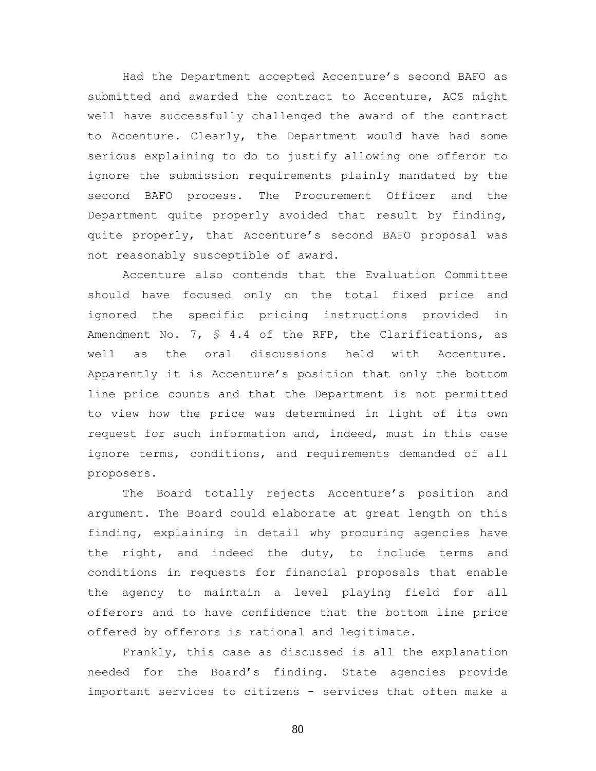Had the Department accepted Accenture's second BAFO as submitted and awarded the contract to Accenture, ACS might well have successfully challenged the award of the contract to Accenture. Clearly, the Department would have had some serious explaining to do to justify allowing one offeror to ignore the submission requirements plainly mandated by the second BAFO process. The Procurement Officer and the Department quite properly avoided that result by finding, quite properly, that Accenture's second BAFO proposal was not reasonably susceptible of award.

Accenture also contends that the Evaluation Committee should have focused only on the total fixed price and ignored the specific pricing instructions provided in Amendment No. 7, § 4.4 of the RFP, the Clarifications, as well as the oral discussions held with Accenture. Apparently it is Accenture's position that only the bottom line price counts and that the Department is not permitted to view how the price was determined in light of its own request for such information and, indeed, must in this case ignore terms, conditions, and requirements demanded of all proposers.

The Board totally rejects Accenture's position and argument. The Board could elaborate at great length on this finding, explaining in detail why procuring agencies have the right, and indeed the duty, to include terms and conditions in requests for financial proposals that enable the agency to maintain a level playing field for all offerors and to have confidence that the bottom line price offered by offerors is rational and legitimate.

Frankly, this case as discussed is all the explanation needed for the Board's finding. State agencies provide important services to citizens - services that often make a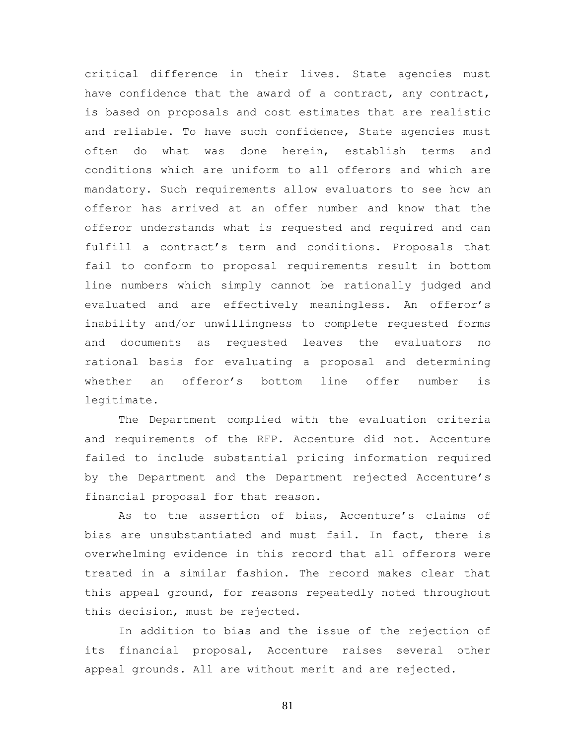critical difference in their lives. State agencies must have confidence that the award of a contract, any contract, is based on proposals and cost estimates that are realistic and reliable. To have such confidence, State agencies must often do what was done herein, establish terms and conditions which are uniform to all offerors and which are mandatory. Such requirements allow evaluators to see how an offeror has arrived at an offer number and know that the offeror understands what is requested and required and can fulfill a contract's term and conditions. Proposals that fail to conform to proposal requirements result in bottom line numbers which simply cannot be rationally judged and evaluated and are effectively meaningless. An offeror's inability and/or unwillingness to complete requested forms and documents as requested leaves the evaluators no rational basis for evaluating a proposal and determining whether an offeror's bottom line offer number is legitimate.

The Department complied with the evaluation criteria and requirements of the RFP. Accenture did not. Accenture failed to include substantial pricing information required by the Department and the Department rejected Accenture's financial proposal for that reason.

As to the assertion of bias, Accenture's claims of bias are unsubstantiated and must fail. In fact, there is overwhelming evidence in this record that all offerors were treated in a similar fashion. The record makes clear that this appeal ground, for reasons repeatedly noted throughout this decision, must be rejected.

In addition to bias and the issue of the rejection of its financial proposal, Accenture raises several other appeal grounds. All are without merit and are rejected.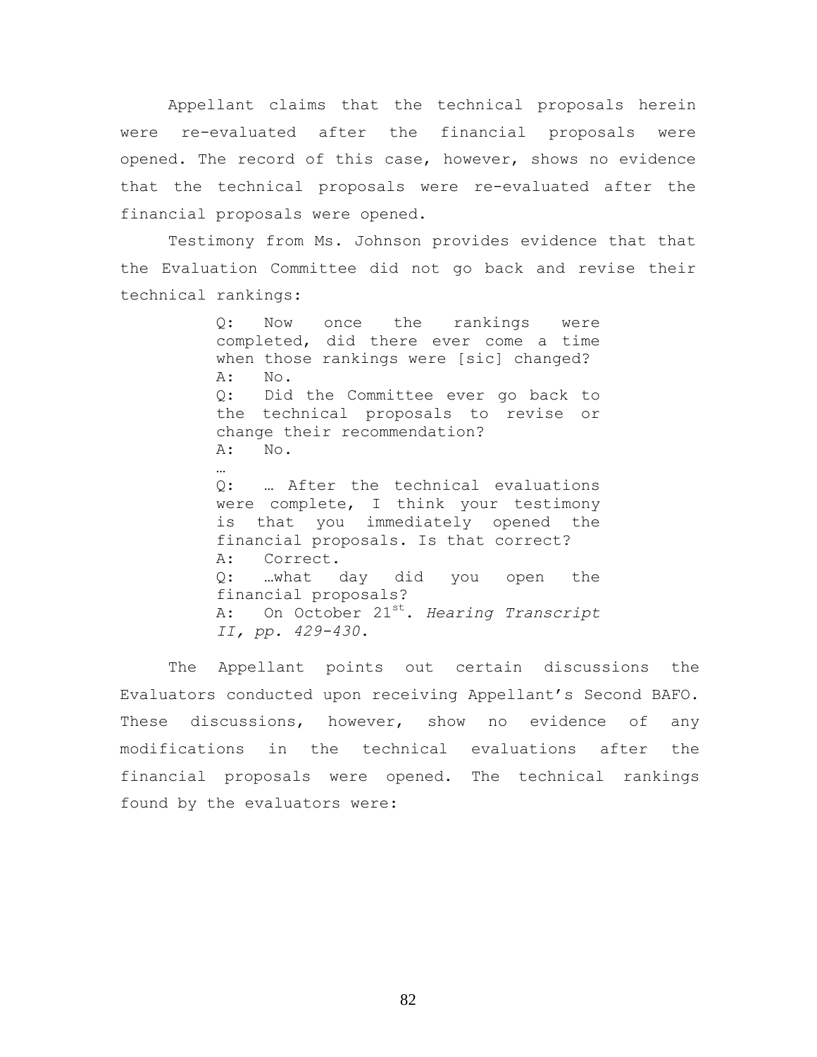Appellant claims that the technical proposals herein were re-evaluated after the financial proposals were opened. The record of this case, however, shows no evidence that the technical proposals were re-evaluated after the financial proposals were opened.

Testimony from Ms. Johnson provides evidence that that the Evaluation Committee did not go back and revise their technical rankings:

> Q: Now once the rankings were completed, did there ever come a time when those rankings were [sic] changed?
> A: No.
> Q: Did the Committee ever go back to the technical proposals to revise or change their recommendation?
> A: No.
> …
> Q: … After the technical evaluations were complete, I think your testimony is that you immediately opened the financial proposals. Is that correct?
> A: Correct.
> Q: …what day did you open the financial proposals?
> A: On October 21st. *Hearing Transcript II, pp. 429-430*.

The Appellant points out certain discussions the Evaluators conducted upon receiving Appellant's Second BAFO. These discussions, however, show no evidence of any modifications in the technical evaluations after the financial proposals were opened. The technical rankings found by the evaluators were: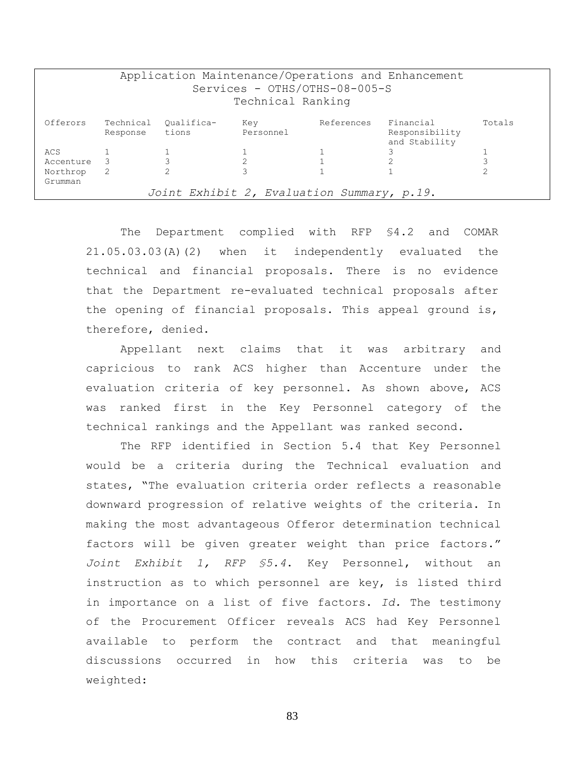Application Maintenance/Operations and Enhancement Services - OTHS/OTHS-08-005-S
Technical Ranking

| Offerors | Technical Response | Qualifications | Key Personnel | References | Financial Responsibility and Stability | Totals |
|---|---|---|---|---|---|---|
| ACS | 1 | 1 | 1 | 1 | 3 | 1 |
| Accenture | 3 | 3 | 2 | 1 | 2 | 3 |
| Northrop Grumman | 2 | 2 | 3 | 1 | 1 | 2 |

*Joint Exhibit 2, Evaluation Summary, p.19*.

The Department complied with RFP §4.2 and COMAR 21.05.03.03(A)(2) when it independently evaluated the technical and financial proposals. There is no evidence that the Department re-evaluated technical proposals after the opening of financial proposals. This appeal ground is, therefore, denied.

Appellant next claims that it was arbitrary and capricious to rank ACS higher than Accenture under the evaluation criteria of key personnel. As shown above, ACS was ranked first in the Key Personnel category of the technical rankings and the Appellant was ranked second.

The RFP identified in Section 5.4 that Key Personnel would be a criteria during the Technical evaluation and states, "The evaluation criteria order reflects a reasonable downward progression of relative weights of the criteria. In making the most advantageous Offeror determination technical factors will be given greater weight than price factors." *Joint Exhibit 1, RFP §5.4.* Key Personnel, without an instruction as to which personnel are key, is listed third in importance on a list of five factors. *Id.* The testimony of the Procurement Officer reveals ACS had Key Personnel available to perform the contract and that meaningful discussions occurred in how this criteria was to be weighted: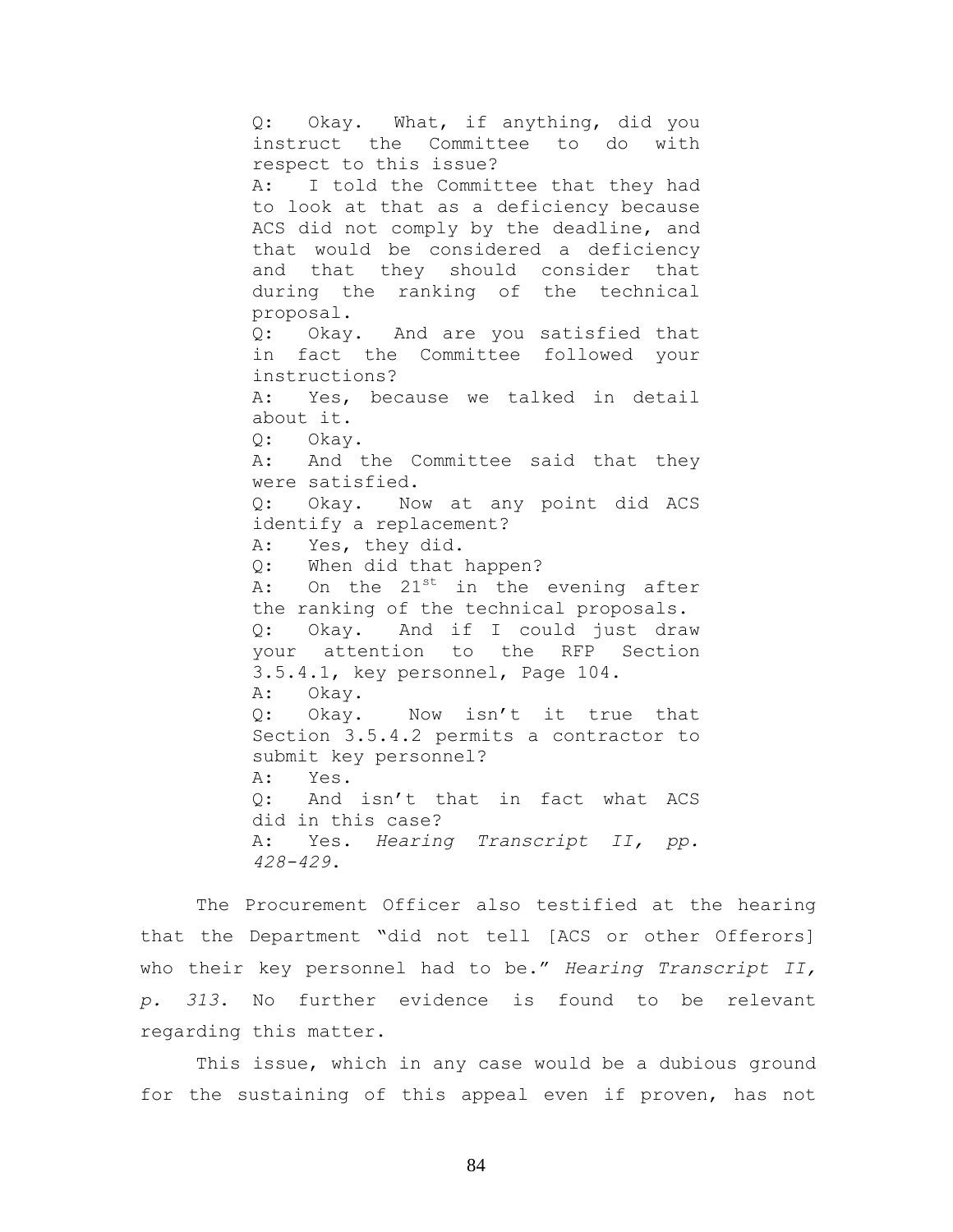> Q: Okay. What, if anything, did you instruct the Committee to do with respect to this issue?
>
> A: I told the Committee that they had to look at that as a deficiency because ACS did not comply by the deadline, and that would be considered a deficiency and that they should consider that during the ranking of the technical proposal.
>
> Q: Okay. And are you satisfied that in fact the Committee followed your instructions?
>
> A: Yes, because we talked in detail about it.
>
> Q: Okay.
>
> A: And the Committee said that they were satisfied.
>
> Q: Okay. Now at any point did ACS identify a replacement?
>
> A: Yes, they did.
>
> Q: When did that happen?
>
> A: On the 21st in the evening after the ranking of the technical proposals.
>
> Q: Okay. And if I could just draw your attention to the RFP Section 3.5.4.1, key personnel, Page 104.
>
> A: Okay.
>
> Q: Okay. Now isn't it true that Section 3.5.4.2 permits a contractor to submit key personnel?
>
> A: Yes.
>
> Q: And isn't that in fact what ACS did in this case?
>
> A: Yes. *Hearing Transcript II, pp. 428-429*.

The Procurement Officer also testified at the hearing that the Department "did not tell [ACS or other Offerors] who their key personnel had to be." *Hearing Transcript II, p. 313*. No further evidence is found to be relevant regarding this matter.

This issue, which in any case would be a dubious ground for the sustaining of this appeal even if proven, has not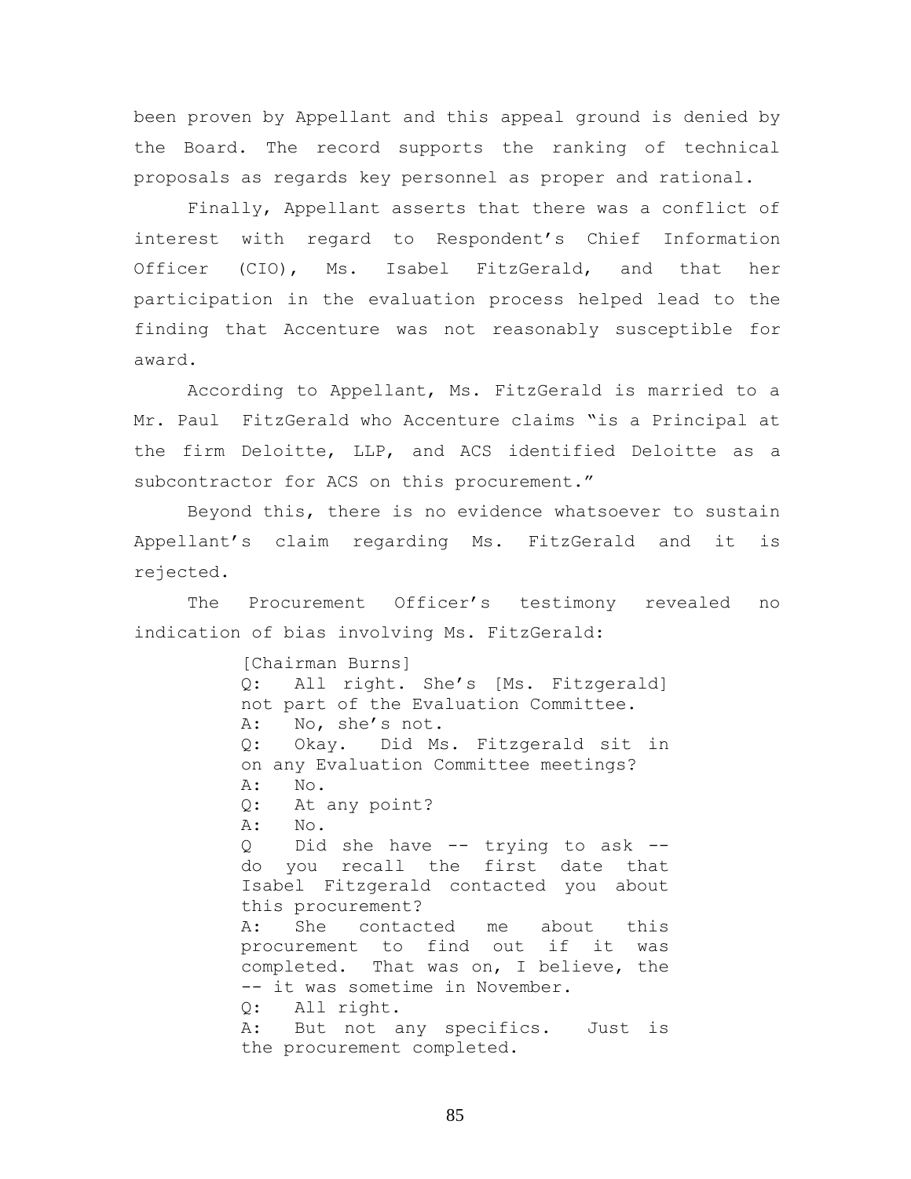been proven by Appellant and this appeal ground is denied by the Board. The record supports the ranking of technical proposals as regards key personnel as proper and rational.

Finally, Appellant asserts that there was a conflict of interest with regard to Respondent's Chief Information Officer (CIO), Ms. Isabel FitzGerald, and that her participation in the evaluation process helped lead to the finding that Accenture was not reasonably susceptible for award.

According to Appellant, Ms. FitzGerald is married to a Mr. Paul FitzGerald who Accenture claims "is a Principal at the firm Deloitte, LLP, and ACS identified Deloitte as a subcontractor for ACS on this procurement."

Beyond this, there is no evidence whatsoever to sustain Appellant's claim regarding Ms. FitzGerald and it is rejected.

The Procurement Officer's testimony revealed no indication of bias involving Ms. FitzGerald:

> [Chairman Burns]
> Q: All right. She's [Ms. Fitzgerald] not part of the Evaluation Committee.
> A: No, she's not.
> Q: Okay. Did Ms. Fitzgerald sit in on any Evaluation Committee meetings?
> A: No.
> Q: At any point?
> A: No.
> Q Did she have -- trying to ask -- do you recall the first date that Isabel Fitzgerald contacted you about this procurement?
> A: She contacted me about this procurement to find out if it was completed. That was on, I believe, the -- it was sometime in November.
> Q: All right.
> A: But not any specifics. Just is the procurement completed.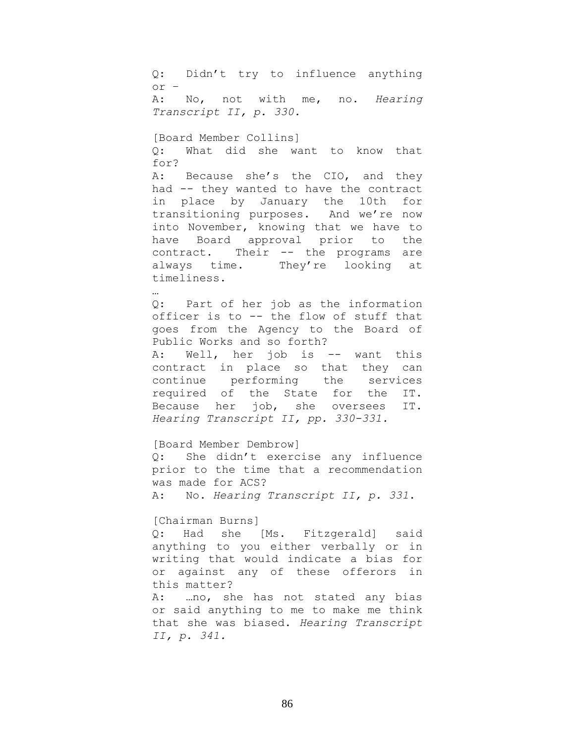Q: Didn't try to influence anything or –
A: No, not with me, no. *Hearing Transcript II, p. 330.*

[Board Member Collins]
Q: What did she want to know that for?
A: Because she's the CIO, and they had -- they wanted to have the contract in place by January the 10th for transitioning purposes. And we're now into November, knowing that we have to have Board approval prior to the contract. Their -- the programs are always time. They're looking at timeliness.
…
Q: Part of her job as the information officer is to -- the flow of stuff that goes from the Agency to the Board of Public Works and so forth?
A: Well, her job is -- want this contract in place so that they can continue performing the services required of the State for the IT. Because her job, she oversees IT. *Hearing Transcript II, pp. 330-331.*

[Board Member Dembrow]
Q: She didn't exercise any influence prior to the time that a recommendation was made for ACS?
A: No. *Hearing Transcript II, p. 331*.

[Chairman Burns]
Q: Had she [Ms. Fitzgerald] said anything to you either verbally or in writing that would indicate a bias for or against any of these offerors in this matter?
A: …no, she has not stated any bias or said anything to me to make me think that she was biased. *Hearing Transcript II, p. 341.*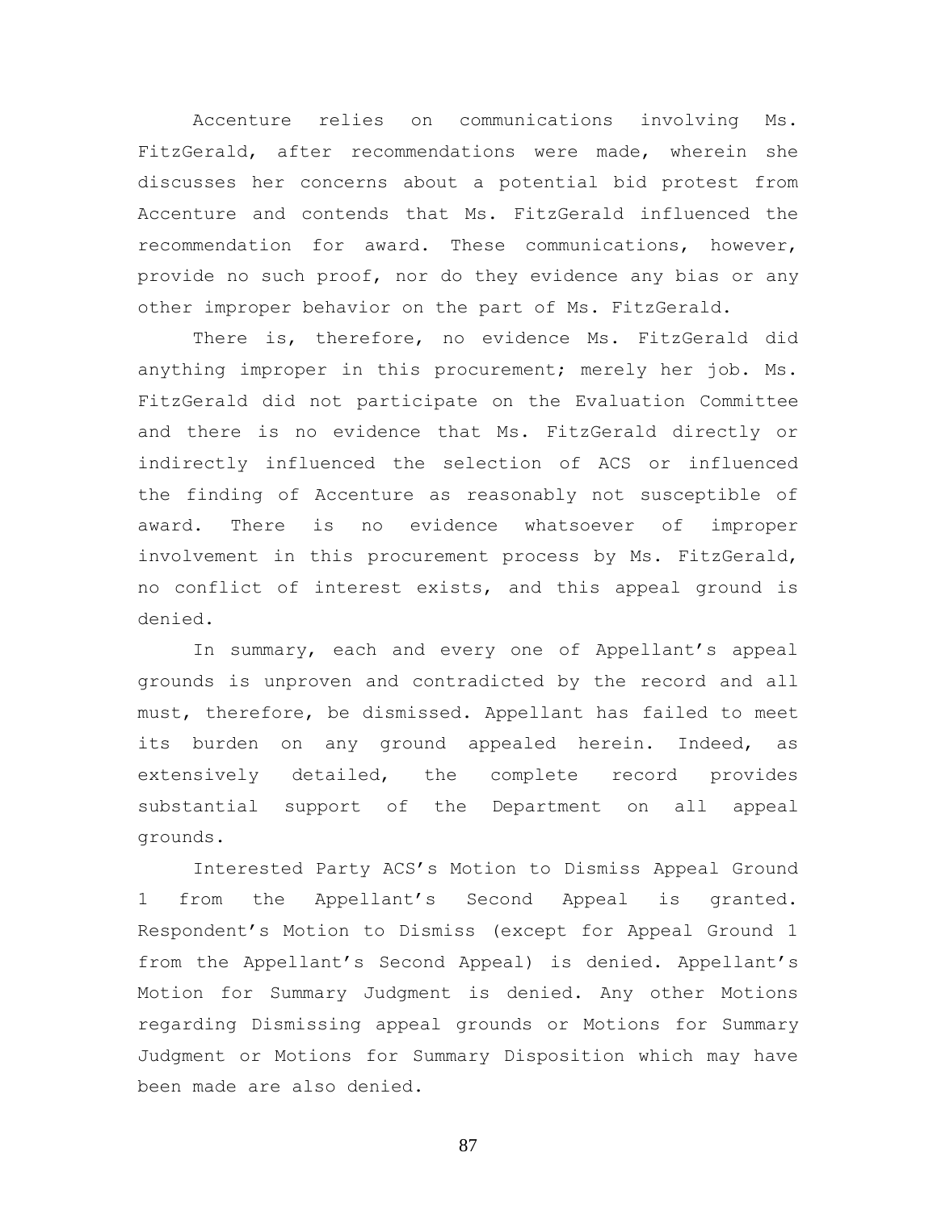Accenture relies on communications involving Ms. FitzGerald, after recommendations were made, wherein she discusses her concerns about a potential bid protest from Accenture and contends that Ms. FitzGerald influenced the recommendation for award. These communications, however, provide no such proof, nor do they evidence any bias or any other improper behavior on the part of Ms. FitzGerald.

There is, therefore, no evidence Ms. FitzGerald did anything improper in this procurement; merely her job. Ms. FitzGerald did not participate on the Evaluation Committee and there is no evidence that Ms. FitzGerald directly or indirectly influenced the selection of ACS or influenced the finding of Accenture as reasonably not susceptible of award. There is no evidence whatsoever of improper involvement in this procurement process by Ms. FitzGerald, no conflict of interest exists, and this appeal ground is denied.

In summary, each and every one of Appellant's appeal grounds is unproven and contradicted by the record and all must, therefore, be dismissed. Appellant has failed to meet its burden on any ground appealed herein. Indeed, as extensively detailed, the complete record provides substantial support of the Department on all appeal grounds.

Interested Party ACS's Motion to Dismiss Appeal Ground 1 from the Appellant's Second Appeal is granted. Respondent's Motion to Dismiss (except for Appeal Ground 1 from the Appellant's Second Appeal) is denied. Appellant's Motion for Summary Judgment is denied. Any other Motions regarding Dismissing appeal grounds or Motions for Summary Judgment or Motions for Summary Disposition which may have been made are also denied.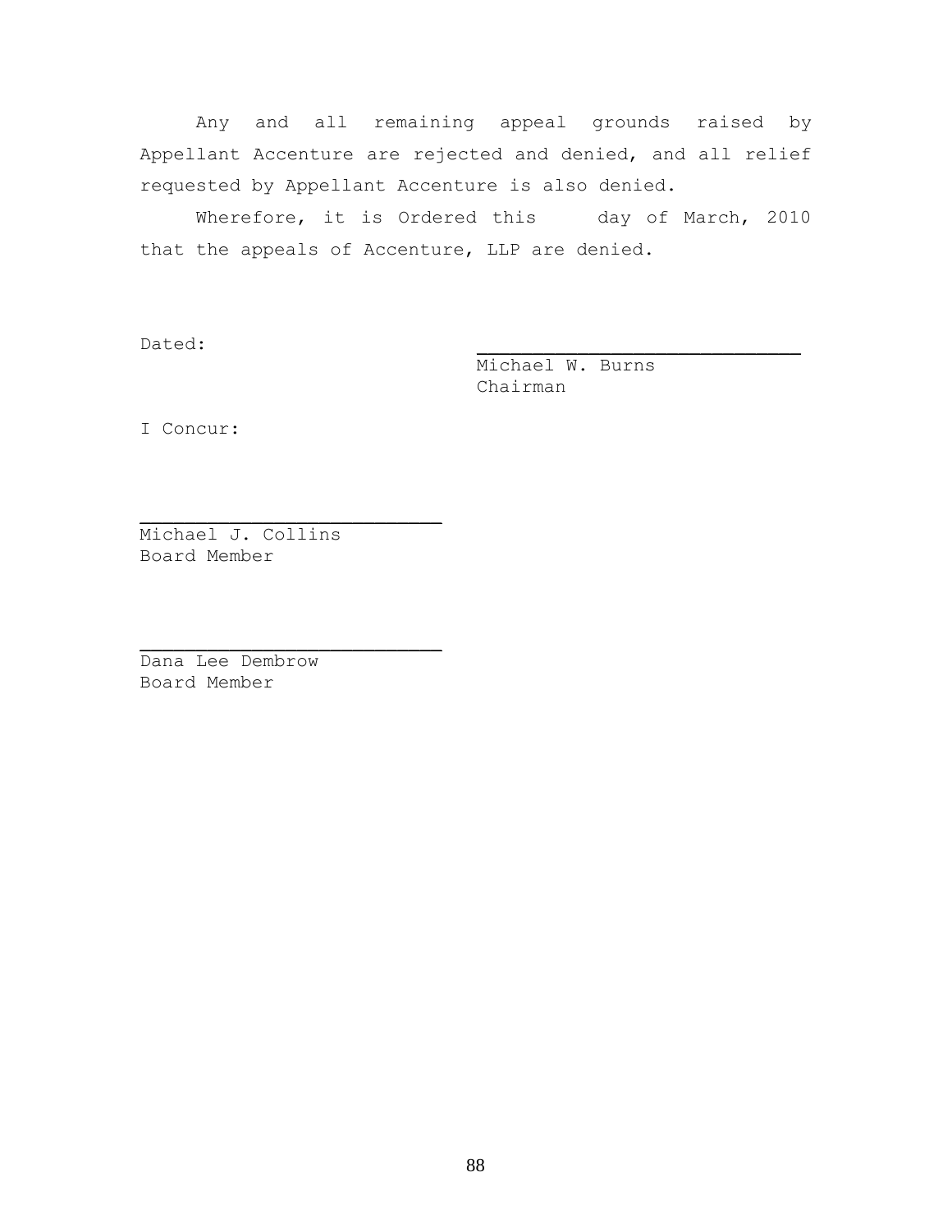Any and all remaining appeal grounds raised by Appellant Accenture are rejected and denied, and all relief requested by Appellant Accenture is also denied.

Wherefore, it is Ordered this      day of March, 2010 that the appeals of Accenture, LLP are denied.

Dated:

\_\_\_\_\_\_\_\_\_\_\_\_\_\_\_\_\_\_\_\_\_\_\_\_\_\_\_\_\_\_
Michael W. Burns
Chairman

I Concur:

\_\_\_\_\_\_\_\_\_\_\_\_\_\_\_\_\_\_\_\_\_\_\_\_\_\_\_\_\_\_
Michael J. Collins
Board Member

\_\_\_\_\_\_\_\_\_\_\_\_\_\_\_\_\_\_\_\_\_\_\_\_\_\_\_\_\_\_
Dana Lee Dembrow
Board Member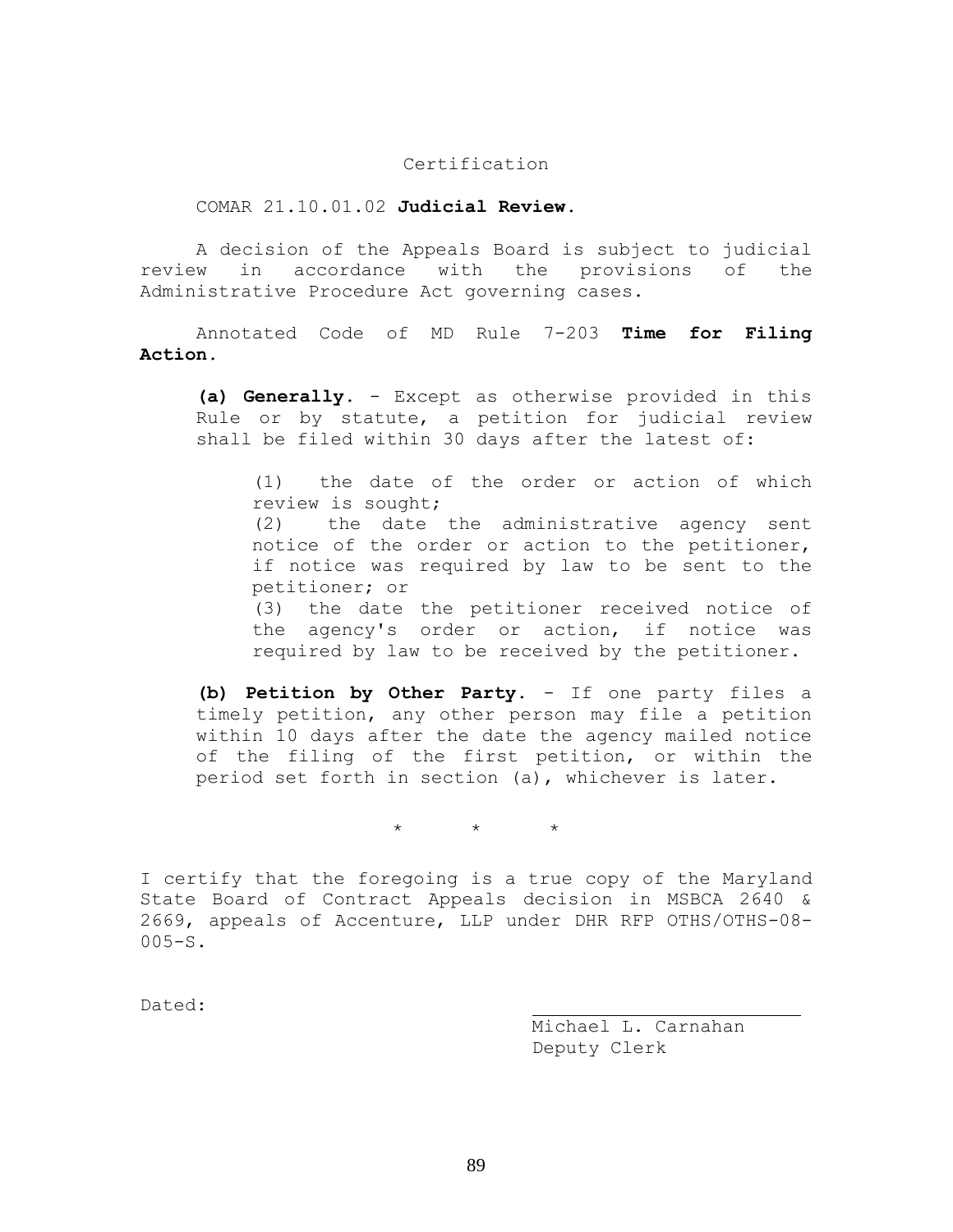Certification

COMAR 21.10.01.02 **Judicial Review.**

A decision of the Appeals Board is subject to judicial review in accordance with the provisions of the Administrative Procedure Act governing cases.

Annotated Code of MD Rule 7-203 **Time for Filing Action.**

> **(a) Generally.** - Except as otherwise provided in this Rule or by statute, a petition for judicial review shall be filed within 30 days after the latest of:
>
> > (1) the date of the order or action of which review is sought;
> > (2) the date the administrative agency sent notice of the order or action to the petitioner, if notice was required by law to be sent to the petitioner; or
> > (3) the date the petitioner received notice of the agency's order or action, if notice was required by law to be received by the petitioner.
>
> **(b) Petition by Other Party.** - If one party files a timely petition, any other person may file a petition within 10 days after the date the agency mailed notice of the filing of the first petition, or within the period set forth in section (a), whichever is later.

\* \* \*

I certify that the foregoing is a true copy of the Maryland State Board of Contract Appeals decision in MSBCA 2640 & 2669, appeals of Accenture, LLP under DHR RFP OTHS/OTHS-08-005-S.

Dated:

Michael L. Carnahan
Deputy Clerk